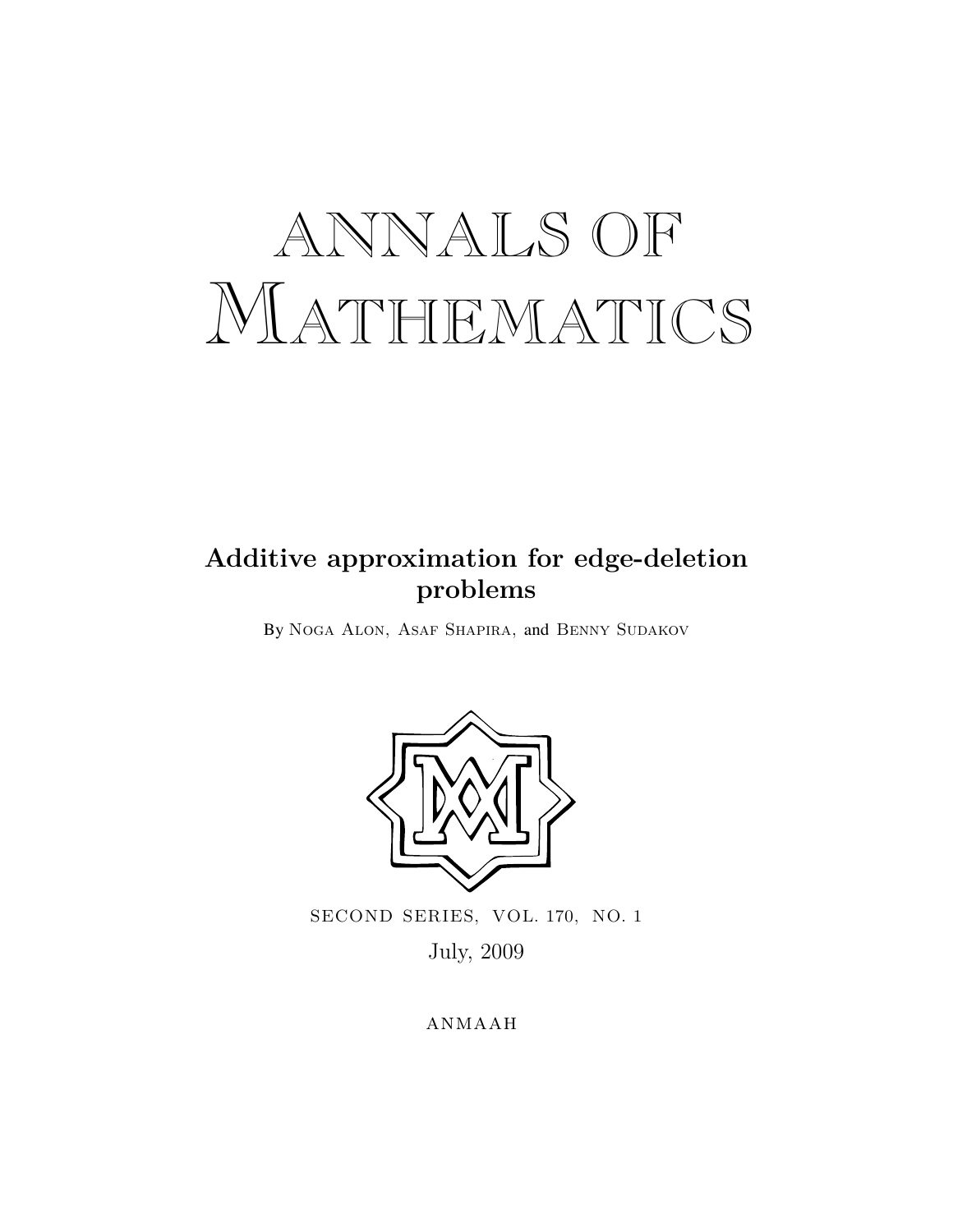# ANNALS OF MATHEMATICS

## Additive approximation for edge-deletion problems

By Noga Alon, Asaf Shapira, and Benny Sudakov

SECOND SERIES, VOL. 170, NO. 1

July, 2009

ANMAAH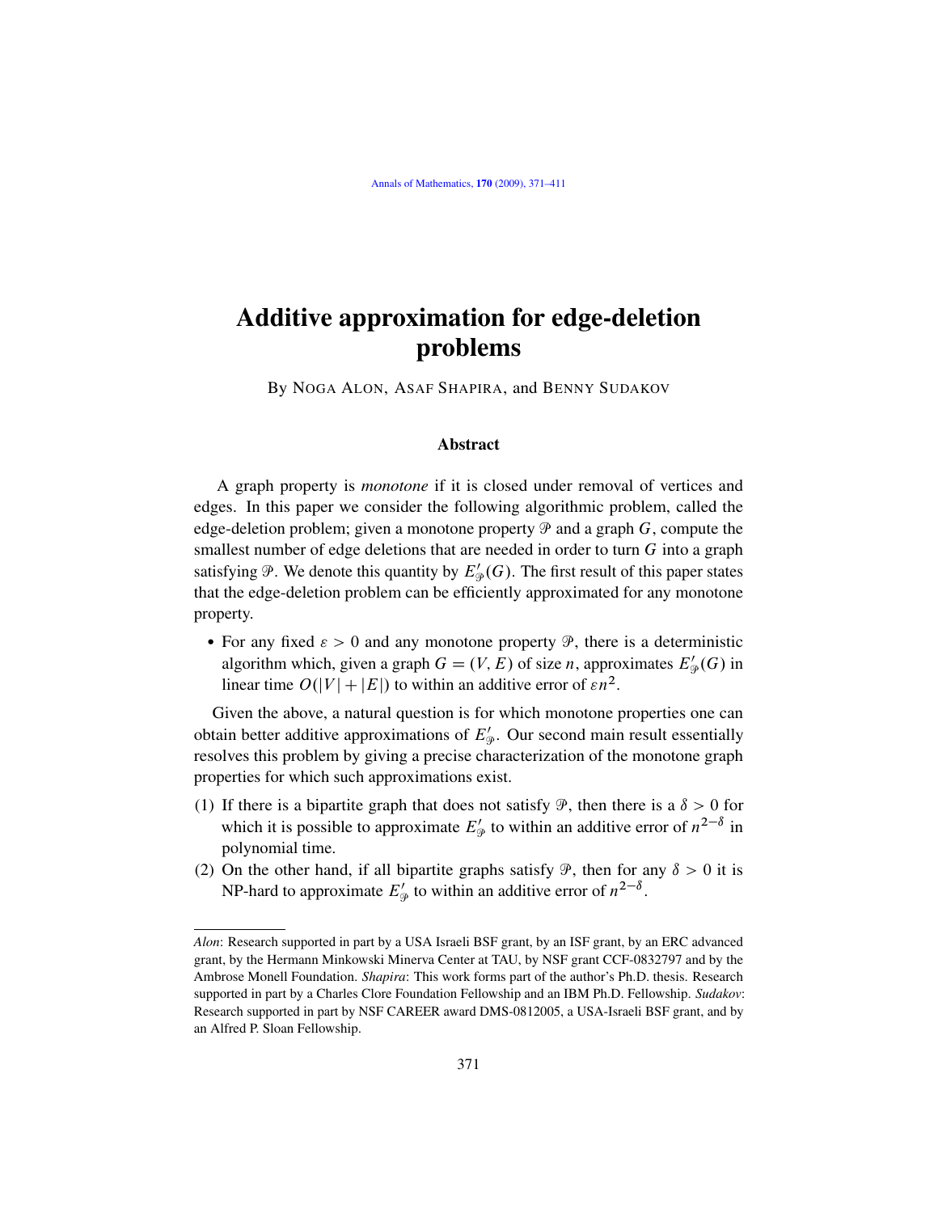# Additive approximation for edge-deletion problems

By Noga Alon, Asaf Shapira, and Benny Sudakov

## Abstract

A graph property is *monotone* if it is closed under removal of vertices and edges. In this paper we consider the following algorithmic problem, called the edge-deletion problem; given a monotone property $\mathcal{P}$ and a graph $G$, compute the smallest number of edge deletions that are needed in order to turn $G$ into a graph satisfying $\mathcal{P}$. We denote this quantity by $E'_{\mathcal{P}}(G)$. The first result of this paper states that the edge-deletion problem can be efficiently approximated for any monotone property.

- For any fixed $\varepsilon > 0$ and any monotone property $\mathcal{P}$, there is a deterministic algorithm which, given a graph $G = (V, E)$ of size $n$, approximates $E'_{\mathcal{P}}(G)$ in linear time $O(|V| + |E|)$ to within an additive error of $\varepsilon n^2$.

Given the above, a natural question is for which monotone properties one can obtain better additive approximations of $E'_{\mathcal{P}}$. Our second main result essentially resolves this problem by giving a precise characterization of the monotone graph properties for which such approximations exist.

(1) If there is a bipartite graph that does not satisfy $\mathcal{P}$, then there is a $\delta > 0$ for which it is possible to approximate $E'_{\mathcal{P}}$ to within an additive error of $n^{2-\delta}$ in polynomial time.

(2) On the other hand, if all bipartite graphs satisfy $\mathcal{P}$, then for any $\delta > 0$ it is NP-hard to approximate $E'_{\mathcal{P}}$ to within an additive error of $n^{2-\delta}$.

---

*Alon*: Research supported in part by a USA Israeli BSF grant, by an ISF grant, by an ERC advanced grant, by the Hermann Minkowski Minerva Center at TAU, by NSF grant CCF-0832797 and by the Ambrose Monell Foundation. *Shapira*: This work forms part of the author's Ph.D. thesis. Research supported in part by a Charles Clore Foundation Fellowship and an IBM Ph.D. Fellowship. *Sudakov*: Research supported in part by NSF CAREER award DMS-0812005, a USA-Israeli BSF grant, and by an Alfred P. Sloan Fellowship.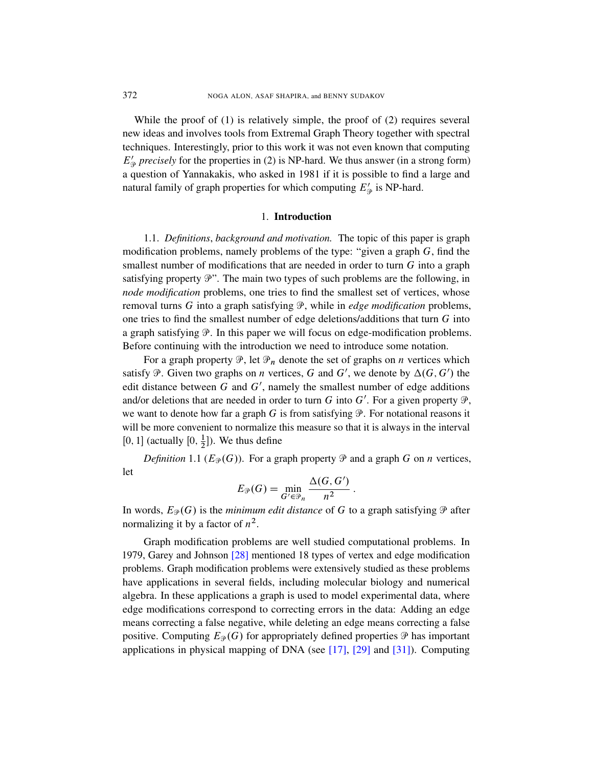While the proof of (1) is relatively simple, the proof of (2) requires several new ideas and involves tools from Extremal Graph Theory together with spectral techniques. Interestingly, prior to this work it was not even known that computing $E'_{\mathcal{P}}$ *precisely* for the properties in (2) is NP-hard. We thus answer (in a strong form) a question of Yannakakis, who asked in 1981 if it is possible to find a large and natural family of graph properties for which computing $E'_{\mathcal{P}}$ is NP-hard.

## 1. **Introduction**

1.1. *Definitions, background and motivation.* The topic of this paper is graph modification problems, namely problems of the type: "given a graph $G$, find the smallest number of modifications that are needed in order to turn $G$ into a graph satisfying property $\mathcal{P}$". The main two types of such problems are the following, in *node modification* problems, one tries to find the smallest set of vertices, whose removal turns $G$ into a graph satisfying $\mathcal{P}$, while in *edge modification* problems, one tries to find the smallest number of edge deletions/additions that turn $G$ into a graph satisfying $\mathcal{P}$. In this paper we will focus on edge-modification problems. Before continuing with the introduction we need to introduce some notation.

For a graph property $\mathcal{P}$, let $\mathcal{P}_n$ denote the set of graphs on $n$ vertices which satisfy $\mathcal{P}$. Given two graphs on $n$ vertices, $G$ and $G'$, we denote by $\Delta(G, G')$ the edit distance between $G$ and $G'$, namely the smallest number of edge additions and/or deletions that are needed in order to turn $G$ into $G'$. For a given property $\mathcal{P}$, we want to denote how far a graph $G$ is from satisfying $\mathcal{P}$. For notational reasons it will be more convenient to normalize this measure so that it is always in the interval $[0, 1]$ (actually $[0, \frac{1}{2}]$). We thus define

*Definition* 1.1 ($E_{\mathcal{P}}(G)$). For a graph property $\mathcal{P}$ and a graph $G$ on $n$ vertices, let

$$E_{\mathcal{P}}(G) = \min_{G' \in \mathcal{P}_n} \frac{\Delta(G, G')}{n^2} .$$

In words, $E_{\mathcal{P}}(G)$ is the *minimum edit distance* of $G$ to a graph satisfying $\mathcal{P}$ after normalizing it by a factor of $n^2$.

Graph modification problems are well studied computational problems. In 1979, Garey and Johnson [28] mentioned 18 types of vertex and edge modification problems. Graph modification problems were extensively studied as these problems have applications in several fields, including molecular biology and numerical algebra. In these applications a graph is used to model experimental data, where edge modifications correspond to correcting errors in the data: Adding an edge means correcting a false negative, while deleting an edge means correcting a false positive. Computing $E_{\mathcal{P}}(G)$ for appropriately defined properties $\mathcal{P}$ has important applications in physical mapping of DNA (see [17], [29] and [31]). Computing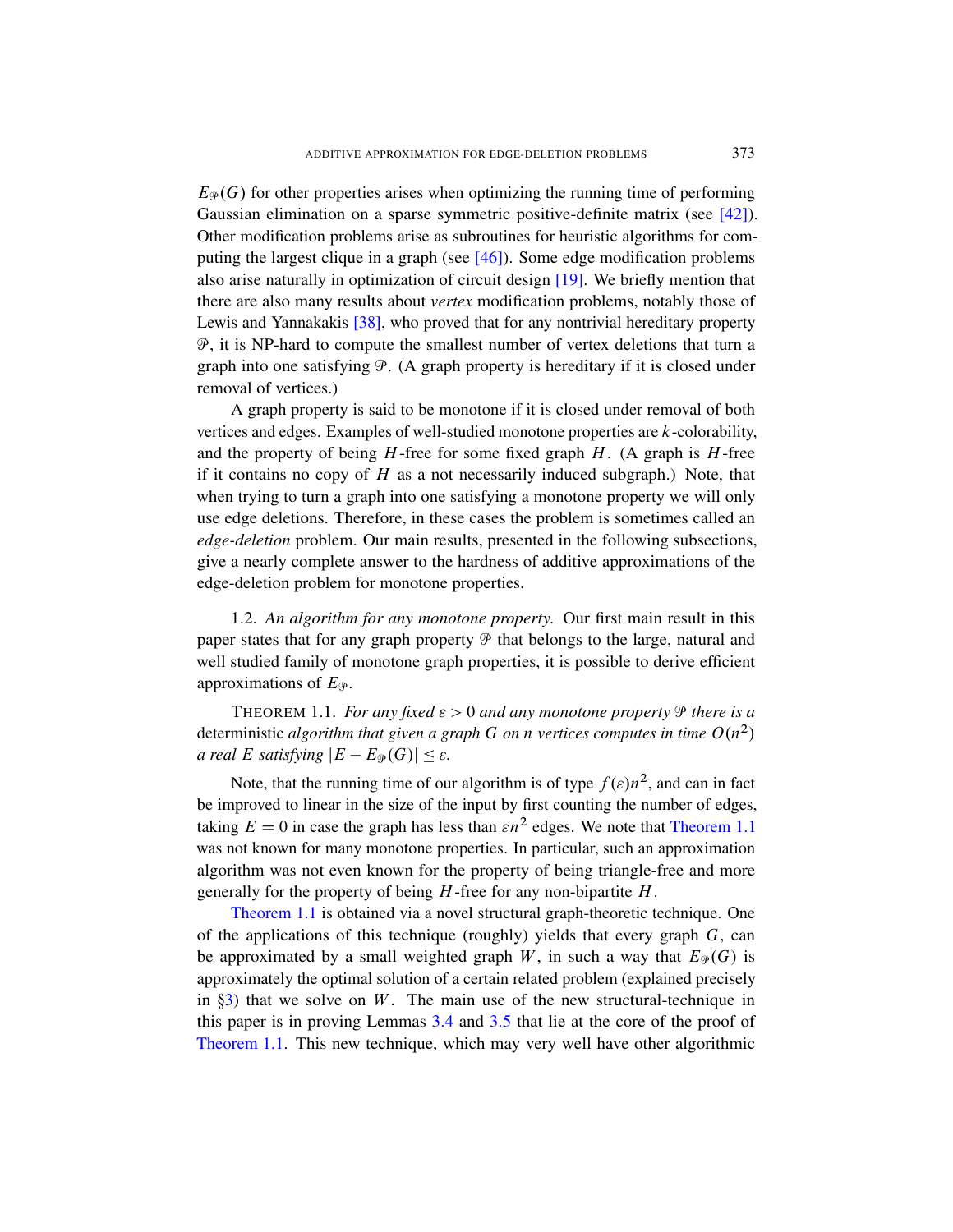$E_{\mathcal{P}}(G)$ for other properties arises when optimizing the running time of performing Gaussian elimination on a sparse symmetric positive-definite matrix (see [42]). Other modification problems arise as subroutines for heuristic algorithms for computing the largest clique in a graph (see [46]). Some edge modification problems also arise naturally in optimization of circuit design [19]. We briefly mention that there are also many results about *vertex* modification problems, notably those of Lewis and Yannakakis [38], who proved that for any nontrivial hereditary property $\mathcal{P}$, it is NP-hard to compute the smallest number of vertex deletions that turn a graph into one satisfying $\mathcal{P}$. (A graph property is hereditary if it is closed under removal of vertices.)

A graph property is said to be monotone if it is closed under removal of both vertices and edges. Examples of well-studied monotone properties are $k$-colorability, and the property of being $H$-free for some fixed graph $H$. (A graph is $H$-free if it contains no copy of $H$ as a not necessarily induced subgraph.) Note, that when trying to turn a graph into one satisfying a monotone property we will only use edge deletions. Therefore, in these cases the problem is sometimes called an *edge-deletion* problem. Our main results, presented in the following subsections, give a nearly complete answer to the hardness of additive approximations of the edge-deletion problem for monotone properties.

1.2. *An algorithm for any monotone property.* Our first main result in this paper states that for any graph property $\mathcal{P}$ that belongs to the large, natural and well studied family of monotone graph properties, it is possible to derive efficient approximations of $E_{\mathcal{P}}$.

THEOREM 1.1. *For any fixed $\varepsilon > 0$ and any monotone property $\mathcal{P}$ there is a* deterministic *algorithm that given a graph $G$ on $n$ vertices computes in time $O(n^2)$ a real $E$ satisfying $|E - E_{\mathcal{P}}(G)| \leq \varepsilon$.*

Note, that the running time of our algorithm is of type $f(\varepsilon)n^2$, and can in fact be improved to linear in the size of the input by first counting the number of edges, taking $E = 0$ in case the graph has less than $\varepsilon n^2$ edges. We note that Theorem 1.1 was not known for many monotone properties. In particular, such an approximation algorithm was not even known for the property of being triangle-free and more generally for the property of being $H$-free for any non-bipartite $H$.

Theorem 1.1 is obtained via a novel structural graph-theoretic technique. One of the applications of this technique (roughly) yields that every graph $G$, can be approximated by a small weighted graph $W$, in such a way that $E_{\mathcal{P}}(G)$ is approximately the optimal solution of a certain related problem (explained precisely in §3) that we solve on $W$. The main use of the new structural-technique in this paper is in proving Lemmas 3.4 and 3.5 that lie at the core of the proof of Theorem 1.1. This new technique, which may very well have other algorithmic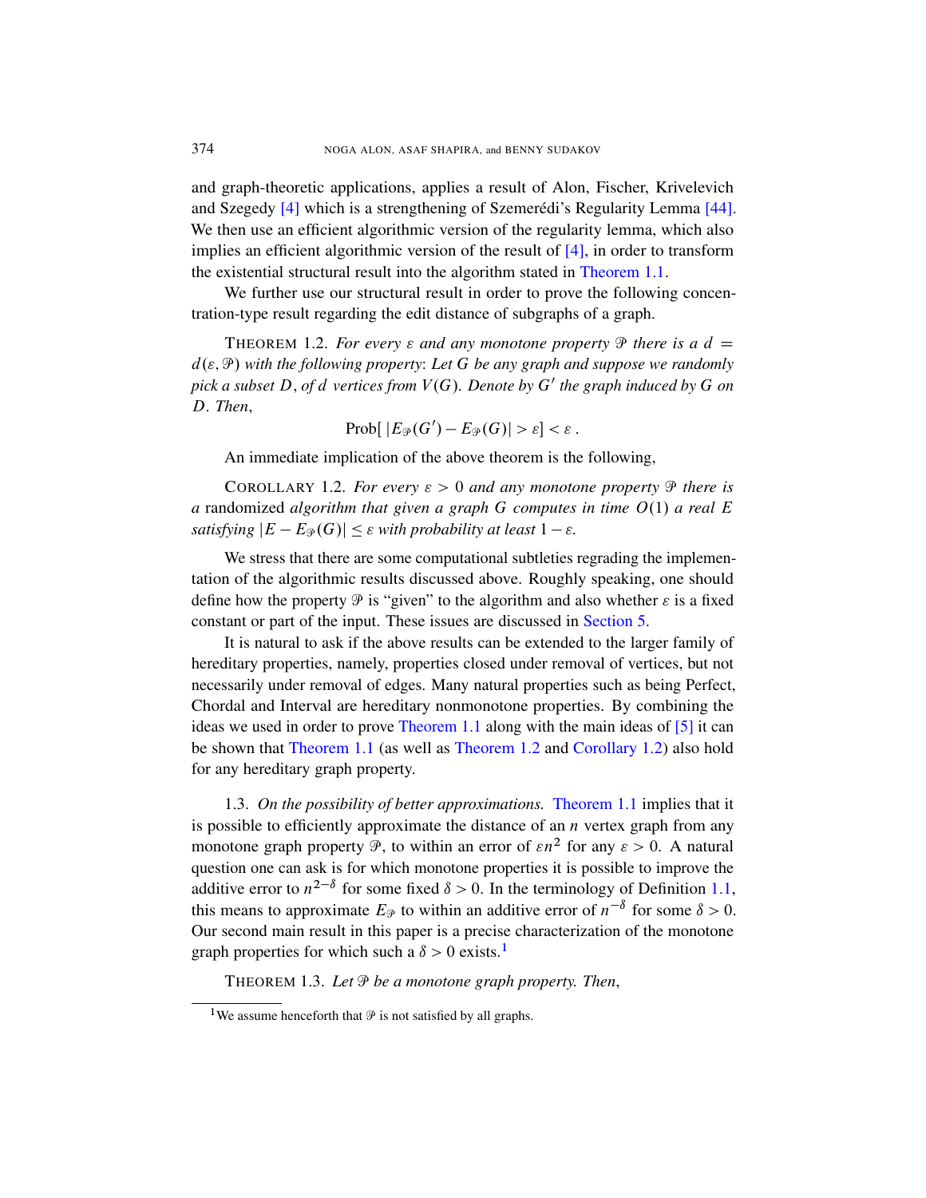and graph-theoretic applications, applies a result of Alon, Fischer, Krivelevich and Szegedy [4] which is a strengthening of Szemerédi's Regularity Lemma [44]. We then use an efficient algorithmic version of the regularity lemma, which also implies an efficient algorithmic version of the result of [4], in order to transform the existential structural result into the algorithm stated in Theorem 1.1.

We further use our structural result in order to prove the following concentration-type result regarding the edit distance of subgraphs of a graph.

THEOREM 1.2. *For every $\varepsilon$ and any monotone property $\mathcal{P}$ there is a $d = d(\varepsilon, \mathcal{P})$ with the following property: Let $G$ be any graph and suppose we randomly pick a subset $D$, of $d$ vertices from $V(G)$. Denote by $G'$ the graph induced by $G$ on $D$. Then,*

$$\text{Prob}[\,|E_{\mathcal{P}}(G') - E_{\mathcal{P}}(G)| > \varepsilon] < \varepsilon\,.$$

An immediate implication of the above theorem is the following,

COROLLARY 1.2. *For every $\varepsilon > 0$ and any monotone property $\mathcal{P}$ there is a* randomized *algorithm that given a graph $G$ computes in time $O(1)$ a real $E$ satisfying $|E - E_{\mathcal{P}}(G)| \leq \varepsilon$ with probability at least $1 - \varepsilon$.*

We stress that there are some computational subtleties regrading the implementation of the algorithmic results discussed above. Roughly speaking, one should define how the property $\mathcal{P}$ is "given" to the algorithm and also whether $\varepsilon$ is a fixed constant or part of the input. These issues are discussed in Section 5.

It is natural to ask if the above results can be extended to the larger family of hereditary properties, namely, properties closed under removal of vertices, but not necessarily under removal of edges. Many natural properties such as being Perfect, Chordal and Interval are hereditary nonmonotone properties. By combining the ideas we used in order to prove Theorem 1.1 along with the main ideas of [5] it can be shown that Theorem 1.1 (as well as Theorem 1.2 and Corollary 1.2) also hold for any hereditary graph property.

1.3. *On the possibility of better approximations.* Theorem 1.1 implies that it is possible to efficiently approximate the distance of an $n$ vertex graph from any monotone graph property $\mathcal{P}$, to within an error of $\varepsilon n^2$ for any $\varepsilon > 0$. A natural question one can ask is for which monotone properties it is possible to improve the additive error to $n^{2-\delta}$ for some fixed $\delta > 0$. In the terminology of Definition 1.1, this means to approximate $E_{\mathcal{P}}$ to within an additive error of $n^{-\delta}$ for some $\delta > 0$. Our second main result in this paper is a precise characterization of the monotone graph properties for which such a $\delta > 0$ exists.[1]

THEOREM 1.3. *Let $\mathcal{P}$ be a monotone graph property. Then,*

[1] We assume henceforth that $\mathcal{P}$ is not satisfied by all graphs.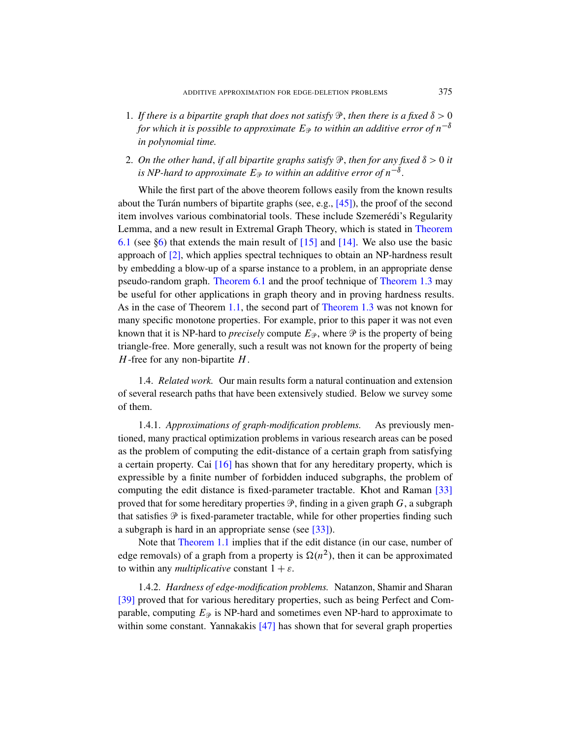1. *If there is a bipartite graph that does not satisfy $\mathcal{P}$, then there is a fixed $\delta > 0$ for which it is possible to approximate $E_{\mathcal{P}}$ to within an additive error of $n^{-\delta}$ in polynomial time.*

2. *On the other hand, if all bipartite graphs satisfy $\mathcal{P}$, then for any fixed $\delta > 0$ it is NP-hard to approximate $E_{\mathcal{P}}$ to within an additive error of $n^{-\delta}$.*

While the first part of the above theorem follows easily from the known results about the Turán numbers of bipartite graphs (see, e.g., [45]), the proof of the second item involves various combinatorial tools. These include Szemerédi's Regularity Lemma, and a new result in Extremal Graph Theory, which is stated in Theorem 6.1 (see §6) that extends the main result of [15] and [14]. We also use the basic approach of [2], which applies spectral techniques to obtain an NP-hardness result by embedding a blow-up of a sparse instance to a problem, in an appropriate dense pseudo-random graph. Theorem 6.1 and the proof technique of Theorem 1.3 may be useful for other applications in graph theory and in proving hardness results. As in the case of Theorem 1.1, the second part of Theorem 1.3 was not known for many specific monotone properties. For example, prior to this paper it was not even known that it is NP-hard to *precisely* compute $E_{\mathcal{P}}$, where $\mathcal{P}$ is the property of being triangle-free. More generally, such a result was not known for the property of being $H$-free for any non-bipartite $H$.

1.4. *Related work.* Our main results form a natural continuation and extension of several research paths that have been extensively studied. Below we survey some of them.

1.4.1. *Approximations of graph-modification problems.* As previously mentioned, many practical optimization problems in various research areas can be posed as the problem of computing the edit-distance of a certain graph from satisfying a certain property. Cai [16] has shown that for any hereditary property, which is expressible by a finite number of forbidden induced subgraphs, the problem of computing the edit distance is fixed-parameter tractable. Khot and Raman [33] proved that for some hereditary properties $\mathcal{P}$, finding in a given graph $G$, a subgraph that satisfies $\mathcal{P}$ is fixed-parameter tractable, while for other properties finding such a subgraph is hard in an appropriate sense (see [33]).

Note that Theorem 1.1 implies that if the edit distance (in our case, number of edge removals) of a graph from a property is $\Omega(n^2)$, then it can be approximated to within any *multiplicative* constant $1 + \varepsilon$.

1.4.2. *Hardness of edge-modification problems.* Natanzon, Shamir and Sharan [39] proved that for various hereditary properties, such as being Perfect and Comparable, computing $E_{\mathcal{P}}$ is NP-hard and sometimes even NP-hard to approximate to within some constant. Yannakakis [47] has shown that for several graph properties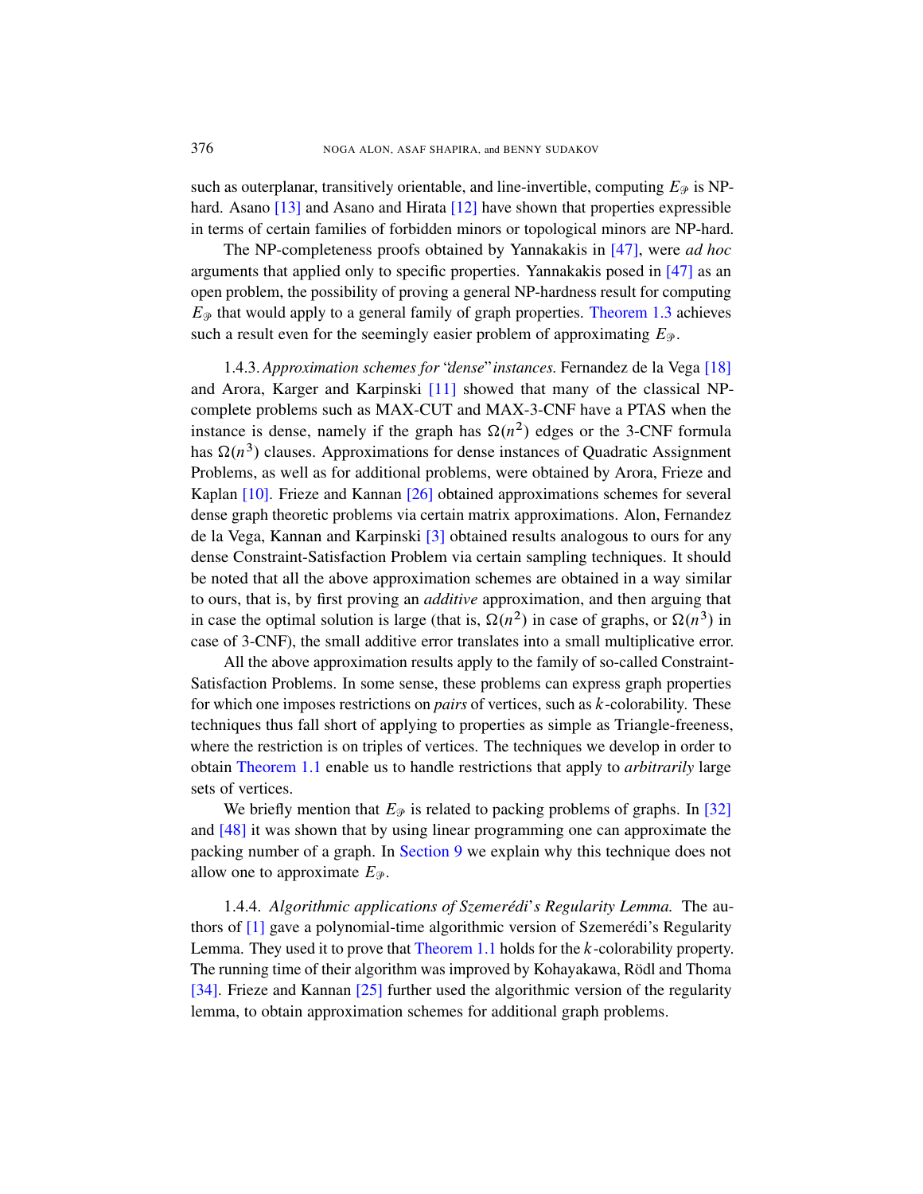such as outerplanar, transitively orientable, and line-invertible, computing $E_{\mathcal{P}}$ is NP-hard. Asano [13] and Asano and Hirata [12] have shown that properties expressible in terms of certain families of forbidden minors or topological minors are NP-hard.

The NP-completeness proofs obtained by Yannakakis in [47], were *ad hoc* arguments that applied only to specific properties. Yannakakis posed in [47] as an open problem, the possibility of proving a general NP-hardness result for computing $E_{\mathcal{P}}$ that would apply to a general family of graph properties. Theorem 1.3 achieves such a result even for the seemingly easier problem of approximating $E_{\mathcal{P}}$.

1.4.3. *Approximation schemes for "dense" instances.* Fernandez de la Vega [18] and Arora, Karger and Karpinski [11] showed that many of the classical NP-complete problems such as MAX-CUT and MAX-3-CNF have a PTAS when the instance is dense, namely if the graph has $\Omega(n^2)$ edges or the 3-CNF formula has $\Omega(n^3)$ clauses. Approximations for dense instances of Quadratic Assignment Problems, as well as for additional problems, were obtained by Arora, Frieze and Kaplan [10]. Frieze and Kannan [26] obtained approximations schemes for several dense graph theoretic problems via certain matrix approximations. Alon, Fernandez de la Vega, Kannan and Karpinski [3] obtained results analogous to ours for any dense Constraint-Satisfaction Problem via certain sampling techniques. It should be noted that all the above approximation schemes are obtained in a way similar to ours, that is, by first proving an *additive* approximation, and then arguing that in case the optimal solution is large (that is, $\Omega(n^2)$ in case of graphs, or $\Omega(n^3)$ in case of 3-CNF), the small additive error translates into a small multiplicative error.

All the above approximation results apply to the family of so-called Constraint-Satisfaction Problems. In some sense, these problems can express graph properties for which one imposes restrictions on *pairs* of vertices, such as $k$-colorability. These techniques thus fall short of applying to properties as simple as Triangle-freeness, where the restriction is on triples of vertices. The techniques we develop in order to obtain Theorem 1.1 enable us to handle restrictions that apply to *arbitrarily* large sets of vertices.

We briefly mention that $E_{\mathcal{P}}$ is related to packing problems of graphs. In [32] and [48] it was shown that by using linear programming one can approximate the packing number of a graph. In Section 9 we explain why this technique does not allow one to approximate $E_{\mathcal{P}}$.

1.4.4. *Algorithmic applications of Szemerédi's Regularity Lemma.* The authors of [1] gave a polynomial-time algorithmic version of Szemerédi's Regularity Lemma. They used it to prove that Theorem 1.1 holds for the $k$-colorability property. The running time of their algorithm was improved by Kohayakawa, Rödl and Thoma [34]. Frieze and Kannan [25] further used the algorithmic version of the regularity lemma, to obtain approximation schemes for additional graph problems.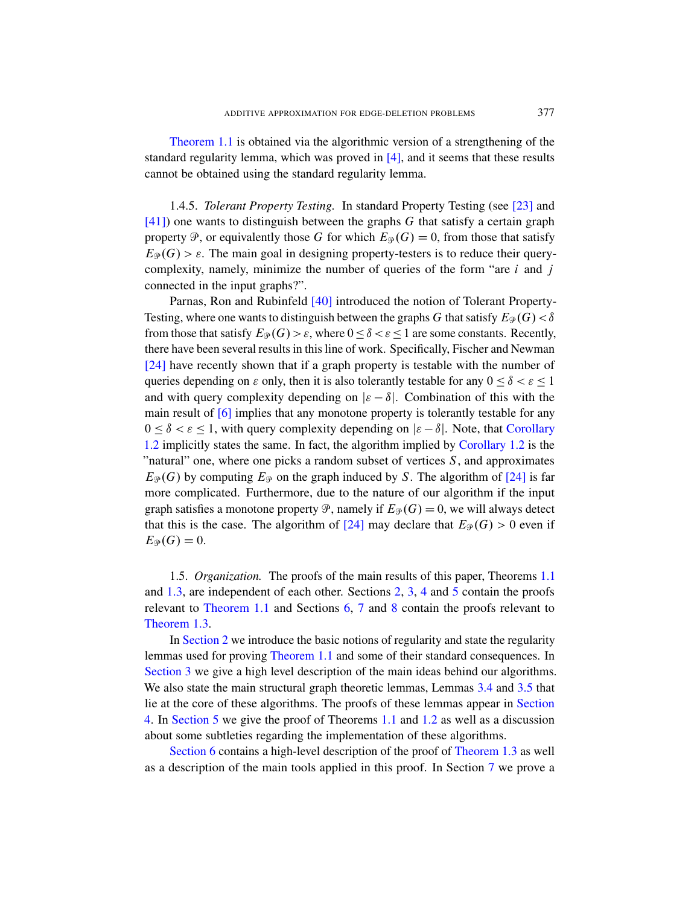Theorem 1.1 is obtained via the algorithmic version of a strengthening of the standard regularity lemma, which was proved in [4], and it seems that these results cannot be obtained using the standard regularity lemma.

1.4.5. *Tolerant Property Testing.* In standard Property Testing (see [23] and [41]) one wants to distinguish between the graphs $G$ that satisfy a certain graph property $\mathcal{P}$, or equivalently those $G$ for which $E_{\mathcal{P}}(G) = 0$, from those that satisfy $E_{\mathcal{P}}(G) > \varepsilon$. The main goal in designing property-testers is to reduce their query-complexity, namely, minimize the number of queries of the form "are $i$ and $j$ connected in the input graphs?".

Parnas, Ron and Rubinfeld [40] introduced the notion of Tolerant Property-Testing, where one wants to distinguish between the graphs $G$ that satisfy $E_{\mathcal{P}}(G) < \delta$ from those that satisfy $E_{\mathcal{P}}(G) > \varepsilon$, where $0 \leq \delta < \varepsilon \leq 1$ are some constants. Recently, there have been several results in this line of work. Specifically, Fischer and Newman [24] have recently shown that if a graph property is testable with the number of queries depending on $\varepsilon$ only, then it is also tolerantly testable for any $0 \leq \delta < \varepsilon \leq 1$ and with query complexity depending on $|\varepsilon - \delta|$. Combination of this with the main result of [6] implies that any monotone property is tolerantly testable for any $0 \leq \delta < \varepsilon \leq 1$, with query complexity depending on $|\varepsilon - \delta|$. Note, that Corollary 1.2 implicitly states the same. In fact, the algorithm implied by Corollary 1.2 is the "natural" one, where one picks a random subset of vertices $S$, and approximates $E_{\mathcal{P}}(G)$ by computing $E_{\mathcal{P}}$ on the graph induced by $S$. The algorithm of [24] is far more complicated. Furthermore, due to the nature of our algorithm if the input graph satisfies a monotone property $\mathcal{P}$, namely if $E_{\mathcal{P}}(G) = 0$, we will always detect that this is the case. The algorithm of [24] may declare that $E_{\mathcal{P}}(G) > 0$ even if $E_{\mathcal{P}}(G) = 0$.

1.5. *Organization.* The proofs of the main results of this paper, Theorems 1.1 and 1.3, are independent of each other. Sections 2, 3, 4 and 5 contain the proofs relevant to Theorem 1.1 and Sections 6, 7 and 8 contain the proofs relevant to Theorem 1.3.

In Section 2 we introduce the basic notions of regularity and state the regularity lemmas used for proving Theorem 1.1 and some of their standard consequences. In Section 3 we give a high level description of the main ideas behind our algorithms. We also state the main structural graph theoretic lemmas, Lemmas 3.4 and 3.5 that lie at the core of these algorithms. The proofs of these lemmas appear in Section 4. In Section 5 we give the proof of Theorems 1.1 and 1.2 as well as a discussion about some subtleties regarding the implementation of these algorithms.

Section 6 contains a high-level description of the proof of Theorem 1.3 as well as a description of the main tools applied in this proof. In Section 7 we prove a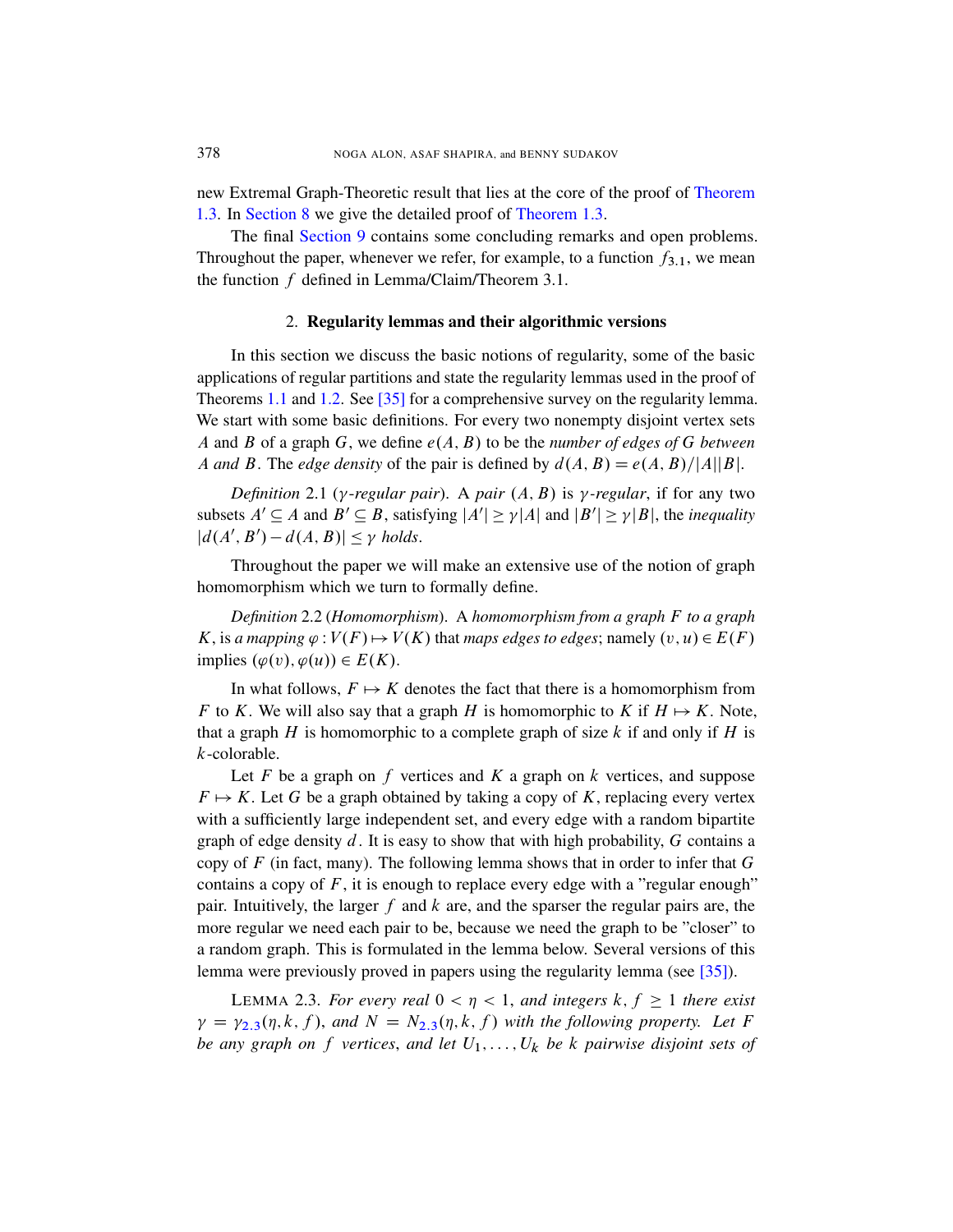new Extremal Graph-Theoretic result that lies at the core of the proof of Theorem 1.3. In Section 8 we give the detailed proof of Theorem 1.3.

The final Section 9 contains some concluding remarks and open problems. Throughout the paper, whenever we refer, for example, to a function $f_{3.1}$, we mean the function $f$ defined in Lemma/Claim/Theorem 3.1.

## 2. Regularity lemmas and their algorithmic versions

In this section we discuss the basic notions of regularity, some of the basic applications of regular partitions and state the regularity lemmas used in the proof of Theorems 1.1 and 1.2. See [35] for a comprehensive survey on the regularity lemma. We start with some basic definitions. For every two nonempty disjoint vertex sets $A$ and $B$ of a graph $G$, we define $e(A, B)$ to be the *number of edges of $G$ between $A$ and $B$*. The *edge density* of the pair is defined by $d(A, B) = e(A, B)/|A||B|$.

*Definition* 2.1 (*$\gamma$-regular pair*). A *pair* $(A, B)$ is *$\gamma$-regular*, if for any two subsets $A' \subseteq A$ and $B' \subseteq B$, satisfying $|A'| \geq \gamma|A|$ and $|B'| \geq \gamma|B|$, the *inequality* $|d(A', B') - d(A, B)| \leq \gamma$ *holds*.

Throughout the paper we will make an extensive use of the notion of graph homomorphism which we turn to formally define.

*Definition* 2.2 (*Homomorphism*). A *homomorphism from a graph $F$ to a graph $K$*, is *a mapping $\varphi : V(F) \mapsto V(K)$* that *maps edges to edges*; namely $(v, u) \in E(F)$ implies $(\varphi(v), \varphi(u)) \in E(K)$.

In what follows, $F \mapsto K$ denotes the fact that there is a homomorphism from $F$ to $K$. We will also say that a graph $H$ is homomorphic to $K$ if $H \mapsto K$. Note, that a graph $H$ is homomorphic to a complete graph of size $k$ if and only if $H$ is $k$-colorable.

Let $F$ be a graph on $f$ vertices and $K$ a graph on $k$ vertices, and suppose $F \mapsto K$. Let $G$ be a graph obtained by taking a copy of $K$, replacing every vertex with a sufficiently large independent set, and every edge with a random bipartite graph of edge density $d$. It is easy to show that with high probability, $G$ contains a copy of $F$ (in fact, many). The following lemma shows that in order to infer that $G$ contains a copy of $F$, it is enough to replace every edge with a "regular enough" pair. Intuitively, the larger $f$ and $k$ are, and the sparser the regular pairs are, the more regular we need each pair to be, because we need the graph to be "closer" to a random graph. This is formulated in the lemma below. Several versions of this lemma were previously proved in papers using the regularity lemma (see [35]).

LEMMA 2.3. *For every real $0 < \eta < 1$, and integers $k, f \geq 1$ there exist $\gamma = \gamma_{2.3}(\eta, k, f)$, and $N = N_{2.3}(\eta, k, f)$ with the following property. Let $F$ be any graph on $f$ vertices, and let $U_1, \ldots, U_k$ be $k$ pairwise disjoint sets of*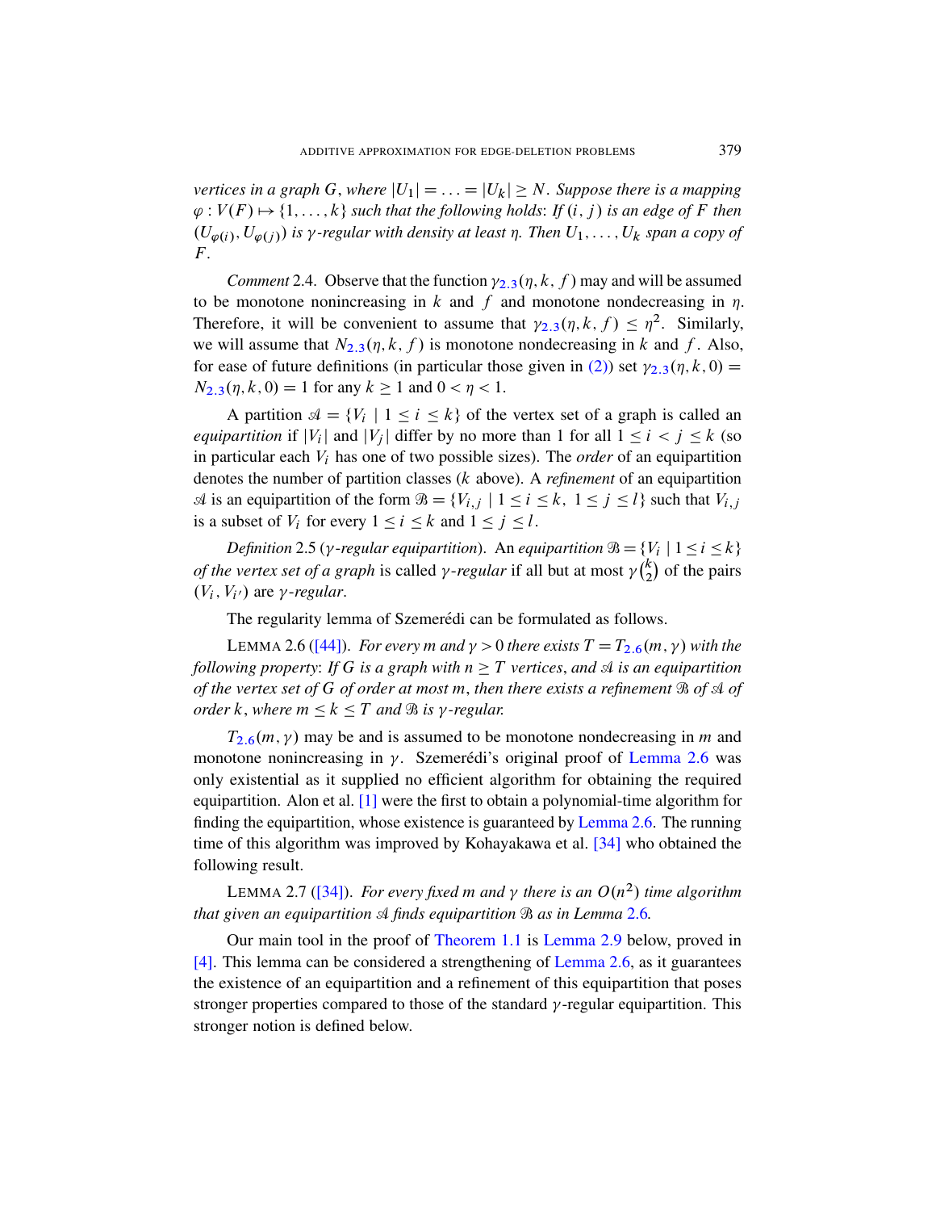*vertices in a graph $G$, where $|U_1| = \ldots = |U_k| \geq N$. Suppose there is a mapping $\varphi : V(F) \mapsto \{1, \ldots, k\}$ such that the following holds: If $(i, j)$ is an edge of $F$ then $(U_{\varphi(i)}, U_{\varphi(j)})$ is $\gamma$-regular with density at least $\eta$. Then $U_1, \ldots, U_k$ span a copy of $F$.*

*Comment* 2.4. Observe that the function $\gamma_{2.3}(\eta, k, f)$ may and will be assumed to be monotone nonincreasing in $k$ and $f$ and monotone nondecreasing in $\eta$. Therefore, it will be convenient to assume that $\gamma_{2.3}(\eta, k, f) \leq \eta^2$. Similarly, we will assume that $N_{2.3}(\eta, k, f)$ is monotone nondecreasing in $k$ and $f$. Also, for ease of future definitions (in particular those given in (2)) set $\gamma_{2.3}(\eta, k, 0) = N_{2.3}(\eta, k, 0) = 1$ for any $k \geq 1$ and $0 < \eta < 1$.

A partition $\mathcal{A} = \{V_i \mid 1 \leq i \leq k\}$ of the vertex set of a graph is called an *equipartition* if $|V_i|$ and $|V_j|$ differ by no more than 1 for all $1 \leq i < j \leq k$ (so in particular each $V_i$ has one of two possible sizes). The *order* of an equipartition denotes the number of partition classes ($k$ above). A *refinement* of an equipartition $\mathcal{A}$ is an equipartition of the form $\mathcal{B} = \{V_{i,j} \mid 1 \leq i \leq k,\ 1 \leq j \leq l\}$ such that $V_{i,j}$ is a subset of $V_i$ for every $1 \leq i \leq k$ and $1 \leq j \leq l$.

*Definition* 2.5 (*$\gamma$-regular equipartition*). *An equipartition $\mathcal{B} = \{V_i \mid 1 \leq i \leq k\}$ of the vertex set of a graph* is called *$\gamma$-regular* if all but at most $\gamma\binom{k}{2}$ of the pairs $(V_i, V_{i'})$ are *$\gamma$-regular*.

The regularity lemma of Szemerédi can be formulated as follows.

LEMMA 2.6 ([44]). *For every $m$ and $\gamma > 0$ there exists $T = T_{2.6}(m, \gamma)$ with the following property: If $G$ is a graph with $n \geq T$ vertices, and $\mathcal{A}$ is an equipartition of the vertex set of $G$ of order at most $m$, then there exists a refinement $\mathcal{B}$ of $\mathcal{A}$ of order $k$, where $m \leq k \leq T$ and $\mathcal{B}$ is $\gamma$-regular.*

$T_{2.6}(m, \gamma)$ may be and is assumed to be monotone nondecreasing in $m$ and monotone nonincreasing in $\gamma$. Szemerédi's original proof of Lemma 2.6 was only existential as it supplied no efficient algorithm for obtaining the required equipartition. Alon et al. [1] were the first to obtain a polynomial-time algorithm for finding the equipartition, whose existence is guaranteed by Lemma 2.6. The running time of this algorithm was improved by Kohayakawa et al. [34] who obtained the following result.

LEMMA 2.7 ([34]). *For every fixed $m$ and $\gamma$ there is an $O(n^2)$ time algorithm that given an equipartition $\mathcal{A}$ finds equipartition $\mathcal{B}$ as in Lemma 2.6.*

Our main tool in the proof of Theorem 1.1 is Lemma 2.9 below, proved in [4]. This lemma can be considered a strengthening of Lemma 2.6, as it guarantees the existence of an equipartition and a refinement of this equipartition that poses stronger properties compared to those of the standard $\gamma$-regular equipartition. This stronger notion is defined below.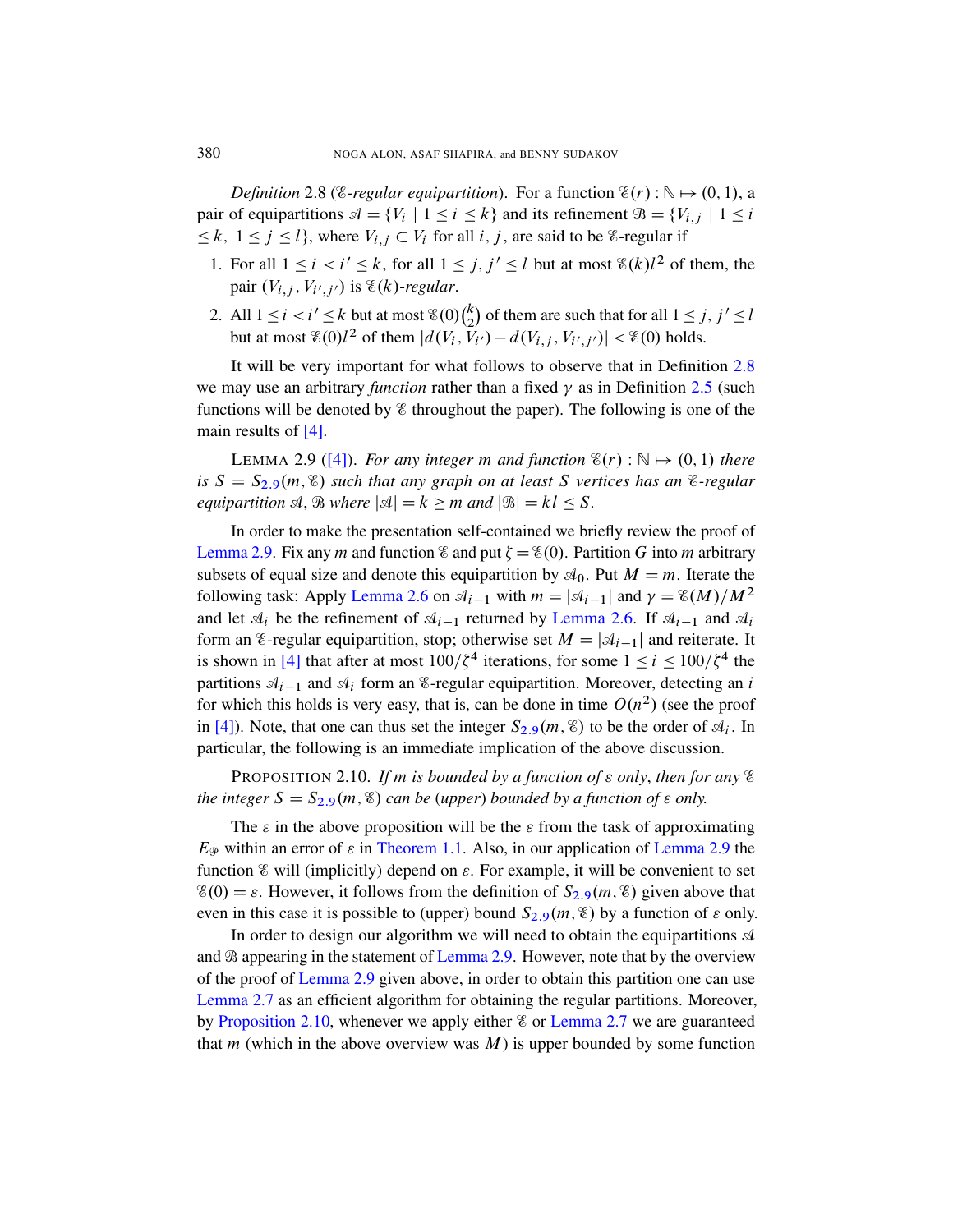*Definition* 2.8 ($\mathscr{E}$*-regular equipartition*). For a function $\mathscr{E}(r) : \mathbb{N} \mapsto (0,1)$, a pair of equipartitions $\mathscr{A} = \{V_i \mid 1 \le i \le k\}$ and its refinement $\mathscr{B} = \{V_{i,j} \mid 1 \le i \le k,\ 1 \le j \le l\}$, where $V_{i,j} \subset V_i$ for all $i, j$, are said to be $\mathscr{E}$-regular if

1. For all $1 \le i < i' \le k$, for all $1 \le j, j' \le l$ but at most $\mathscr{E}(k)l^2$ of them, the pair $(V_{i,j}, V_{i',j'})$ is $\mathscr{E}(k)$*-regular*.
2. All $1 \le i < i' \le k$ but at most $\mathscr{E}(0)\binom{k}{2}$ of them are such that for all $1 \le j, j' \le l$ but at most $\mathscr{E}(0)l^2$ of them $|d(V_i, V_{i'}) - d(V_{i,j}, V_{i',j'})| < \mathscr{E}(0)$ holds.

It will be very important for what follows to observe that in Definition 2.8 we may use an arbitrary *function* rather than a fixed $\gamma$ as in Definition 2.5 (such functions will be denoted by $\mathscr{E}$ throughout the paper). The following is one of the main results of [4].

LEMMA 2.9 ([4]). *For any integer $m$ and function $\mathscr{E}(r) : \mathbb{N} \mapsto (0,1)$ there is $S = S_{2.9}(m, \mathscr{E})$ such that any graph on at least $S$ vertices has an $\mathscr{E}$-regular equipartition $\mathscr{A}, \mathscr{B}$ where $|\mathscr{A}| = k \ge m$ and $|\mathscr{B}| = kl \le S$.*

In order to make the presentation self-contained we briefly review the proof of Lemma 2.9. Fix any $m$ and function $\mathscr{E}$ and put $\zeta = \mathscr{E}(0)$. Partition $G$ into $m$ arbitrary subsets of equal size and denote this equipartition by $\mathscr{A}_0$. Put $M = m$. Iterate the following task: Apply Lemma 2.6 on $\mathscr{A}_{i-1}$ with $m = |\mathscr{A}_{i-1}|$ and $\gamma = \mathscr{E}(M)/M^2$ and let $\mathscr{A}_i$ be the refinement of $\mathscr{A}_{i-1}$ returned by Lemma 2.6. If $\mathscr{A}_{i-1}$ and $\mathscr{A}_i$ form an $\mathscr{E}$-regular equipartition, stop; otherwise set $M = |\mathscr{A}_{i-1}|$ and reiterate. It is shown in [4] that after at most $100/\zeta^4$ iterations, for some $1 \le i \le 100/\zeta^4$ the partitions $\mathscr{A}_{i-1}$ and $\mathscr{A}_i$ form an $\mathscr{E}$-regular equipartition. Moreover, detecting an $i$ for which this holds is very easy, that is, can be done in time $O(n^2)$ (see the proof in [4]). Note, that one can thus set the integer $S_{2.9}(m, \mathscr{E})$ to be the order of $\mathscr{A}_i$. In particular, the following is an immediate implication of the above discussion.

PROPOSITION 2.10. *If $m$ is bounded by a function of $\varepsilon$ only, then for any $\mathscr{E}$ the integer $S = S_{2.9}(m, \mathscr{E})$ can be (upper) bounded by a function of $\varepsilon$ only.*

The $\varepsilon$ in the above proposition will be the $\varepsilon$ from the task of approximating $E_{\mathscr{P}}$ within an error of $\varepsilon$ in Theorem 1.1. Also, in our application of Lemma 2.9 the function $\mathscr{E}$ will (implicitly) depend on $\varepsilon$. For example, it will be convenient to set $\mathscr{E}(0) = \varepsilon$. However, it follows from the definition of $S_{2.9}(m, \mathscr{E})$ given above that even in this case it is possible to (upper) bound $S_{2.9}(m, \mathscr{E})$ by a function of $\varepsilon$ only.

In order to design our algorithm we will need to obtain the equipartitions $\mathscr{A}$ and $\mathscr{B}$ appearing in the statement of Lemma 2.9. However, note that by the overview of the proof of Lemma 2.9 given above, in order to obtain this partition one can use Lemma 2.7 as an efficient algorithm for obtaining the regular partitions. Moreover, by Proposition 2.10, whenever we apply either $\mathscr{E}$ or Lemma 2.7 we are guaranteed that $m$ (which in the above overview was $M$) is upper bounded by some function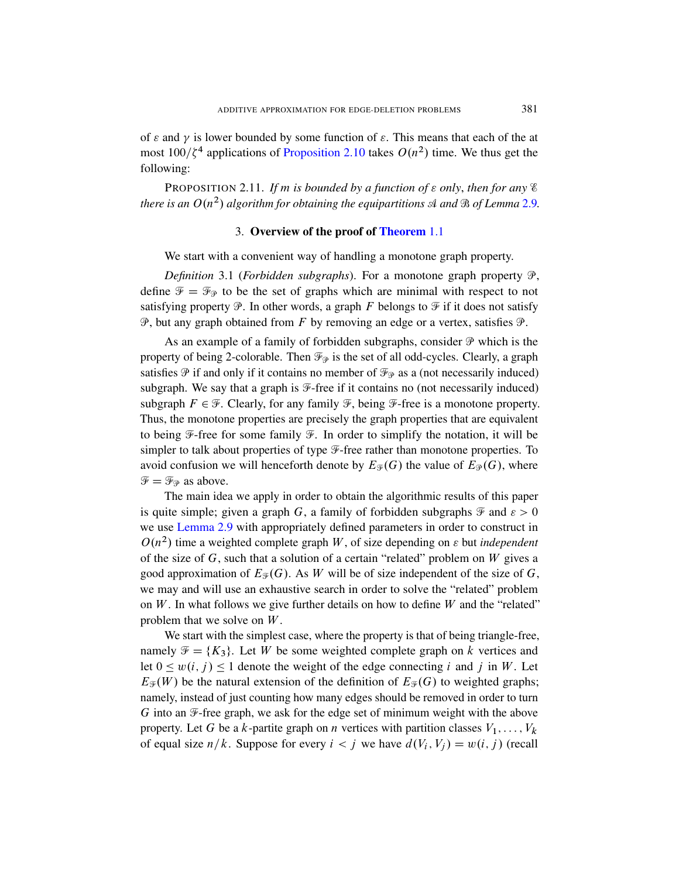of $\varepsilon$ and $\gamma$ is lower bounded by some function of $\varepsilon$. This means that each of the at most $100/\zeta^4$ applications of Proposition 2.10 takes $O(n^2)$ time. We thus get the following:

PROPOSITION 2.11. *If $m$ is bounded by a function of $\varepsilon$ only, then for any $\mathscr{E}$ there is an $O(n^2)$ algorithm for obtaining the equipartitions $\mathscr{A}$ and $\mathscr{B}$ of Lemma 2.9.*

## 3. Overview of the proof of Theorem 1.1

We start with a convenient way of handling a monotone graph property.

*Definition* 3.1 (*Forbidden subgraphs*). For a monotone graph property $\mathscr{P}$, define $\mathscr{F} = \mathscr{F}_{\mathscr{P}}$ to be the set of graphs which are minimal with respect to not satisfying property $\mathscr{P}$. In other words, a graph $F$ belongs to $\mathscr{F}$ if it does not satisfy $\mathscr{P}$, but any graph obtained from $F$ by removing an edge or a vertex, satisfies $\mathscr{P}$.

As an example of a family of forbidden subgraphs, consider $\mathscr{P}$ which is the property of being 2-colorable. Then $\mathscr{F}_{\mathscr{P}}$ is the set of all odd-cycles. Clearly, a graph satisfies $\mathscr{P}$ if and only if it contains no member of $\mathscr{F}_{\mathscr{P}}$ as a (not necessarily induced) subgraph. We say that a graph is $\mathscr{F}$-free if it contains no (not necessarily induced) subgraph $F \in \mathscr{F}$. Clearly, for any family $\mathscr{F}$, being $\mathscr{F}$-free is a monotone property. Thus, the monotone properties are precisely the graph properties that are equivalent to being $\mathscr{F}$-free for some family $\mathscr{F}$. In order to simplify the notation, it will be simpler to talk about properties of type $\mathscr{F}$-free rather than monotone properties. To avoid confusion we will henceforth denote by $E_{\mathscr{F}}(G)$ the value of $E_{\mathscr{P}}(G)$, where $\mathscr{F} = \mathscr{F}_{\mathscr{P}}$ as above.

The main idea we apply in order to obtain the algorithmic results of this paper is quite simple; given a graph $G$, a family of forbidden subgraphs $\mathscr{F}$ and $\varepsilon > 0$ we use Lemma 2.9 with appropriately defined parameters in order to construct in $O(n^2)$ time a weighted complete graph $W$, of size depending on $\varepsilon$ but *independent* of the size of $G$, such that a solution of a certain "related" problem on $W$ gives a good approximation of $E_{\mathscr{F}}(G)$. As $W$ will be of size independent of the size of $G$, we may and will use an exhaustive search in order to solve the "related" problem on $W$. In what follows we give further details on how to define $W$ and the "related" problem that we solve on $W$.

We start with the simplest case, where the property is that of being triangle-free, namely $\mathscr{F} = \{K_3\}$. Let $W$ be some weighted complete graph on $k$ vertices and let $0 \le w(i, j) \le 1$ denote the weight of the edge connecting $i$ and $j$ in $W$. Let $E_{\mathscr{F}}(W)$ be the natural extension of the definition of $E_{\mathscr{F}}(G)$ to weighted graphs; namely, instead of just counting how many edges should be removed in order to turn $G$ into an $\mathscr{F}$-free graph, we ask for the edge set of minimum weight with the above property. Let $G$ be a $k$-partite graph on $n$ vertices with partition classes $V_1, \ldots, V_k$ of equal size $n/k$. Suppose for every $i < j$ we have $d(V_i, V_j) = w(i, j)$ (recall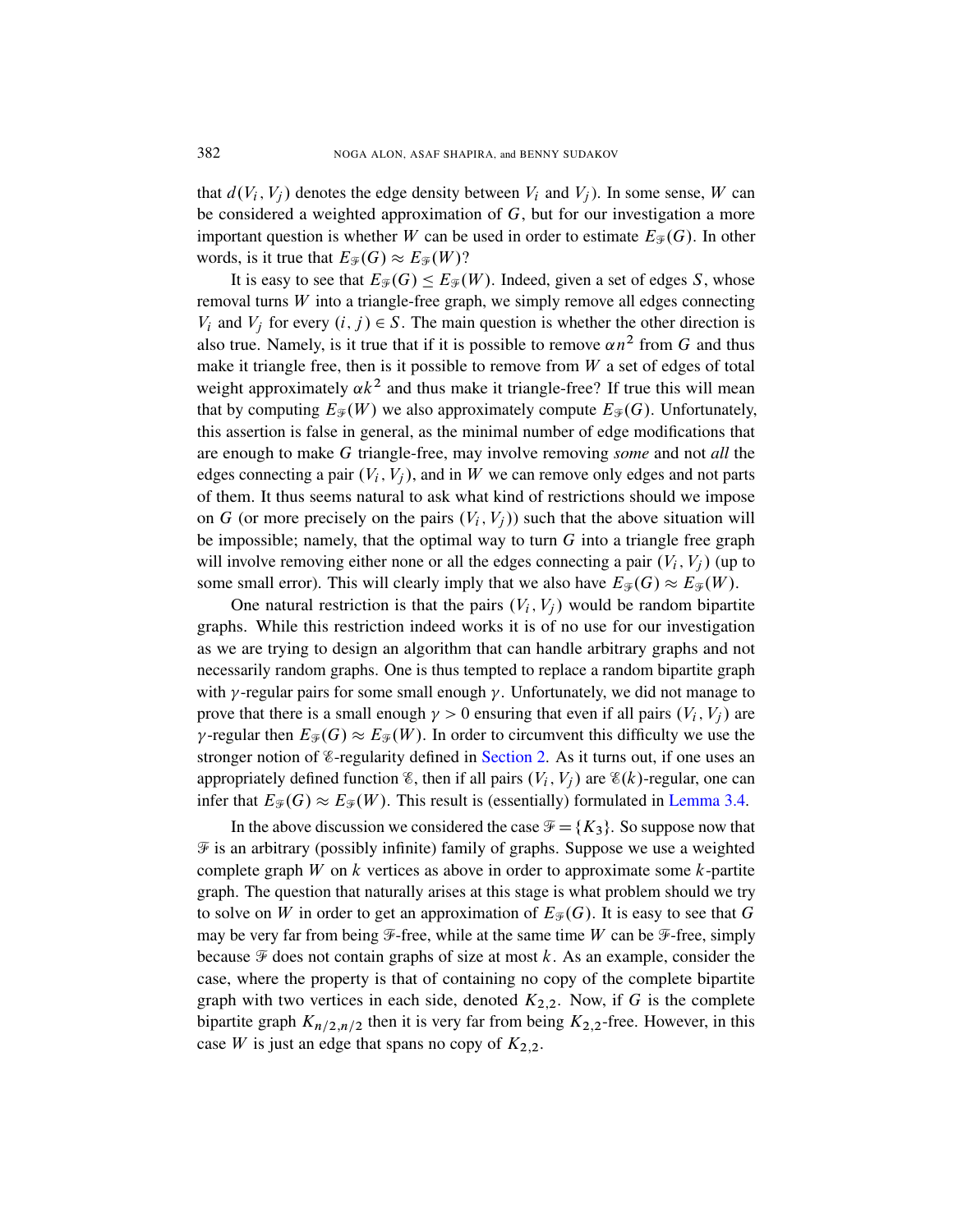that $d(V_i, V_j)$ denotes the edge density between $V_i$ and $V_j$). In some sense, $W$ can be considered a weighted approximation of $G$, but for our investigation a more important question is whether $W$ can be used in order to estimate $E_{\mathcal{F}}(G)$. In other words, is it true that $E_{\mathcal{F}}(G) \approx E_{\mathcal{F}}(W)$?

It is easy to see that $E_{\mathcal{F}}(G) \leq E_{\mathcal{F}}(W)$. Indeed, given a set of edges $S$, whose removal turns $W$ into a triangle-free graph, we simply remove all edges connecting $V_i$ and $V_j$ for every $(i, j) \in S$. The main question is whether the other direction is also true. Namely, is it true that if it is possible to remove $\alpha n^2$ from $G$ and thus make it triangle free, then is it possible to remove from $W$ a set of edges of total weight approximately $\alpha k^2$ and thus make it triangle-free? If true this will mean that by computing $E_{\mathcal{F}}(W)$ we also approximately compute $E_{\mathcal{F}}(G)$. Unfortunately, this assertion is false in general, as the minimal number of edge modifications that are enough to make $G$ triangle-free, may involve removing *some* and not *all* the edges connecting a pair $(V_i, V_j)$, and in $W$ we can remove only edges and not parts of them. It thus seems natural to ask what kind of restrictions should we impose on $G$ (or more precisely on the pairs $(V_i, V_j)$) such that the above situation will be impossible; namely, that the optimal way to turn $G$ into a triangle free graph will involve removing either none or all the edges connecting a pair $(V_i, V_j)$ (up to some small error). This will clearly imply that we also have $E_{\mathcal{F}}(G) \approx E_{\mathcal{F}}(W)$.

One natural restriction is that the pairs $(V_i, V_j)$ would be random bipartite graphs. While this restriction indeed works it is of no use for our investigation as we are trying to design an algorithm that can handle arbitrary graphs and not necessarily random graphs. One is thus tempted to replace a random bipartite graph with $\gamma$-regular pairs for some small enough $\gamma$. Unfortunately, we did not manage to prove that there is a small enough $\gamma > 0$ ensuring that even if all pairs $(V_i, V_j)$ are $\gamma$-regular then $E_{\mathcal{F}}(G) \approx E_{\mathcal{F}}(W)$. In order to circumvent this difficulty we use the stronger notion of $\mathcal{E}$-regularity defined in Section 2. As it turns out, if one uses an appropriately defined function $\mathcal{E}$, then if all pairs $(V_i, V_j)$ are $\mathcal{E}(k)$-regular, one can infer that $E_{\mathcal{F}}(G) \approx E_{\mathcal{F}}(W)$. This result is (essentially) formulated in Lemma 3.4.

In the above discussion we considered the case $\mathcal{F} = \{K_3\}$. So suppose now that $\mathcal{F}$ is an arbitrary (possibly infinite) family of graphs. Suppose we use a weighted complete graph $W$ on $k$ vertices as above in order to approximate some $k$-partite graph. The question that naturally arises at this stage is what problem should we try to solve on $W$ in order to get an approximation of $E_{\mathcal{F}}(G)$. It is easy to see that $G$ may be very far from being $\mathcal{F}$-free, while at the same time $W$ can be $\mathcal{F}$-free, simply because $\mathcal{F}$ does not contain graphs of size at most $k$. As an example, consider the case, where the property is that of containing no copy of the complete bipartite graph with two vertices in each side, denoted $K_{2,2}$. Now, if $G$ is the complete bipartite graph $K_{n/2,n/2}$ then it is very far from being $K_{2,2}$-free. However, in this case $W$ is just an edge that spans no copy of $K_{2,2}$.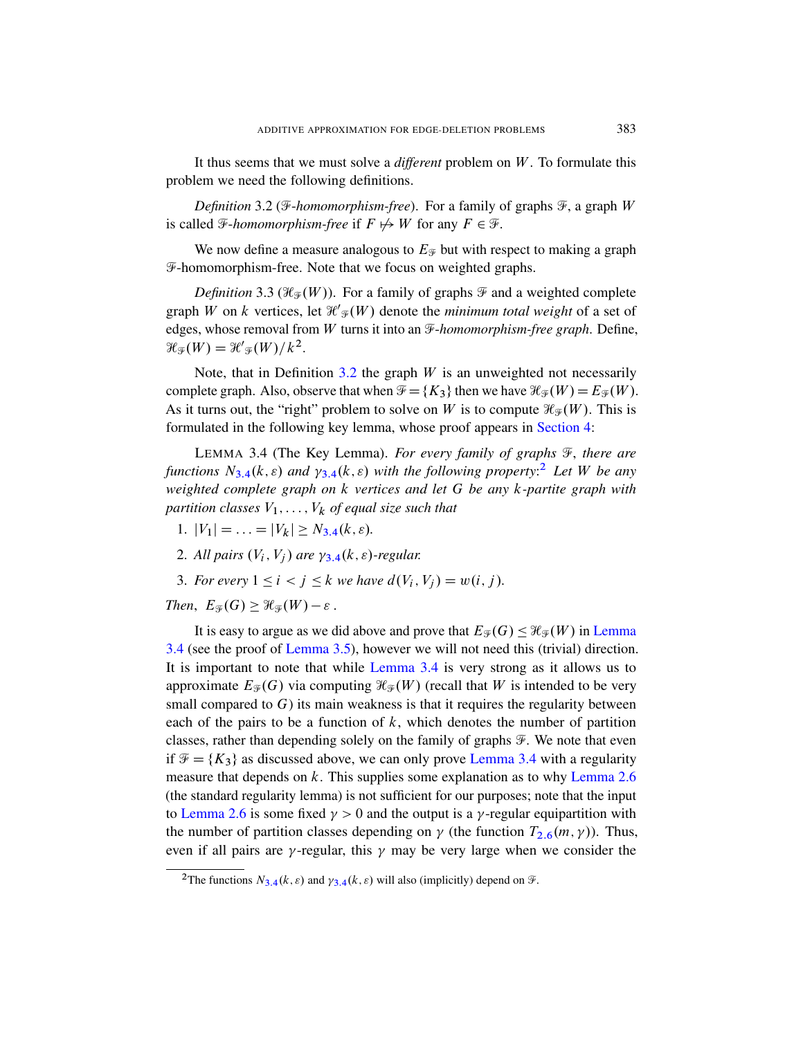It thus seems that we must solve a *different* problem on $W$. To formulate this problem we need the following definitions.

*Definition* 3.2 (*$\mathcal{F}$-homomorphism-free*). For a family of graphs $\mathcal{F}$, a graph $W$ is called *$\mathcal{F}$-homomorphism-free* if $F \not\mapsto W$ for any $F \in \mathcal{F}$.

We now define a measure analogous to $E_{\mathcal{F}}$ but with respect to making a graph $\mathcal{F}$-homomorphism-free. Note that we focus on weighted graphs.

*Definition* 3.3 ($\mathcal{H}_{\mathcal{F}}(W)$). For a family of graphs $\mathcal{F}$ and a weighted complete graph $W$ on $k$ vertices, let $\mathcal{H}'_{\mathcal{F}}(W)$ denote the *minimum total weight* of a set of edges, whose removal from $W$ turns it into an *$\mathcal{F}$-homomorphism-free graph*. Define, $\mathcal{H}_{\mathcal{F}}(W) = \mathcal{H}'_{\mathcal{F}}(W)/k^2$.

Note, that in Definition 3.2 the graph $W$ is an unweighted not necessarily complete graph. Also, observe that when $\mathcal{F} = \{K_3\}$ then we have $\mathcal{H}_{\mathcal{F}}(W) = E_{\mathcal{F}}(W)$. As it turns out, the "right" problem to solve on $W$ is to compute $\mathcal{H}_{\mathcal{F}}(W)$. This is formulated in the following key lemma, whose proof appears in Section 4:

LEMMA 3.4 (The Key Lemma). *For every family of graphs $\mathcal{F}$, there are functions $N_{3.4}(k,\varepsilon)$ and $\gamma_{3.4}(k,\varepsilon)$ with the following property:*[2] *Let $W$ be any weighted complete graph on $k$ vertices and let $G$ be any $k$-partite graph with partition classes $V_1, \ldots, V_k$ of equal size such that*

1. $|V_1| = \ldots = |V_k| \geq N_{3.4}(k,\varepsilon)$.
2. *All pairs $(V_i, V_j)$ are $\gamma_{3.4}(k,\varepsilon)$-regular.*
3. *For every $1 \leq i < j \leq k$ we have $d(V_i, V_j) = w(i,j)$.*

*Then, $E_{\mathcal{F}}(G) \geq \mathcal{H}_{\mathcal{F}}(W) - \varepsilon$.*

It is easy to argue as we did above and prove that $E_{\mathcal{F}}(G) \leq \mathcal{H}_{\mathcal{F}}(W)$ in Lemma 3.4 (see the proof of Lemma 3.5), however we will not need this (trivial) direction. It is important to note that while Lemma 3.4 is very strong as it allows us to approximate $E_{\mathcal{F}}(G)$ via computing $\mathcal{H}_{\mathcal{F}}(W)$ (recall that $W$ is intended to be very small compared to $G$) its main weakness is that it requires the regularity between each of the pairs to be a function of $k$, which denotes the number of partition classes, rather than depending solely on the family of graphs $\mathcal{F}$. We note that even if $\mathcal{F} = \{K_3\}$ as discussed above, we can only prove Lemma 3.4 with a regularity measure that depends on $k$. This supplies some explanation as to why Lemma 2.6 (the standard regularity lemma) is not sufficient for our purposes; note that the input to Lemma 2.6 is some fixed $\gamma > 0$ and the output is a $\gamma$-regular equipartition with the number of partition classes depending on $\gamma$ (the function $T_{2.6}(m,\gamma)$). Thus, even if all pairs are $\gamma$-regular, this $\gamma$ may be very large when we consider the

[2] The functions $N_{3.4}(k,\varepsilon)$ and $\gamma_{3.4}(k,\varepsilon)$ will also (implicitly) depend on $\mathcal{F}$.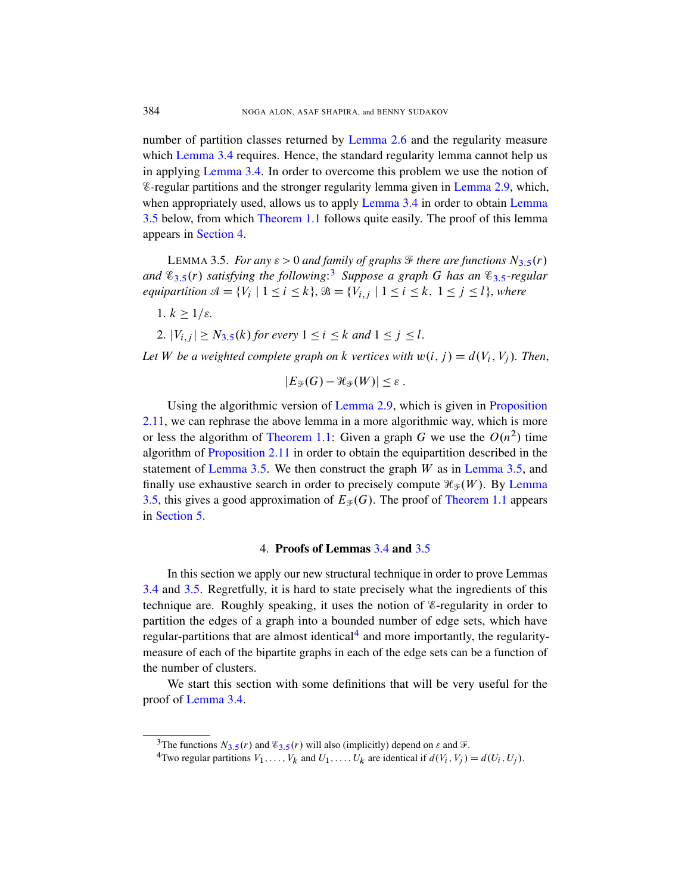number of partition classes returned by Lemma 2.6 and the regularity measure which Lemma 3.4 requires. Hence, the standard regularity lemma cannot help us in applying Lemma 3.4. In order to overcome this problem we use the notion of $\mathcal{E}$-regular partitions and the stronger regularity lemma given in Lemma 2.9, which, when appropriately used, allows us to apply Lemma 3.4 in order to obtain Lemma 3.5 below, from which Theorem 1.1 follows quite easily. The proof of this lemma appears in Section 4.

LEMMA 3.5. *For any $\varepsilon > 0$ and family of graphs $\mathcal{F}$ there are functions $N_{3.5}(r)$ and $\mathcal{E}_{3.5}(r)$ satisfying the following:*[3] *Suppose a graph $G$ has an $\mathcal{E}_{3.5}$-regular equipartition $\mathcal{A} = \{V_i \mid 1 \le i \le k\}$, $\mathcal{B} = \{V_{i,j} \mid 1 \le i \le k,\ 1 \le j \le l\}$, where*

1. $k \ge 1/\varepsilon$.
2. $|V_{i,j}| \ge N_{3.5}(k)$ *for every* $1 \le i \le k$ *and* $1 \le j \le l$.

*Let $W$ be a weighted complete graph on $k$ vertices with $w(i, j) = d(V_i, V_j)$. Then,*

$$|E_{\mathcal{F}}(G) - \mathcal{H}_{\mathcal{F}}(W)| \le \varepsilon \,.$$

Using the algorithmic version of Lemma 2.9, which is given in Proposition 2.11, we can rephrase the above lemma in a more algorithmic way, which is more or less the algorithm of Theorem 1.1: Given a graph $G$ we use the $O(n^2)$ time algorithm of Proposition 2.11 in order to obtain the equipartition described in the statement of Lemma 3.5. We then construct the graph $W$ as in Lemma 3.5, and finally use exhaustive search in order to precisely compute $\mathcal{H}_{\mathcal{F}}(W)$. By Lemma 3.5, this gives a good approximation of $E_{\mathcal{F}}(G)$. The proof of Theorem 1.1 appears in Section 5.

## 4. Proofs of Lemmas 3.4 and 3.5

In this section we apply our new structural technique in order to prove Lemmas 3.4 and 3.5. Regretfully, it is hard to state precisely what the ingredients of this technique are. Roughly speaking, it uses the notion of $\mathcal{E}$-regularity in order to partition the edges of a graph into a bounded number of edge sets, which have regular-partitions that are almost identical[4] and more importantly, the regularity-measure of each of the bipartite graphs in each of the edge sets can be a function of the number of clusters.

We start this section with some definitions that will be very useful for the proof of Lemma 3.4.

[3] The functions $N_{3.5}(r)$ and $\mathcal{E}_{3.5}(r)$ will also (implicitly) depend on $\varepsilon$ and $\mathcal{F}$.

[4] Two regular partitions $V_1, \ldots, V_k$ and $U_1, \ldots, U_k$ are identical if $d(V_i, V_j) = d(U_i, U_j)$.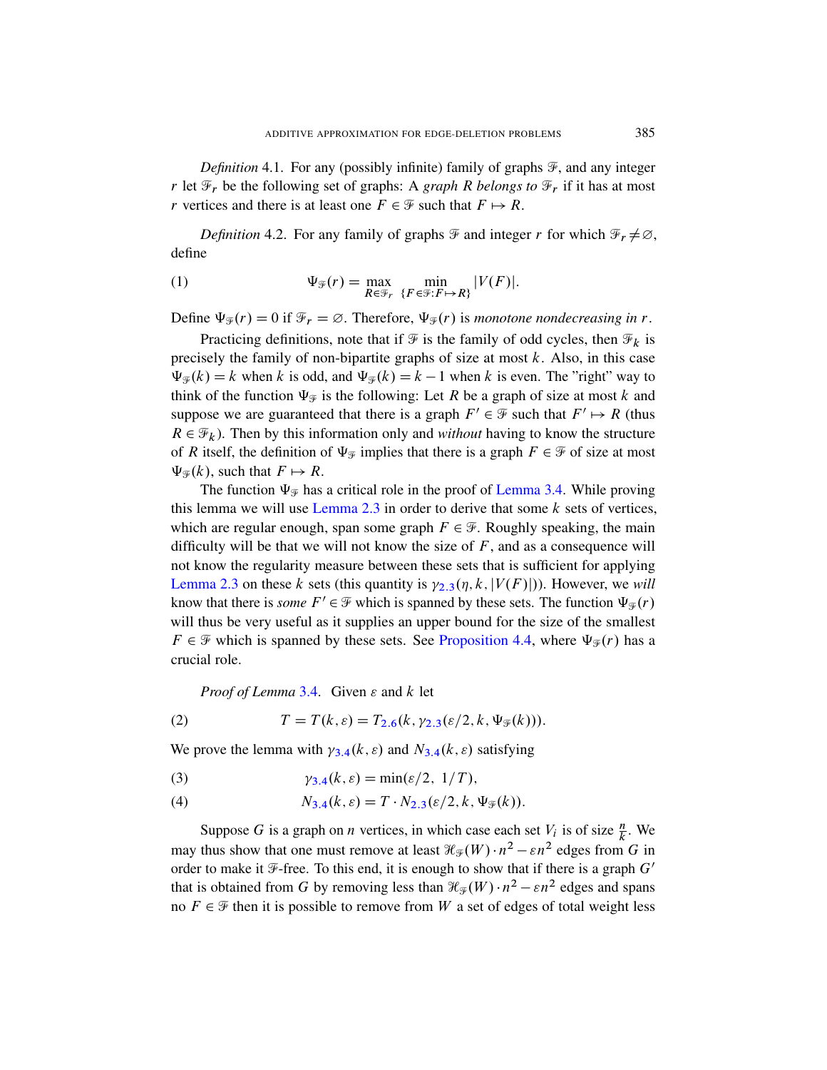*Definition* 4.1. For any (possibly infinite) family of graphs $\mathcal{F}$, and any integer $r$ let $\mathcal{F}_r$ be the following set of graphs: A *graph* $R$ *belongs to* $\mathcal{F}_r$ if it has at most $r$ vertices and there is at least one $F \in \mathcal{F}$ such that $F \mapsto R$.

*Definition* 4.2. For any family of graphs $\mathcal{F}$ and integer $r$ for which $\mathcal{F}_r \neq \varnothing$, define

$$\Psi_{\mathcal{F}}(r) = \max_{R \in \mathcal{F}_r} \min_{\{F \in \mathcal{F} : F \mapsto R\}} |V(F)|. \tag{1}$$

Define $\Psi_{\mathcal{F}}(r) = 0$ if $\mathcal{F}_r = \varnothing$. Therefore, $\Psi_{\mathcal{F}}(r)$ is *monotone nondecreasing in* $r$.

Practicing definitions, note that if $\mathcal{F}$ is the family of odd cycles, then $\mathcal{F}_k$ is precisely the family of non-bipartite graphs of size at most $k$. Also, in this case $\Psi_{\mathcal{F}}(k) = k$ when $k$ is odd, and $\Psi_{\mathcal{F}}(k) = k - 1$ when $k$ is even. The "right" way to think of the function $\Psi_{\mathcal{F}}$ is the following: Let $R$ be a graph of size at most $k$ and suppose we are guaranteed that there is a graph $F' \in \mathcal{F}$ such that $F' \mapsto R$ (thus $R \in \mathcal{F}_k$). Then by this information only and *without* having to know the structure of $R$ itself, the definition of $\Psi_{\mathcal{F}}$ implies that there is a graph $F \in \mathcal{F}$ of size at most $\Psi_{\mathcal{F}}(k)$, such that $F \mapsto R$.

The function $\Psi_{\mathcal{F}}$ has a critical role in the proof of Lemma 3.4. While proving this lemma we will use Lemma 2.3 in order to derive that some $k$ sets of vertices, which are regular enough, span some graph $F \in \mathcal{F}$. Roughly speaking, the main difficulty will be that we will not know the size of $F$, and as a consequence will not know the regularity measure between these sets that is sufficient for applying Lemma 2.3 on these $k$ sets (this quantity is $\gamma_{2.3}(\eta, k, |V(F)|)$). However, we *will* know that there is *some* $F' \in \mathcal{F}$ which is spanned by these sets. The function $\Psi_{\mathcal{F}}(r)$ will thus be very useful as it supplies an upper bound for the size of the smallest $F \in \mathcal{F}$ which is spanned by these sets. See Proposition 4.4, where $\Psi_{\mathcal{F}}(r)$ has a crucial role.

*Proof of Lemma* 3.4. Given $\varepsilon$ and $k$ let

$$T = T(k, \varepsilon) = T_{2.6}(k, \gamma_{2.3}(\varepsilon/2, k, \Psi_{\mathcal{F}}(k))). \tag{2}$$

We prove the lemma with $\gamma_{3.4}(k, \varepsilon)$ and $N_{3.4}(k, \varepsilon)$ satisfying

$$\gamma_{3.4}(k, \varepsilon) = \min(\varepsilon/2,\ 1/T), \tag{3}$$

$$N_{3.4}(k, \varepsilon) = T \cdot N_{2.3}(\varepsilon/2, k, \Psi_{\mathcal{F}}(k)). \tag{4}$$

Suppose $G$ is a graph on $n$ vertices, in which case each set $V_i$ is of size $\frac{n}{k}$. We may thus show that one must remove at least $\mathcal{H}_{\mathcal{F}}(W) \cdot n^2 - \varepsilon n^2$ edges from $G$ in order to make it $\mathcal{F}$-free. To this end, it is enough to show that if there is a graph $G'$ that is obtained from $G$ by removing less than $\mathcal{H}_{\mathcal{F}}(W) \cdot n^2 - \varepsilon n^2$ edges and spans no $F \in \mathcal{F}$ then it is possible to remove from $W$ a set of edges of total weight less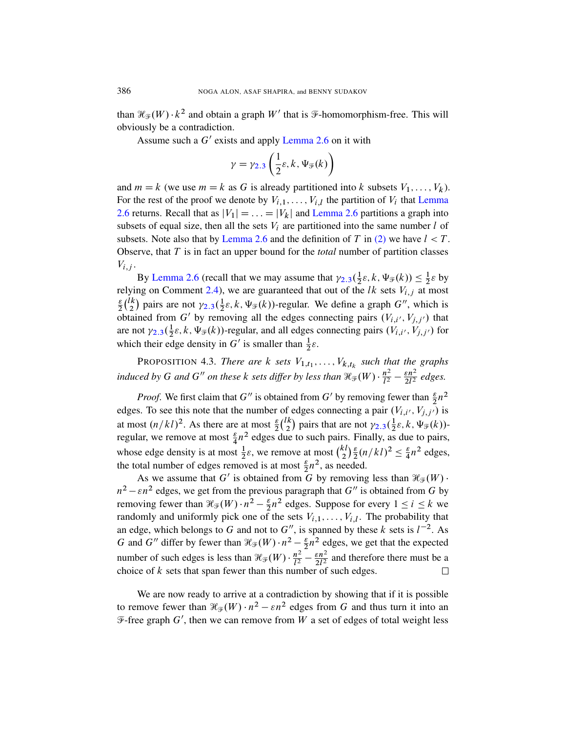than $\mathcal{H}_{\mathcal{F}}(W) \cdot k^2$ and obtain a graph $W'$ that is $\mathcal{F}$-homomorphism-free. This will obviously be a contradiction.

Assume such a $G'$ exists and apply Lemma 2.6 on it with

$$\gamma = \gamma_{2.3}\left(\frac{1}{2}\varepsilon, k, \Psi_{\mathcal{F}}(k)\right)$$

and $m = k$ (we use $m = k$ as $G$ is already partitioned into $k$ subsets $V_1, \ldots, V_k$). For the rest of the proof we denote by $V_{i,1}, \ldots, V_{i,l}$ the partition of $V_i$ that Lemma 2.6 returns. Recall that as $|V_1| = \ldots = |V_k|$ and Lemma 2.6 partitions a graph into subsets of equal size, then all the sets $V_i$ are partitioned into the same number $l$ of subsets. Note also that by Lemma 2.6 and the definition of $T$ in (2) we have $l < T$. Observe, that $T$ is in fact an upper bound for the *total* number of partition classes $V_{i,j}$.

By Lemma 2.6 (recall that we may assume that $\gamma_{2.3}(\frac{1}{2}\varepsilon, k, \Psi_{\mathcal{F}}(k)) \leq \frac{1}{2}\varepsilon$ by relying on Comment 2.4), we are guaranteed that out of the $lk$ sets $V_{i,j}$ at most $\frac{\varepsilon}{2}\binom{lk}{2}$ pairs are not $\gamma_{2.3}(\frac{1}{2}\varepsilon, k, \Psi_{\mathcal{F}}(k))$-regular. We define a graph $G''$, which is obtained from $G'$ by removing all the edges connecting pairs $(V_{i,i'}, V_{j,j'})$ that are not $\gamma_{2.3}(\frac{1}{2}\varepsilon, k, \Psi_{\mathcal{F}}(k))$-regular, and all edges connecting pairs $(V_{i,i'}, V_{j,j'})$ for which their edge density in $G'$ is smaller than $\frac{1}{2}\varepsilon$.

PROPOSITION 4.3. *There are $k$ sets $V_{1,t_1}, \ldots, V_{k,t_k}$ such that the graphs induced by $G$ and $G''$ on these $k$ sets differ by less than $\mathcal{H}_{\mathcal{F}}(W) \cdot \frac{n^2}{l^2} - \frac{\varepsilon n^2}{2l^2}$ edges.*

*Proof.* We first claim that $G''$ is obtained from $G'$ by removing fewer than $\frac{\varepsilon}{2}n^2$ edges. To see this note that the number of edges connecting a pair $(V_{i,i'}, V_{j,j'})$ is at most $(n/kl)^2$. As there are at most $\frac{\varepsilon}{2}\binom{lk}{2}$ pairs that are not $\gamma_{2.3}(\frac{1}{2}\varepsilon, k, \Psi_{\mathcal{F}}(k))$-regular, we remove at most $\frac{\varepsilon}{4}n^2$ edges due to such pairs. Finally, as due to pairs, whose edge density is at most $\frac{1}{2}\varepsilon$, we remove at most $\binom{kl}{2}\frac{\varepsilon}{2}(n/kl)^2 \leq \frac{\varepsilon}{4}n^2$ edges, the total number of edges removed is at most $\frac{\varepsilon}{2}n^2$, as needed.

As we assume that $G'$ is obtained from $G$ by removing less than $\mathcal{H}_{\mathcal{F}}(W) \cdot n^2 - \varepsilon n^2$ edges, we get from the previous paragraph that $G''$ is obtained from $G$ by removing fewer than $\mathcal{H}_{\mathcal{F}}(W) \cdot n^2 - \frac{\varepsilon}{2}n^2$ edges. Suppose for every $1 \leq i \leq k$ we randomly and uniformly pick one of the sets $V_{i,1}, \ldots, V_{i,l}$. The probability that an edge, which belongs to $G$ and not to $G''$, is spanned by these $k$ sets is $l^{-2}$. As $G$ and $G''$ differ by fewer than $\mathcal{H}_{\mathcal{F}}(W) \cdot n^2 - \frac{\varepsilon}{2}n^2$ edges, we get that the expected number of such edges is less than $\mathcal{H}_{\mathcal{F}}(W) \cdot \frac{n^2}{l^2} - \frac{\varepsilon n^2}{2l^2}$ and therefore there must be a choice of $k$ sets that span fewer than this number of such edges. $\square$

We are now ready to arrive at a contradiction by showing that if it is possible to remove fewer than $\mathcal{H}_{\mathcal{F}}(W) \cdot n^2 - \varepsilon n^2$ edges from $G$ and thus turn it into an $\mathcal{F}$-free graph $G'$, then we can remove from $W$ a set of edges of total weight less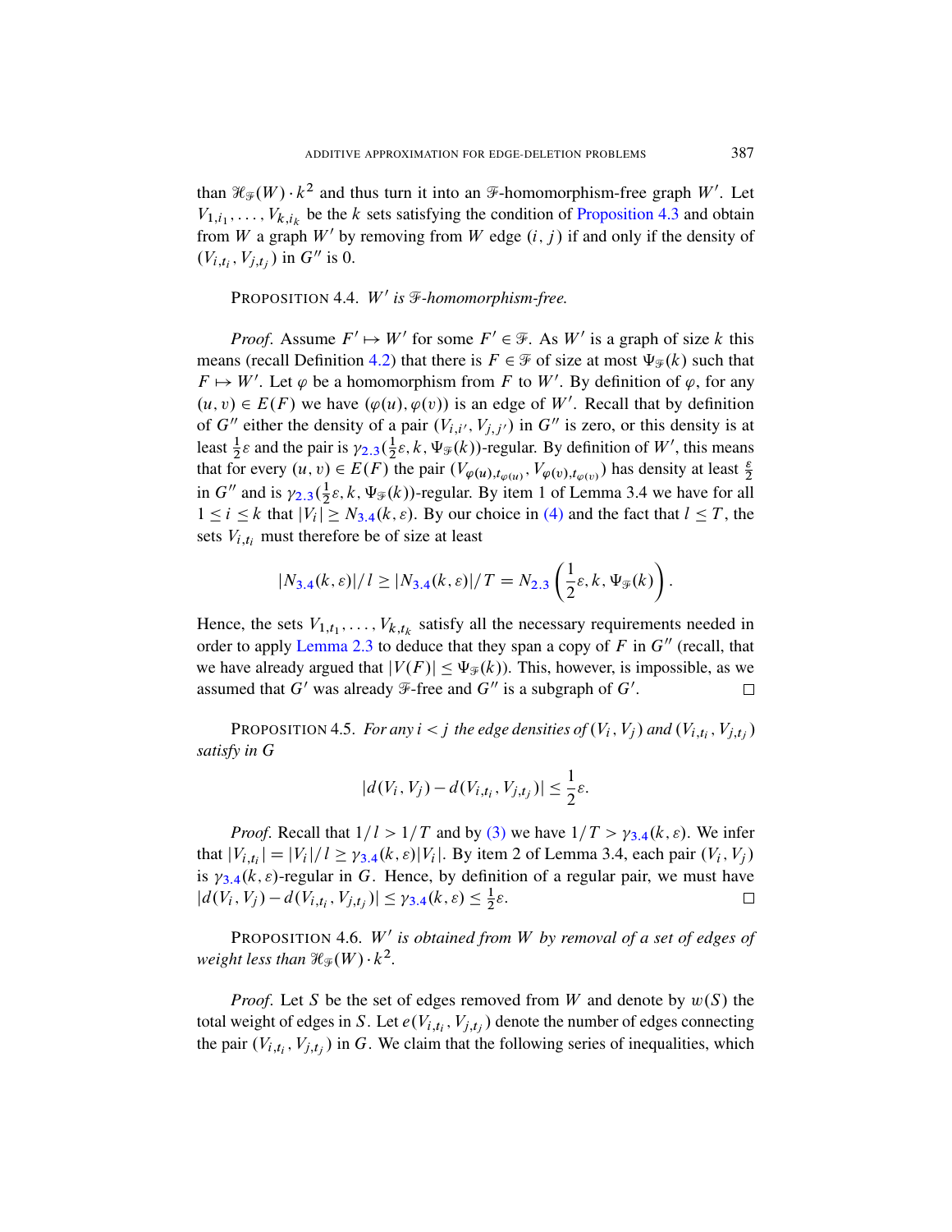than $\mathcal{H}_{\mathscr{F}}(W) \cdot k^2$ and thus turn it into an $\mathscr{F}$-homomorphism-free graph $W'$. Let $V_{1,i_1}, \ldots, V_{k,i_k}$ be the $k$ sets satisfying the condition of Proposition 4.3 and obtain from $W$ a graph $W'$ by removing from $W$ edge $(i, j)$ if and only if the density of $(V_{i,t_i}, V_{j,t_j})$ in $G''$ is 0.

PROPOSITION 4.4. *$W'$ is $\mathscr{F}$-homomorphism-free.*

*Proof.* Assume $F' \mapsto W'$ for some $F' \in \mathscr{F}$. As $W'$ is a graph of size $k$ this means (recall Definition 4.2) that there is $F \in \mathscr{F}$ of size at most $\Psi_{\mathscr{F}}(k)$ such that $F \mapsto W'$. Let $\varphi$ be a homomorphism from $F$ to $W'$. By definition of $\varphi$, for any $(u, v) \in E(F)$ we have $(\varphi(u), \varphi(v))$ is an edge of $W'$. Recall that by definition of $G''$ either the density of a pair $(V_{i,i'}, V_{j,j'})$ in $G''$ is zero, or this density is at least $\frac{1}{2}\varepsilon$ and the pair is $\gamma_{2.3}(\frac{1}{2}\varepsilon, k, \Psi_{\mathscr{F}}(k))$-regular. By definition of $W'$, this means that for every $(u, v) \in E(F)$ the pair $(V_{\varphi(u),t_{\varphi(u)}}, V_{\varphi(v),t_{\varphi(v)}})$ has density at least $\frac{\varepsilon}{2}$ in $G''$ and is $\gamma_{2.3}(\frac{1}{2}\varepsilon, k, \Psi_{\mathscr{F}}(k))$-regular. By item 1 of Lemma 3.4 we have for all $1 \le i \le k$ that $|V_i| \ge N_{3.4}(k, \varepsilon)$. By our choice in (4) and the fact that $l \le T$, the sets $V_{i,t_i}$ must therefore be of size at least

$$|N_{3.4}(k, \varepsilon)|/l \ge |N_{3.4}(k, \varepsilon)|/T = N_{2.3}\left(\frac{1}{2}\varepsilon, k, \Psi_{\mathscr{F}}(k)\right).$$

Hence, the sets $V_{1,t_1}, \ldots, V_{k,t_k}$ satisfy all the necessary requirements needed in order to apply Lemma 2.3 to deduce that they span a copy of $F$ in $G''$ (recall, that we have already argued that $|V(F)| \le \Psi_{\mathscr{F}}(k)$). This, however, is impossible, as we assumed that $G'$ was already $\mathscr{F}$-free and $G''$ is a subgraph of $G'$. $\square$

PROPOSITION 4.5. *For any $i < j$ the edge densities of $(V_i, V_j)$ and $(V_{i,t_i}, V_{j,t_j})$ satisfy in $G$*

$$|d(V_i, V_j) - d(V_{i,t_i}, V_{j,t_j})| \le \frac{1}{2}\varepsilon.$$

*Proof.* Recall that $1/l > 1/T$ and by (3) we have $1/T > \gamma_{3.4}(k, \varepsilon)$. We infer that $|V_{i,t_i}| = |V_i|/l \ge \gamma_{3.4}(k, \varepsilon)|V_i|$. By item 2 of Lemma 3.4, each pair $(V_i, V_j)$ is $\gamma_{3.4}(k, \varepsilon)$-regular in $G$. Hence, by definition of a regular pair, we must have $|d(V_i, V_j) - d(V_{i,t_i}, V_{j,t_j})| \le \gamma_{3.4}(k, \varepsilon) \le \frac{1}{2}\varepsilon$. $\square$

PROPOSITION 4.6. *$W'$ is obtained from $W$ by removal of a set of edges of weight less than $\mathcal{H}_{\mathscr{F}}(W) \cdot k^2$.*

*Proof.* Let $S$ be the set of edges removed from $W$ and denote by $w(S)$ the total weight of edges in $S$. Let $e(V_{i,t_i}, V_{j,t_j})$ denote the number of edges connecting the pair $(V_{i,t_i}, V_{j,t_j})$ in $G$. We claim that the following series of inequalities, which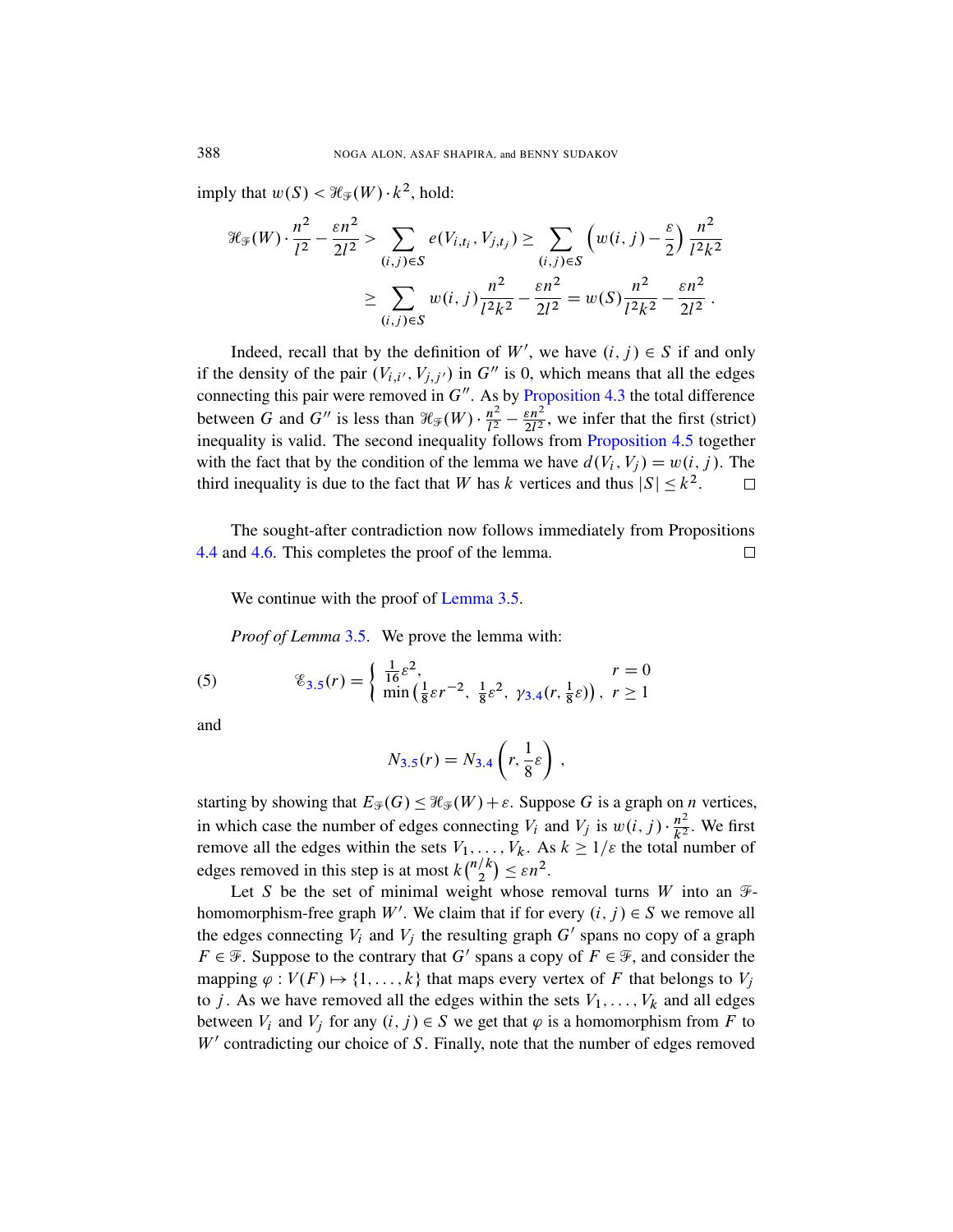imply that $w(S) < \mathcal{H}_{\mathcal{F}}(W) \cdot k^2$, hold:

$$\mathcal{H}_{\mathcal{F}}(W) \cdot \frac{n^2}{l^2} - \frac{\varepsilon n^2}{2l^2} > \sum_{(i,j)\in S} e(V_{i,t_i}, V_{j,t_j}) \geq \sum_{(i,j)\in S} \left( w(i,j) - \frac{\varepsilon}{2} \right) \frac{n^2}{l^2 k^2}$$

$$\geq \sum_{(i,j)\in S} w(i,j) \frac{n^2}{l^2 k^2} - \frac{\varepsilon n^2}{2l^2} = w(S) \frac{n^2}{l^2 k^2} - \frac{\varepsilon n^2}{2l^2} .$$

Indeed, recall that by the definition of $W'$, we have $(i,j) \in S$ if and only if the density of the pair $(V_{i,i'}, V_{j,j'})$ in $G''$ is 0, which means that all the edges connecting this pair were removed in $G''$. As by Proposition 4.3 the total difference between $G$ and $G''$ is less than $\mathcal{H}_{\mathcal{F}}(W) \cdot \frac{n^2}{l^2} - \frac{\varepsilon n^2}{2l^2}$, we infer that the first (strict) inequality is valid. The second inequality follows from Proposition 4.5 together with the fact that by the condition of the lemma we have $d(V_i, V_j) = w(i,j)$. The third inequality is due to the fact that $W$ has $k$ vertices and thus $|S| \leq k^2$. □

The sought-after contradiction now follows immediately from Propositions 4.4 and 4.6. This completes the proof of the lemma. □

We continue with the proof of Lemma 3.5.

*Proof of Lemma* 3.5. We prove the lemma with:

$$\mathcal{E}_{3.5}(r) = \begin{cases} \frac{1}{16}\varepsilon^2, & r = 0 \\ \min\left(\frac{1}{8}\varepsilon r^{-2},\ \frac{1}{8}\varepsilon^2,\ \gamma_{3.4}(r, \frac{1}{8}\varepsilon)\right), & r \geq 1 \end{cases} \tag{5}$$

and

$$N_{3.5}(r) = N_{3.4}\left(r, \frac{1}{8}\varepsilon\right) ,$$

starting by showing that $E_{\mathcal{F}}(G) \leq \mathcal{H}_{\mathcal{F}}(W) + \varepsilon$. Suppose $G$ is a graph on $n$ vertices, in which case the number of edges connecting $V_i$ and $V_j$ is $w(i,j) \cdot \frac{n^2}{k^2}$. We first remove all the edges within the sets $V_1, \ldots, V_k$. As $k \geq 1/\varepsilon$ the total number of edges removed in this step is at most $k\binom{n/k}{2} \leq \varepsilon n^2$.

Let $S$ be the set of minimal weight whose removal turns $W$ into an $\mathcal{F}$-homomorphism-free graph $W'$. We claim that if for every $(i,j) \in S$ we remove all the edges connecting $V_i$ and $V_j$ the resulting graph $G'$ spans no copy of a graph $F \in \mathcal{F}$. Suppose to the contrary that $G'$ spans a copy of $F \in \mathcal{F}$, and consider the mapping $\varphi : V(F) \mapsto \{1, \ldots, k\}$ that maps every vertex of $F$ that belongs to $V_j$ to $j$. As we have removed all the edges within the sets $V_1, \ldots, V_k$ and all edges between $V_i$ and $V_j$ for any $(i,j) \in S$ we get that $\varphi$ is a homomorphism from $F$ to $W'$ contradicting our choice of $S$. Finally, note that the number of edges removed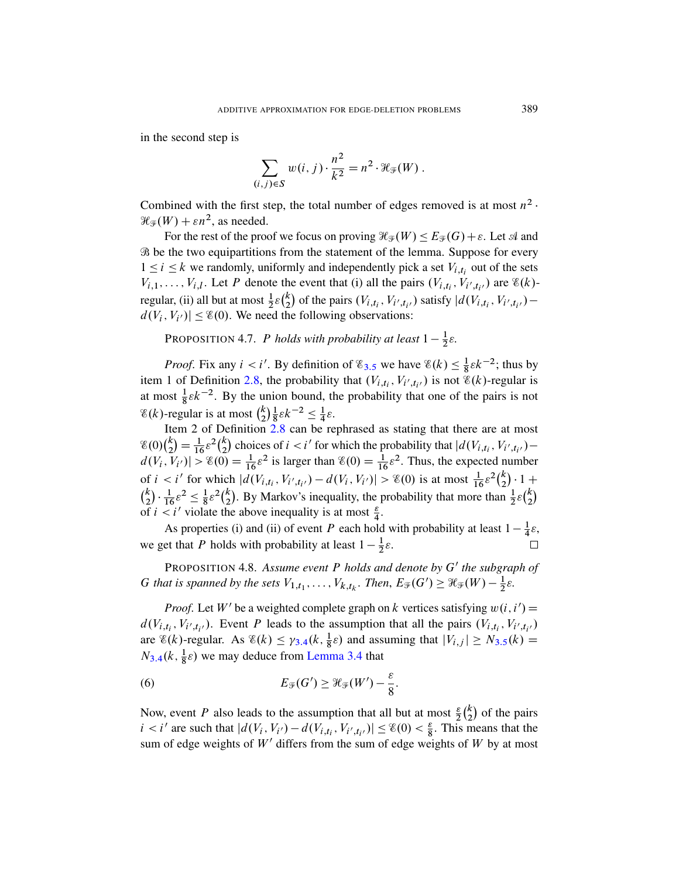in the second step is

$$\sum_{(i,j)\in S} w(i,j)\cdot \frac{n^2}{k^2} = n^2 \cdot \mathcal{H}_{\mathcal{F}}(W)\ .$$

Combined with the first step, the total number of edges removed is at most $n^2 \cdot \mathcal{H}_{\mathcal{F}}(W) + \varepsilon n^2$, as needed.

For the rest of the proof we focus on proving $\mathcal{H}_{\mathcal{F}}(W) \le E_{\mathcal{F}}(G)+\varepsilon$. Let $\mathcal{A}$ and $\mathcal{B}$ be the two equipartitions from the statement of the lemma. Suppose for every $1 \le i \le k$ we randomly, uniformly and independently pick a set $V_{i,t_i}$ out of the sets $V_{i,1},\ldots,V_{i,l}$. Let $P$ denote the event that (i) all the pairs $(V_{i,t_i}, V_{i',t_{i'}})$ are $\mathcal{E}(k)$-regular, (ii) all but at most $\frac{1}{2}\varepsilon\binom{k}{2}$ of the pairs $(V_{i,t_i}, V_{i',t_{i'}})$ satisfy $|d(V_{i,t_i}, V_{i',t_{i'}}) - d(V_i, V_{i'})| \le \mathcal{E}(0)$. We need the following observations:

PROPOSITION 4.7. *$P$ holds with probability at least $1-\frac{1}{2}\varepsilon$.*

*Proof*. Fix any $i < i'$. By definition of $\mathcal{E}_{3.5}$ we have $\mathcal{E}(k) \le \frac{1}{8}\varepsilon k^{-2}$; thus by item 1 of Definition 2.8, the probability that $(V_{i,t_i}, V_{i',t_{i'}})$ is not $\mathcal{E}(k)$-regular is at most $\frac{1}{8}\varepsilon k^{-2}$. By the union bound, the probability that one of the pairs is not $\mathcal{E}(k)$-regular is at most $\binom{k}{2}\frac{1}{8}\varepsilon k^{-2} \le \frac{1}{4}\varepsilon$.

Item 2 of Definition 2.8 can be rephrased as stating that there are at most $\mathcal{E}(0)\binom{k}{2} = \frac{1}{16}\varepsilon^2\binom{k}{2}$ choices of $i < i'$ for which the probability that $|d(V_{i,t_i}, V_{i',t_{i'}}) - d(V_i, V_{i'})| > \mathcal{E}(0) = \frac{1}{16}\varepsilon^2$ is larger than $\mathcal{E}(0) = \frac{1}{16}\varepsilon^2$. Thus, the expected number of $i < i'$ for which $|d(V_{i,t_i}, V_{i',t_{i'}}) - d(V_i, V_{i'})| > \mathcal{E}(0)$ is at most $\frac{1}{16}\varepsilon^2\binom{k}{2}\cdot 1 + \binom{k}{2}\cdot\frac{1}{16}\varepsilon^2 \le \frac{1}{8}\varepsilon^2\binom{k}{2}$. By Markov's inequality, the probability that more than $\frac{1}{2}\varepsilon\binom{k}{2}$ of $i < i'$ violate the above inequality is at most $\frac{\varepsilon}{4}$.

As properties (i) and (ii) of event $P$ each hold with probability at least $1-\frac{1}{4}\varepsilon$, we get that $P$ holds with probability at least $1-\frac{1}{2}\varepsilon$. □

PROPOSITION 4.8. *Assume event $P$ holds and denote by $G'$ the subgraph of $G$ that is spanned by the sets $V_{1,t_1},\ldots,V_{k,t_k}$. Then, $E_{\mathcal{F}}(G') \ge \mathcal{H}_{\mathcal{F}}(W) - \frac{1}{2}\varepsilon$.*

*Proof*. Let $W'$ be a weighted complete graph on $k$ vertices satisfying $w(i,i') = d(V_{i,t_i}, V_{i',t_{i'}})$. Event $P$ leads to the assumption that all the pairs $(V_{i,t_i}, V_{i',t_{i'}})$ are $\mathcal{E}(k)$-regular. As $\mathcal{E}(k) \le \gamma_{3.4}(k, \frac{1}{8}\varepsilon)$ and assuming that $|V_{i,j}| \ge N_{3.5}(k) = N_{3.4}(k, \frac{1}{8}\varepsilon)$ we may deduce from Lemma 3.4 that

$$E_{\mathcal{F}}(G') \ge \mathcal{H}_{\mathcal{F}}(W') - \frac{\varepsilon}{8}. \tag{6}$$

Now, event $P$ also leads to the assumption that all but at most $\frac{\varepsilon}{2}\binom{k}{2}$ of the pairs $i < i'$ are such that $|d(V_i, V_{i'}) - d(V_{i,t_i}, V_{i',t_{i'}})| \le \mathcal{E}(0) < \frac{\varepsilon}{8}$. This means that the sum of edge weights of $W'$ differs from the sum of edge weights of $W$ by at most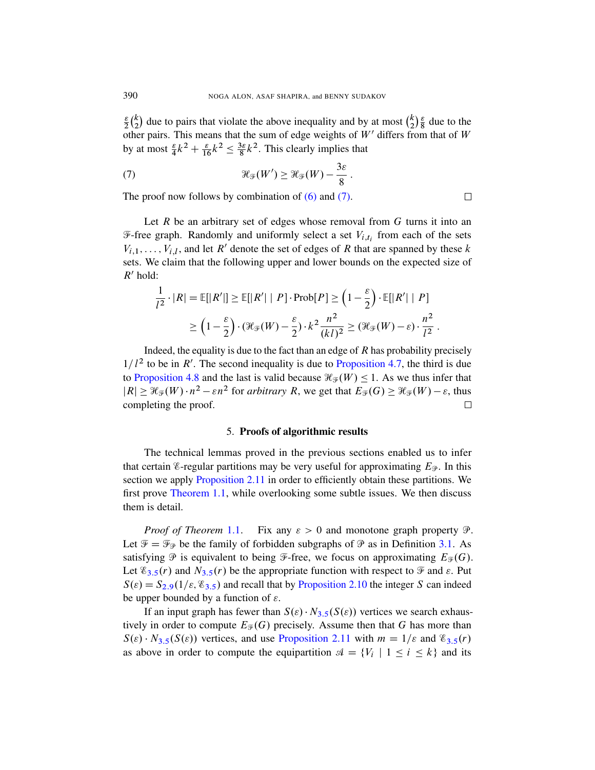$\frac{\varepsilon}{2}\binom{k}{2}$ due to pairs that violate the above inequality and by at most $\binom{k}{2}\frac{\varepsilon}{8}$ due to the other pairs. This means that the sum of edge weights of $W'$ differs from that of $W$ by at most $\frac{\varepsilon}{4}k^2 + \frac{\varepsilon}{16}k^2 \leq \frac{3\varepsilon}{8}k^2$. This clearly implies that

$$\mathcal{H}_{\mathcal{F}}(W') \geq \mathcal{H}_{\mathcal{F}}(W) - \frac{3\varepsilon}{8}\,. \tag{7}$$

The proof now follows by combination of (6) and (7). □

Let $R$ be an arbitrary set of edges whose removal from $G$ turns it into an $\mathcal{F}$-free graph. Randomly and uniformly select a set $V_{i,t_i}$ from each of the sets $V_{i,1},\ldots,V_{i,l}$, and let $R'$ denote the set of edges of $R$ that are spanned by these $k$ sets. We claim that the following upper and lower bounds on the expected size of $R'$ hold:

$$\begin{aligned}\frac{1}{l^2}\cdot|R| = \mathbb{E}[|R'|] &\geq \mathbb{E}[|R'| \mid P]\cdot \mathrm{Prob}[P] \geq \left(1-\frac{\varepsilon}{2}\right)\cdot \mathbb{E}[|R'| \mid P]\\ &\geq \left(1-\frac{\varepsilon}{2}\right)\cdot\left(\mathcal{H}_{\mathcal{F}}(W) - \frac{\varepsilon}{2}\right)\cdot k^2\frac{n^2}{(kl)^2} \geq \left(\mathcal{H}_{\mathcal{F}}(W)-\varepsilon\right)\cdot\frac{n^2}{l^2}\,.\end{aligned}$$

Indeed, the equality is due to the fact than an edge of $R$ has probability precisely $1/l^2$ to be in $R'$. The second inequality is due to Proposition 4.7, the third is due to Proposition 4.8 and the last is valid because $\mathcal{H}_{\mathcal{F}}(W) \leq 1$. As we thus infer that $|R| \geq \mathcal{H}_{\mathcal{F}}(W)\cdot n^2 - \varepsilon n^2$ for *arbitrary* $R$, we get that $E_{\mathcal{F}}(G) \geq \mathcal{H}_{\mathcal{F}}(W) - \varepsilon$, thus completing the proof. □

## 5. **Proofs of algorithmic results**

The technical lemmas proved in the previous sections enabled us to infer that certain $\mathcal{E}$-regular partitions may be very useful for approximating $E_{\mathcal{P}}$. In this section we apply Proposition 2.11 in order to efficiently obtain these partitions. We first prove Theorem 1.1, while overlooking some subtle issues. We then discuss them is detail.

*Proof of Theorem* 1.1. Fix any $\varepsilon > 0$ and monotone graph property $\mathcal{P}$. Let $\mathcal{F} = \mathcal{F}_{\mathcal{P}}$ be the family of forbidden subgraphs of $\mathcal{P}$ as in Definition 3.1. As satisfying $\mathcal{P}$ is equivalent to being $\mathcal{F}$-free, we focus on approximating $E_{\mathcal{F}}(G)$. Let $\mathcal{E}_{3.5}(r)$ and $N_{3.5}(r)$ be the appropriate function with respect to $\mathcal{F}$ and $\varepsilon$. Put $S(\varepsilon) = S_{2.9}(1/\varepsilon, \mathcal{E}_{3.5})$ and recall that by Proposition 2.10 the integer $S$ can indeed be upper bounded by a function of $\varepsilon$.

If an input graph has fewer than $S(\varepsilon)\cdot N_{3.5}(S(\varepsilon))$ vertices we search exhaustively in order to compute $E_{\mathcal{F}}(G)$ precisely. Assume then that $G$ has more than $S(\varepsilon)\cdot N_{3.5}(S(\varepsilon))$ vertices, and use Proposition 2.11 with $m = 1/\varepsilon$ and $\mathcal{E}_{3.5}(r)$ as above in order to compute the equipartition $\mathcal{A} = \{V_i \mid 1 \leq i \leq k\}$ and its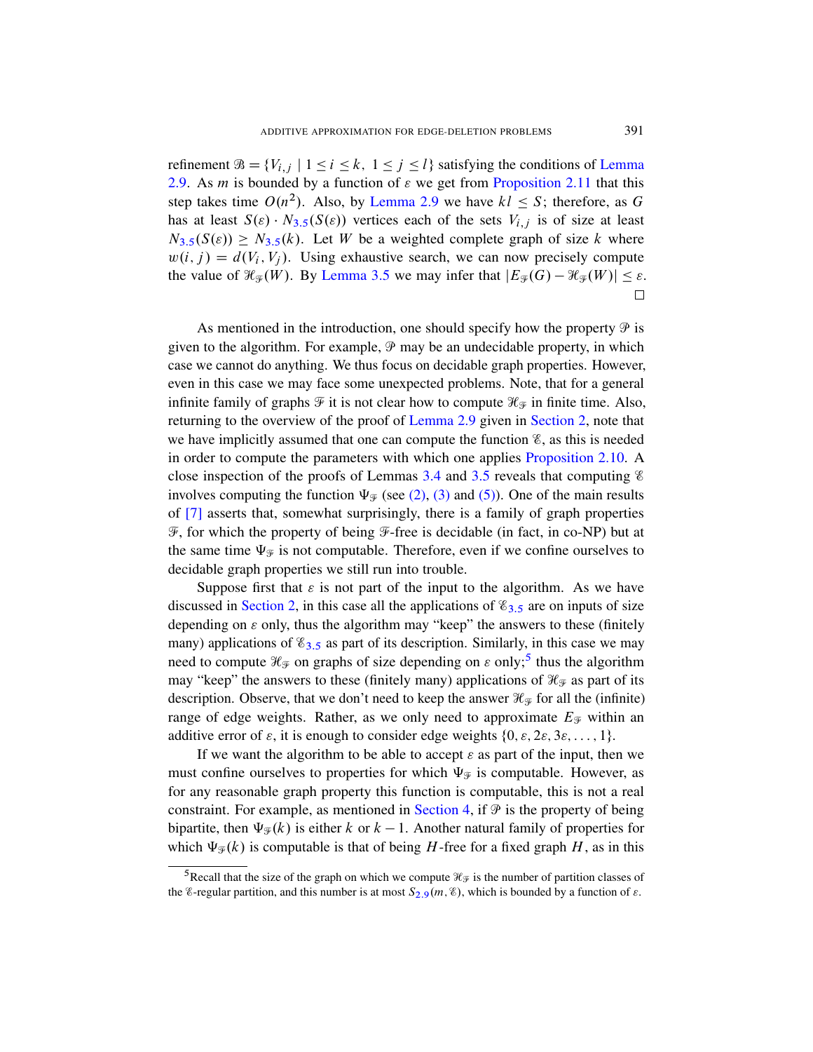refinement $\mathcal{B} = \{V_{i,j} \mid 1 \leq i \leq k,\ 1 \leq j \leq l\}$ satisfying the conditions of Lemma 2.9. As $m$ is bounded by a function of $\varepsilon$ we get from Proposition 2.11 that this step takes time $O(n^2)$. Also, by Lemma 2.9 we have $kl \leq S$; therefore, as $G$ has at least $S(\varepsilon) \cdot N_{3.5}(S(\varepsilon))$ vertices each of the sets $V_{i,j}$ is of size at least $N_{3.5}(S(\varepsilon)) \geq N_{3.5}(k)$. Let $W$ be a weighted complete graph of size $k$ where $w(i,j) = d(V_i, V_j)$. Using exhaustive search, we can now precisely compute the value of $\mathcal{H}_{\mathcal{F}}(W)$. By Lemma 3.5 we may infer that $|E_{\mathcal{F}}(G) - \mathcal{H}_{\mathcal{F}}(W)| \leq \varepsilon$. □

As mentioned in the introduction, one should specify how the property $\mathcal{P}$ is given to the algorithm. For example, $\mathcal{P}$ may be an undecidable property, in which case we cannot do anything. We thus focus on decidable graph properties. However, even in this case we may face some unexpected problems. Note, that for a general infinite family of graphs $\mathcal{F}$ it is not clear how to compute $\mathcal{H}_{\mathcal{F}}$ in finite time. Also, returning to the overview of the proof of Lemma 2.9 given in Section 2, note that we have implicitly assumed that one can compute the function $\mathcal{E}$, as this is needed in order to compute the parameters with which one applies Proposition 2.10. A close inspection of the proofs of Lemmas 3.4 and 3.5 reveals that computing $\mathcal{E}$ involves computing the function $\Psi_{\mathcal{F}}$ (see (2), (3) and (5)). One of the main results of [7] asserts that, somewhat surprisingly, there is a family of graph properties $\mathcal{F}$, for which the property of being $\mathcal{F}$-free is decidable (in fact, in co-NP) but at the same time $\Psi_{\mathcal{F}}$ is not computable. Therefore, even if we confine ourselves to decidable graph properties we still run into trouble.

Suppose first that $\varepsilon$ is not part of the input to the algorithm. As we have discussed in Section 2, in this case all the applications of $\mathcal{E}_{3.5}$ are on inputs of size depending on $\varepsilon$ only, thus the algorithm may "keep" the answers to these (finitely many) applications of $\mathcal{E}_{3.5}$ as part of its description. Similarly, in this case we may need to compute $\mathcal{H}_{\mathcal{F}}$ on graphs of size depending on $\varepsilon$ only;[5] thus the algorithm may "keep" the answers to these (finitely many) applications of $\mathcal{H}_{\mathcal{F}}$ as part of its description. Observe, that we don't need to keep the answer $\mathcal{H}_{\mathcal{F}}$ for all the (infinite) range of edge weights. Rather, as we only need to approximate $E_{\mathcal{F}}$ within an additive error of $\varepsilon$, it is enough to consider edge weights $\{0, \varepsilon, 2\varepsilon, 3\varepsilon, \ldots, 1\}$.

If we want the algorithm to be able to accept $\varepsilon$ as part of the input, then we must confine ourselves to properties for which $\Psi_{\mathcal{F}}$ is computable. However, as for any reasonable graph property this function is computable, this is not a real constraint. For example, as mentioned in Section 4, if $\mathcal{P}$ is the property of being bipartite, then $\Psi_{\mathcal{F}}(k)$ is either $k$ or $k-1$. Another natural family of properties for which $\Psi_{\mathcal{F}}(k)$ is computable is that of being $H$-free for a fixed graph $H$, as in this

[5] Recall that the size of the graph on which we compute $\mathcal{H}_{\mathcal{F}}$ is the number of partition classes of the $\mathcal{E}$-regular partition, and this number is at most $S_{2.9}(m, \mathcal{E})$, which is bounded by a function of $\varepsilon$.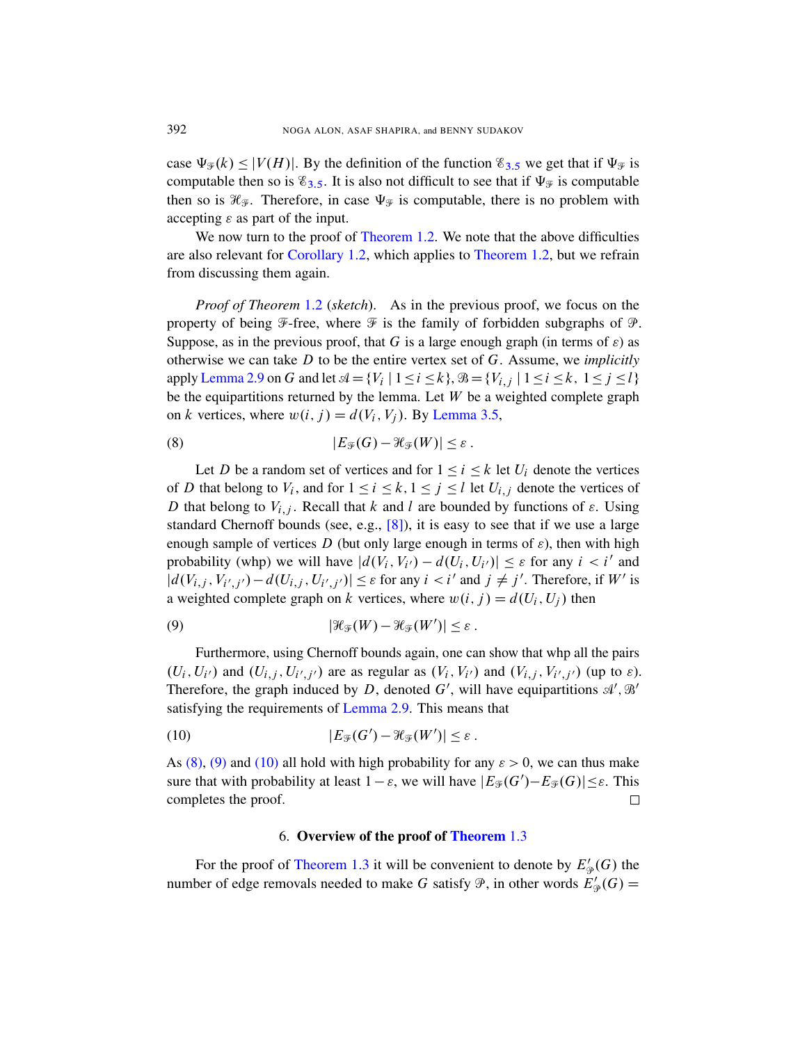case $\Psi_{\mathcal{F}}(k) \le |V(H)|$. By the definition of the function $\mathscr{E}_{3.5}$ we get that if $\Psi_{\mathcal{F}}$ is computable then so is $\mathscr{E}_{3.5}$. It is also not difficult to see that if $\Psi_{\mathcal{F}}$ is computable then so is $\mathscr{H}_{\mathcal{F}}$. Therefore, in case $\Psi_{\mathcal{F}}$ is computable, there is no problem with accepting $\varepsilon$ as part of the input.

We now turn to the proof of Theorem 1.2. We note that the above difficulties are also relevant for Corollary 1.2, which applies to Theorem 1.2, but we refrain from discussing them again.

*Proof of Theorem* 1.2 (*sketch*). As in the previous proof, we focus on the property of being $\mathcal{F}$-free, where $\mathcal{F}$ is the family of forbidden subgraphs of $\mathcal{P}$. Suppose, as in the previous proof, that $G$ is a large enough graph (in terms of $\varepsilon$) as otherwise we can take $D$ to be the entire vertex set of $G$. Assume, we *implicitly* apply Lemma 2.9 on $G$ and let $\mathcal{A} = \{V_i \mid 1 \le i \le k\}$, $\mathcal{B} = \{V_{i,j} \mid 1 \le i \le k,\ 1 \le j \le l\}$ be the equipartitions returned by the lemma. Let $W$ be a weighted complete graph on $k$ vertices, where $w(i,j) = d(V_i, V_j)$. By Lemma 3.5,

$$|E_{\mathcal{F}}(G) - \mathscr{H}_{\mathcal{F}}(W)| \le \varepsilon\,. \tag{8}$$

Let $D$ be a random set of vertices and for $1 \le i \le k$ let $U_i$ denote the vertices of $D$ that belong to $V_i$, and for $1 \le i \le k, 1 \le j \le l$ let $U_{i,j}$ denote the vertices of $D$ that belong to $V_{i,j}$. Recall that $k$ and $l$ are bounded by functions of $\varepsilon$. Using standard Chernoff bounds (see, e.g., [8]), it is easy to see that if we use a large enough sample of vertices $D$ (but only large enough in terms of $\varepsilon$), then with high probability (whp) we will have $|d(V_i, V_{i'}) - d(U_i, U_{i'})| \le \varepsilon$ for any $i < i'$ and $|d(V_{i,j}, V_{i',j'}) - d(U_{i,j}, U_{i',j'})| \le \varepsilon$ for any $i < i'$ and $j \ne j'$. Therefore, if $W'$ is a weighted complete graph on $k$ vertices, where $w(i,j) = d(U_i, U_j)$ then

$$|\mathscr{H}_{\mathcal{F}}(W) - \mathscr{H}_{\mathcal{F}}(W')| \le \varepsilon\,. \tag{9}$$

Furthermore, using Chernoff bounds again, one can show that whp all the pairs $(U_i, U_{i'})$ and $(U_{i,j}, U_{i',j'})$ are as regular as $(V_i, V_{i'})$ and $(V_{i,j}, V_{i',j'})$ (up to $\varepsilon$). Therefore, the graph induced by $D$, denoted $G'$, will have equipartitions $\mathcal{A}', \mathcal{B}'$ satisfying the requirements of Lemma 2.9. This means that

$$|E_{\mathcal{F}}(G') - \mathscr{H}_{\mathcal{F}}(W')| \le \varepsilon\,. \tag{10}$$

As (8), (9) and (10) all hold with high probability for any $\varepsilon > 0$, we can thus make sure that with probability at least $1-\varepsilon$, we will have $|E_{\mathcal{F}}(G') - E_{\mathcal{F}}(G)| \le \varepsilon$. This completes the proof. $\square$

## 6. Overview of the proof of Theorem 1.3

For the proof of Theorem 1.3 it will be convenient to denote by $E'_{\mathcal{P}}(G)$ the number of edge removals needed to make $G$ satisfy $\mathcal{P}$, in other words $E'_{\mathcal{P}}(G) =$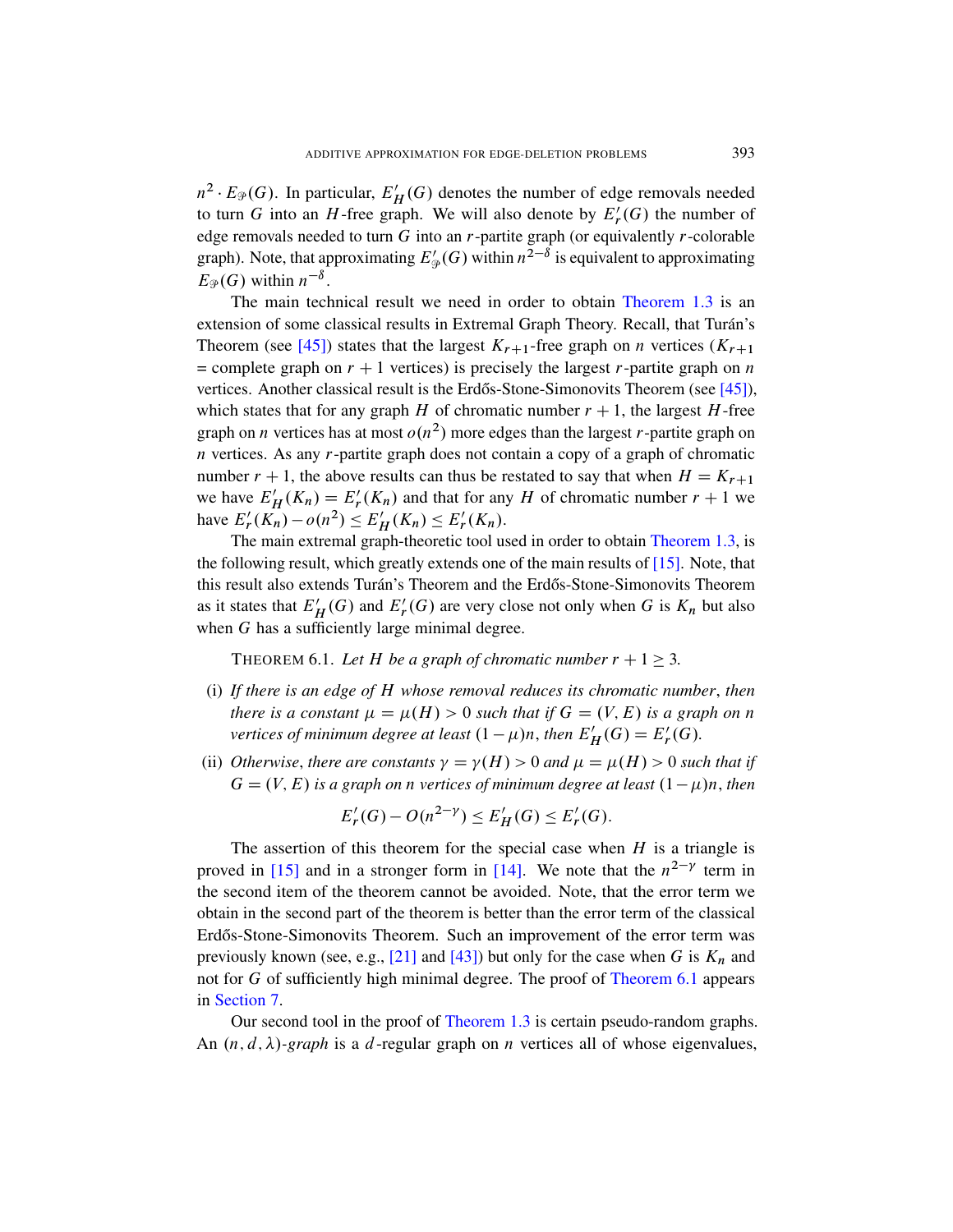$n^2 \cdot E_{\mathcal{P}}(G)$. In particular, $E'_H(G)$ denotes the number of edge removals needed to turn $G$ into an $H$-free graph. We will also denote by $E'_r(G)$ the number of edge removals needed to turn $G$ into an $r$-partite graph (or equivalently $r$-colorable graph). Note, that approximating $E'_{\mathcal{P}}(G)$ within $n^{2-\delta}$ is equivalent to approximating $E_{\mathcal{P}}(G)$ within $n^{-\delta}$.

The main technical result we need in order to obtain Theorem 1.3 is an extension of some classical results in Extremal Graph Theory. Recall, that Turán's Theorem (see [45]) states that the largest $K_{r+1}$-free graph on $n$ vertices ($K_{r+1}$ = complete graph on $r+1$ vertices) is precisely the largest $r$-partite graph on $n$ vertices. Another classical result is the Erdős-Stone-Simonovits Theorem (see [45]), which states that for any graph $H$ of chromatic number $r+1$, the largest $H$-free graph on $n$ vertices has at most $o(n^2)$ more edges than the largest $r$-partite graph on $n$ vertices. As any $r$-partite graph does not contain a copy of a graph of chromatic number $r+1$, the above results can thus be restated to say that when $H = K_{r+1}$ we have $E'_H(K_n) = E'_r(K_n)$ and that for any $H$ of chromatic number $r+1$ we have $E'_r(K_n) - o(n^2) \le E'_H(K_n) \le E'_r(K_n)$.

The main extremal graph-theoretic tool used in order to obtain Theorem 1.3, is the following result, which greatly extends one of the main results of [15]. Note, that this result also extends Turán's Theorem and the Erdős-Stone-Simonovits Theorem as it states that $E'_H(G)$ and $E'_r(G)$ are very close not only when $G$ is $K_n$ but also when $G$ has a sufficiently large minimal degree.

THEOREM 6.1. *Let $H$ be a graph of chromatic number $r+1 \ge 3$.*

(i) *If there is an edge of $H$ whose removal reduces its chromatic number, then there is a constant $\mu = \mu(H) > 0$ such that if $G = (V, E)$ is a graph on $n$ vertices of minimum degree at least $(1-\mu)n$, then $E'_H(G) = E'_r(G)$.*

(ii) *Otherwise, there are constants $\gamma = \gamma(H) > 0$ and $\mu = \mu(H) > 0$ such that if $G = (V, E)$ is a graph on n vertices of minimum degree at least $(1-\mu)n$, then*

$$E'_r(G) - O(n^{2-\gamma}) \le E'_H(G) \le E'_r(G).$$

The assertion of this theorem for the special case when $H$ is a triangle is proved in [15] and in a stronger form in [14]. We note that the $n^{2-\gamma}$ term in the second item of the theorem cannot be avoided. Note, that the error term we obtain in the second part of the theorem is better than the error term of the classical Erdős-Stone-Simonovits Theorem. Such an improvement of the error term was previously known (see, e.g., [21] and [43]) but only for the case when $G$ is $K_n$ and not for $G$ of sufficiently high minimal degree. The proof of Theorem 6.1 appears in Section 7.

Our second tool in the proof of Theorem 1.3 is certain pseudo-random graphs. An $(n, d, \lambda)$-*graph* is a $d$-regular graph on $n$ vertices all of whose eigenvalues,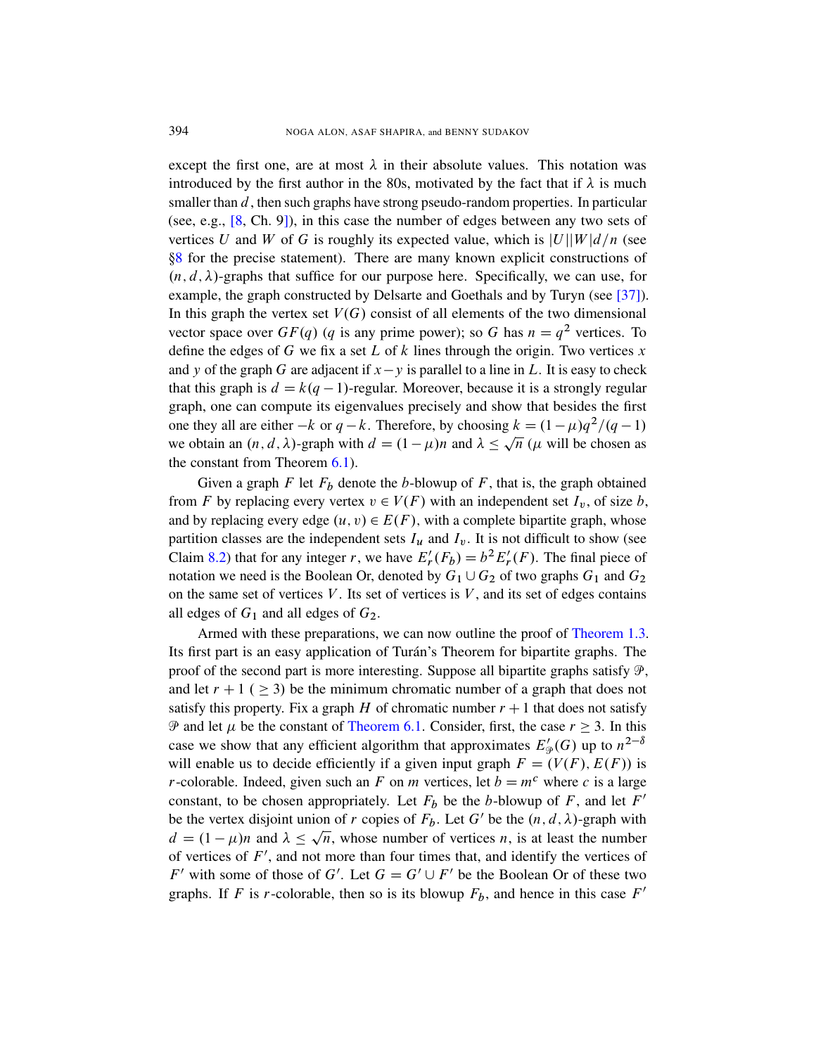except the first one, are at most $\lambda$ in their absolute values. This notation was introduced by the first author in the 80s, motivated by the fact that if $\lambda$ is much smaller than $d$, then such graphs have strong pseudo-random properties. In particular (see, e.g., [8, Ch. 9]), in this case the number of edges between any two sets of vertices $U$ and $W$ of $G$ is roughly its expected value, which is $|U||W|d/n$ (see §8 for the precise statement). There are many known explicit constructions of $(n, d, \lambda)$-graphs that suffice for our purpose here. Specifically, we can use, for example, the graph constructed by Delsarte and Goethals and by Turyn (see [37]). In this graph the vertex set $V(G)$ consist of all elements of the two dimensional vector space over $GF(q)$ ($q$ is any prime power); so $G$ has $n = q^2$ vertices. To define the edges of $G$ we fix a set $L$ of $k$ lines through the origin. Two vertices $x$ and $y$ of the graph $G$ are adjacent if $x - y$ is parallel to a line in $L$. It is easy to check that this graph is $d = k(q-1)$-regular. Moreover, because it is a strongly regular graph, one can compute its eigenvalues precisely and show that besides the first one they all are either $-k$ or $q - k$. Therefore, by choosing $k = (1-\mu)q^2/(q-1)$ we obtain an $(n, d, \lambda)$-graph with $d = (1-\mu)n$ and $\lambda \leq \sqrt{n}$ ($\mu$ will be chosen as the constant from Theorem 6.1).

Given a graph $F$ let $F_b$ denote the $b$-blowup of $F$, that is, the graph obtained from $F$ by replacing every vertex $v \in V(F)$ with an independent set $I_v$, of size $b$, and by replacing every edge $(u, v) \in E(F)$, with a complete bipartite graph, whose partition classes are the independent sets $I_u$ and $I_v$. It is not difficult to show (see Claim 8.2) that for any integer $r$, we have $E'_r(F_b) = b^2 E'_r(F)$. The final piece of notation we need is the Boolean Or, denoted by $G_1 \cup G_2$ of two graphs $G_1$ and $G_2$ on the same set of vertices $V$. Its set of vertices is $V$, and its set of edges contains all edges of $G_1$ and all edges of $G_2$.

Armed with these preparations, we can now outline the proof of Theorem 1.3. Its first part is an easy application of Turán's Theorem for bipartite graphs. The proof of the second part is more interesting. Suppose all bipartite graphs satisfy $\mathcal{P}$, and let $r + 1$ ($\geq 3$) be the minimum chromatic number of a graph that does not satisfy this property. Fix a graph $H$ of chromatic number $r + 1$ that does not satisfy $\mathcal{P}$ and let $\mu$ be the constant of Theorem 6.1. Consider, first, the case $r \geq 3$. In this case we show that any efficient algorithm that approximates $E'_{\mathcal{P}}(G)$ up to $n^{2-\delta}$ will enable us to decide efficiently if a given input graph $F = (V(F), E(F))$ is $r$-colorable. Indeed, given such an $F$ on $m$ vertices, let $b = m^c$ where $c$ is a large constant, to be chosen appropriately. Let $F_b$ be the $b$-blowup of $F$, and let $F'$ be the vertex disjoint union of $r$ copies of $F_b$. Let $G'$ be the $(n, d, \lambda)$-graph with $d = (1-\mu)n$ and $\lambda \leq \sqrt{n}$, whose number of vertices $n$, is at least the number of vertices of $F'$, and not more than four times that, and identify the vertices of $F'$ with some of those of $G'$. Let $G = G' \cup F'$ be the Boolean Or of these two graphs. If $F$ is $r$-colorable, then so is its blowup $F_b$, and hence in this case $F'$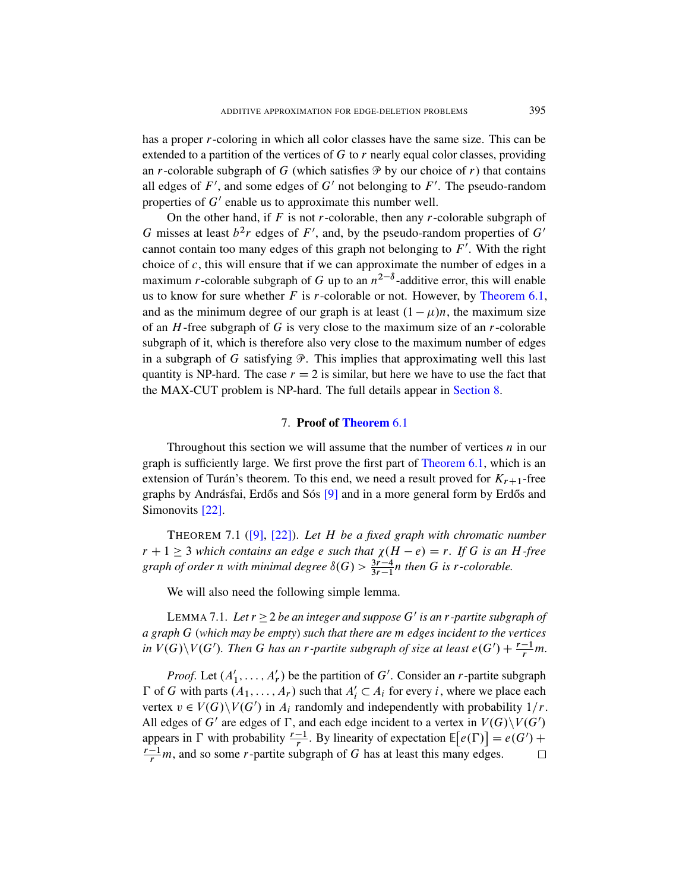has a proper $r$-coloring in which all color classes have the same size. This can be extended to a partition of the vertices of $G$ to $r$ nearly equal color classes, providing an $r$-colorable subgraph of $G$ (which satisfies $\mathcal{P}$ by our choice of $r$) that contains all edges of $F'$, and some edges of $G'$ not belonging to $F'$. The pseudo-random properties of $G'$ enable us to approximate this number well.

On the other hand, if $F$ is not $r$-colorable, then any $r$-colorable subgraph of $G$ misses at least $b^2 r$ edges of $F'$, and, by the pseudo-random properties of $G'$ cannot contain too many edges of this graph not belonging to $F'$. With the right choice of $c$, this will ensure that if we can approximate the number of edges in a maximum $r$-colorable subgraph of $G$ up to an $n^{2-\delta}$-additive error, this will enable us to know for sure whether $F$ is $r$-colorable or not. However, by Theorem 6.1, and as the minimum degree of our graph is at least $(1-\mu)n$, the maximum size of an $H$-free subgraph of $G$ is very close to the maximum size of an $r$-colorable subgraph of it, which is therefore also very close to the maximum number of edges in a subgraph of $G$ satisfying $\mathcal{P}$. This implies that approximating well this last quantity is NP-hard. The case $r = 2$ is similar, but here we have to use the fact that the MAX-CUT problem is NP-hard. The full details appear in Section 8.

## 7. Proof of Theorem 6.1

Throughout this section we will assume that the number of vertices $n$ in our graph is sufficiently large. We first prove the first part of Theorem 6.1, which is an extension of Turán's theorem. To this end, we need a result proved for $K_{r+1}$-free graphs by Andrásfai, Erdős and Sós [9] and in a more general form by Erdős and Simonovits [22].

THEOREM 7.1 ([9], [22]). *Let $H$ be a fixed graph with chromatic number $r+1 \geq 3$ which contains an edge $e$ such that $\chi(H-e) = r$. If $G$ is an $H$-free graph of order $n$ with minimal degree $\delta(G) > \frac{3r-4}{3r-1}n$ then $G$ is $r$-colorable.*

We will also need the following simple lemma.

LEMMA 7.1. *Let $r \geq 2$ be an integer and suppose $G'$ is an $r$-partite subgraph of a graph $G$ (which may be empty) such that there are $m$ edges incident to the vertices in $V(G)\backslash V(G')$. Then $G$ has an $r$-partite subgraph of size at least $e(G') + \frac{r-1}{r}m$.*

*Proof.* Let $(A'_1, \ldots, A'_r)$ be the partition of $G'$. Consider an $r$-partite subgraph $\Gamma$ of $G$ with parts $(A_1, \ldots, A_r)$ such that $A'_i \subset A_i$ for every $i$, where we place each vertex $v \in V(G)\backslash V(G')$ in $A_i$ randomly and independently with probability $1/r$. All edges of $G'$ are edges of $\Gamma$, and each edge incident to a vertex in $V(G)\backslash V(G')$ appears in $\Gamma$ with probability $\frac{r-1}{r}$. By linearity of expectation $\mathbb{E}[e(\Gamma)] = e(G') + \frac{r-1}{r}m$, and so some $r$-partite subgraph of $G$ has at least this many edges. □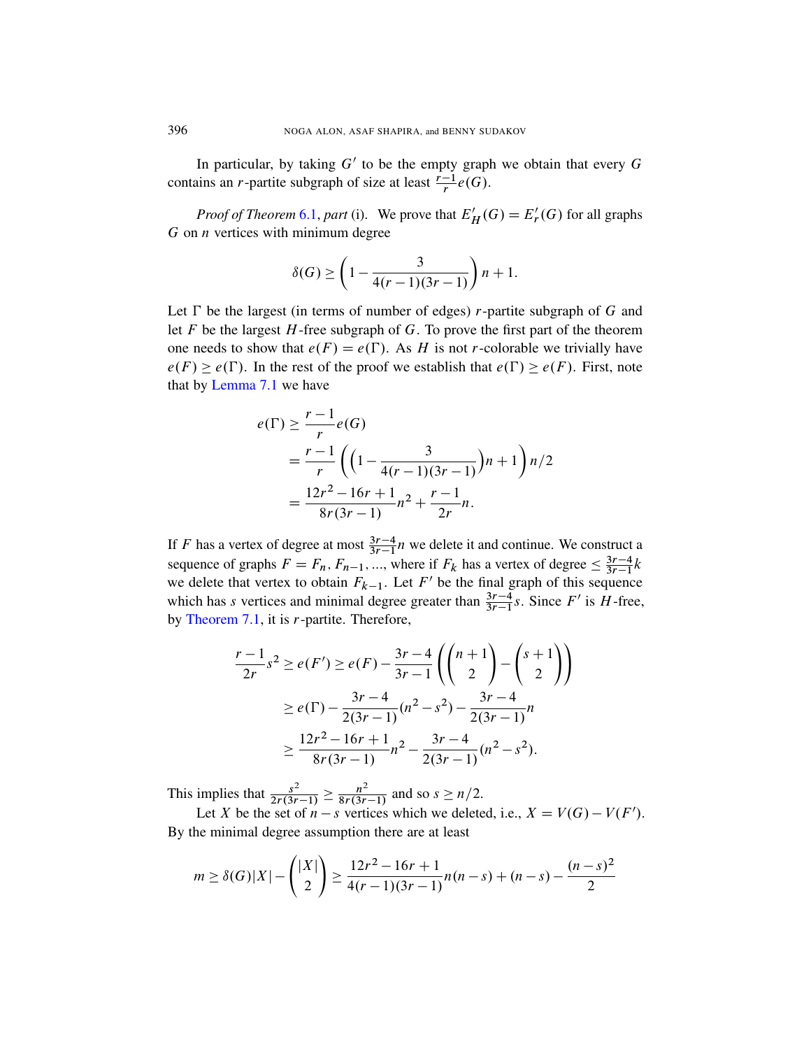In particular, by taking $G'$ to be the empty graph we obtain that every $G$ contains an $r$-partite subgraph of size at least $\frac{r-1}{r}e(G)$.

*Proof of Theorem 6.1, part* (i). We prove that $E'_H(G) = E'_r(G)$ for all graphs $G$ on $n$ vertices with minimum degree

$$\delta(G) \geq \left(1 - \frac{3}{4(r-1)(3r-1)}\right) n + 1.$$

Let $\Gamma$ be the largest (in terms of number of edges) $r$-partite subgraph of $G$ and let $F$ be the largest $H$-free subgraph of $G$. To prove the first part of the theorem one needs to show that $e(F) = e(\Gamma)$. As $H$ is not $r$-colorable we trivially have $e(F) \geq e(\Gamma)$. In the rest of the proof we establish that $e(\Gamma) \geq e(F)$. First, note that by Lemma 7.1 we have

$$\begin{aligned}
e(\Gamma) &\geq \frac{r-1}{r} e(G) \\
&= \frac{r-1}{r} \left( \left(1 - \frac{3}{4(r-1)(3r-1)}\right) n + 1 \right) n/2 \\
&= \frac{12r^2 - 16r + 1}{8r(3r-1)} n^2 + \frac{r-1}{2r} n.
\end{aligned}$$

If $F$ has a vertex of degree at most $\frac{3r-4}{3r-1}n$ we delete it and continue. We construct a sequence of graphs $F = F_n, F_{n-1}, \ldots$, where if $F_k$ has a vertex of degree $\leq \frac{3r-4}{3r-1}k$ we delete that vertex to obtain $F_{k-1}$. Let $F'$ be the final graph of this sequence which has $s$ vertices and minimal degree greater than $\frac{3r-4}{3r-1}s$. Since $F'$ is $H$-free, by Theorem 7.1, it is $r$-partite. Therefore,

$$\begin{aligned}
\frac{r-1}{2r} s^2 \geq e(F') &\geq e(F) - \frac{3r-4}{3r-1} \left( \binom{n+1}{2} - \binom{s+1}{2} \right) \\
&\geq e(\Gamma) - \frac{3r-4}{2(3r-1)} (n^2 - s^2) - \frac{3r-4}{2(3r-1)} n \\
&\geq \frac{12r^2 - 16r + 1}{8r(3r-1)} n^2 - \frac{3r-4}{2(3r-1)} (n^2 - s^2).
\end{aligned}$$

This implies that $\frac{s^2}{2r(3r-1)} \geq \frac{n^2}{8r(3r-1)}$ and so $s \geq n/2$.

Let $X$ be the set of $n - s$ vertices which we deleted, i.e., $X = V(G) - V(F')$. By the minimal degree assumption there are at least

$$m \geq \delta(G)|X| - \binom{|X|}{2} \geq \frac{12r^2 - 16r + 1}{4(r-1)(3r-1)} n(n-s) + (n-s) - \frac{(n-s)^2}{2}$$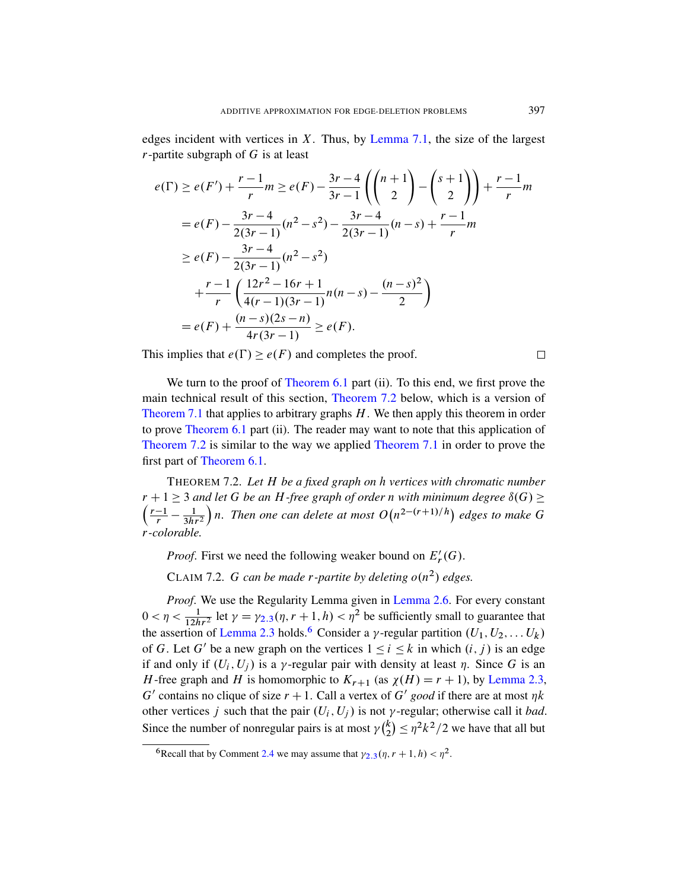edges incident with vertices in $X$. Thus, by Lemma 7.1, the size of the largest $r$-partite subgraph of $G$ is at least

$$
\begin{aligned}
e(\Gamma) &\geq e(F') + \frac{r-1}{r}m \geq e(F) - \frac{3r-4}{3r-1}\left(\binom{n+1}{2} - \binom{s+1}{2}\right) + \frac{r-1}{r}m \\
&= e(F) - \frac{3r-4}{2(3r-1)}(n^2 - s^2) - \frac{3r-4}{2(3r-1)}(n-s) + \frac{r-1}{r}m \\
&\geq e(F) - \frac{3r-4}{2(3r-1)}(n^2 - s^2) \\
&\quad + \frac{r-1}{r}\left(\frac{12r^2 - 16r + 1}{4(r-1)(3r-1)}n(n-s) - \frac{(n-s)^2}{2}\right) \\
&= e(F) + \frac{(n-s)(2s-n)}{4r(3r-1)} \geq e(F).
\end{aligned}
$$

This implies that $e(\Gamma) \geq e(F)$ and completes the proof. □

We turn to the proof of Theorem 6.1 part (ii). To this end, we first prove the main technical result of this section, Theorem 7.2 below, which is a version of Theorem 7.1 that applies to arbitrary graphs $H$. We then apply this theorem in order to prove Theorem 6.1 part (ii). The reader may want to note that this application of Theorem 7.2 is similar to the way we applied Theorem 7.1 in order to prove the first part of Theorem 6.1.

THEOREM 7.2. *Let $H$ be a fixed graph on $h$ vertices with chromatic number $r+1 \geq 3$ and let $G$ be an $H$-free graph of order $n$ with minimum degree $\delta(G) \geq \left(\frac{r-1}{r} - \frac{1}{3hr^2}\right)n$. Then one can delete at most $O\left(n^{2-(r+1)/h}\right)$ edges to make $G$ $r$-colorable.*

*Proof.* First we need the following weaker bound on $E_r'(G)$.

CLAIM 7.2. *$G$ can be made $r$-partite by deleting $o(n^2)$ edges.*

*Proof.* We use the Regularity Lemma given in Lemma 2.6. For every constant $0 < \eta < \frac{1}{12hr^2}$ let $\gamma = \gamma_{2.3}(\eta, r+1, h) < \eta^2$ be sufficiently small to guarantee that the assertion of Lemma 2.3 holds.[6] Consider a $\gamma$-regular partition $(U_1, U_2, \ldots U_k)$ of $G$. Let $G'$ be a new graph on the vertices $1 \leq i \leq k$ in which $(i, j)$ is an edge if and only if $(U_i, U_j)$ is a $\gamma$-regular pair with density at least $\eta$. Since $G$ is an $H$-free graph and $H$ is homomorphic to $K_{r+1}$ (as $\chi(H) = r+1$), by Lemma 2.3, $G'$ contains no clique of size $r+1$. Call a vertex of $G'$ *good* if there are at most $\eta k$ other vertices $j$ such that the pair $(U_i, U_j)$ is not $\gamma$-regular; otherwise call it *bad*. Since the number of nonregular pairs is at most $\gamma\binom{k}{2} \leq \eta^2 k^2/2$ we have that all but

[6] Recall that by Comment 2.4 we may assume that $\gamma_{2.3}(\eta, r+1, h) < \eta^2$.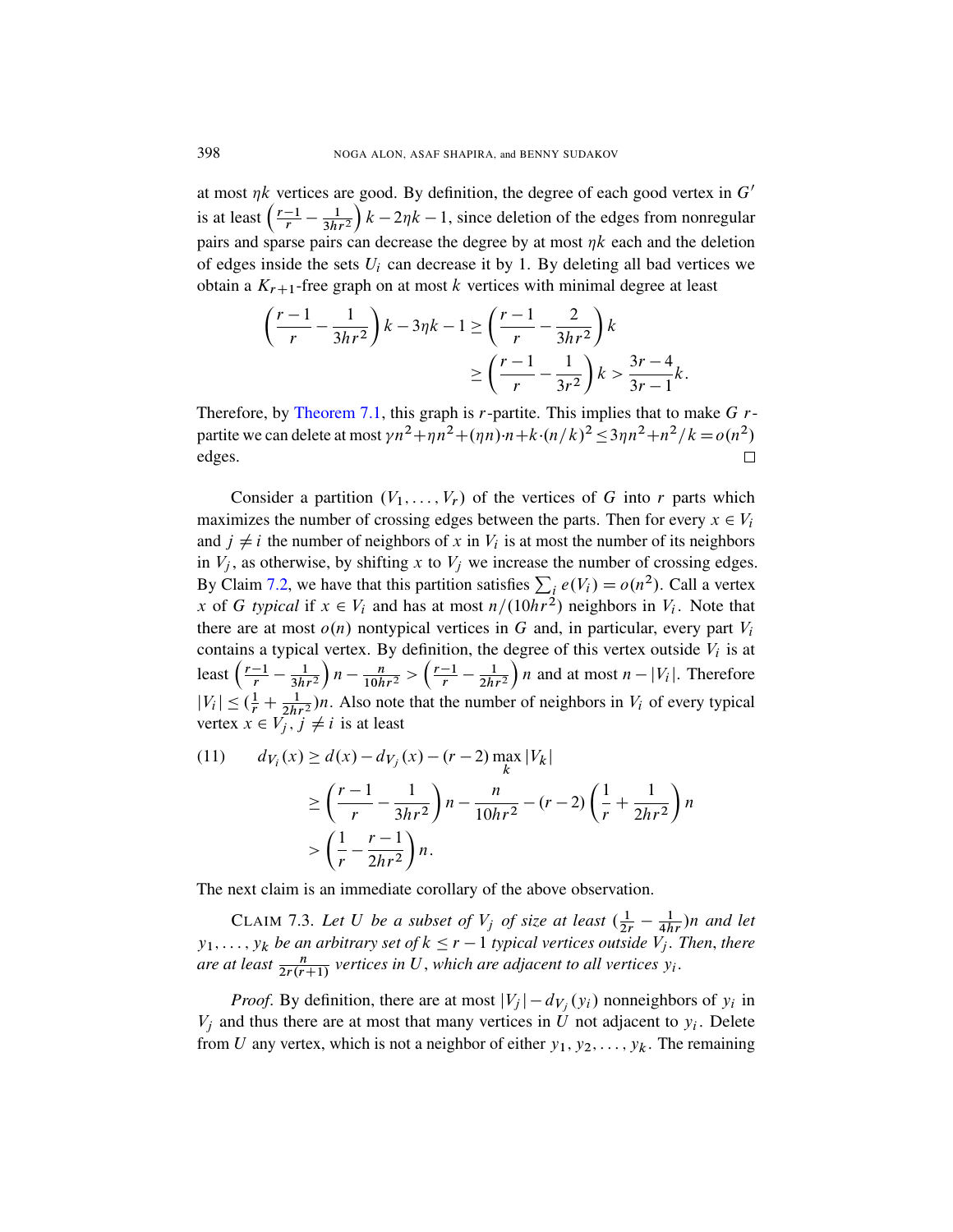at most $\eta k$ vertices are good. By definition, the degree of each good vertex in $G'$ is at least $\left(\frac{r-1}{r} - \frac{1}{3hr^2}\right)k - 2\eta k - 1$, since deletion of the edges from nonregular pairs and sparse pairs can decrease the degree by at most $\eta k$ each and the deletion of edges inside the sets $U_i$ can decrease it by 1. By deleting all bad vertices we obtain a $K_{r+1}$-free graph on at most $k$ vertices with minimal degree at least

$$\left(\frac{r-1}{r} - \frac{1}{3hr^2}\right)k - 3\eta k - 1 \geq \left(\frac{r-1}{r} - \frac{2}{3hr^2}\right)k$$
$$\geq \left(\frac{r-1}{r} - \frac{1}{3r^2}\right)k > \frac{3r-4}{3r-1}k.$$

Therefore, by Theorem 7.1, this graph is $r$-partite. This implies that to make $G$ $r$-partite we can delete at most $\gamma n^2 + \eta n^2 + (\eta n)\cdot n + k\cdot(n/k)^2 \leq 3\eta n^2 + n^2/k = o(n^2)$ edges. □

Consider a partition $(V_1, \ldots, V_r)$ of the vertices of $G$ into $r$ parts which maximizes the number of crossing edges between the parts. Then for every $x \in V_i$ and $j \neq i$ the number of neighbors of $x$ in $V_i$ is at most the number of its neighbors in $V_j$, as otherwise, by shifting $x$ to $V_j$ we increase the number of crossing edges. By Claim 7.2, we have that this partition satisfies $\sum_i e(V_i) = o(n^2)$. Call a vertex $x$ of $G$ *typical* if $x \in V_i$ and has at most $n/(10hr^2)$ neighbors in $V_i$. Note that there are at most $o(n)$ nontypical vertices in $G$ and, in particular, every part $V_i$ contains a typical vertex. By definition, the degree of this vertex outside $V_i$ is at least $\left(\frac{r-1}{r} - \frac{1}{3hr^2}\right)n - \frac{n}{10hr^2} > \left(\frac{r-1}{r} - \frac{1}{2hr^2}\right)n$ and at most $n - |V_i|$. Therefore $|V_i| \leq (\frac{1}{r} + \frac{1}{2hr^2})n$. Also note that the number of neighbors in $V_i$ of every typical vertex $x \in V_j$, $j \neq i$ is at least

$$d_{V_i}(x) \geq d(x) - d_{V_j}(x) - (r-2)\max_k |V_k| \tag{11}$$
$$\geq \left(\frac{r-1}{r} - \frac{1}{3hr^2}\right)n - \frac{n}{10hr^2} - (r-2)\left(\frac{1}{r} + \frac{1}{2hr^2}\right)n$$
$$> \left(\frac{1}{r} - \frac{r-1}{2hr^2}\right)n.$$

The next claim is an immediate corollary of the above observation.

CLAIM 7.3. *Let $U$ be a subset of $V_j$ of size at least $(\frac{1}{2r} - \frac{1}{4hr})n$ and let $y_1, \ldots, y_k$ be an arbitrary set of $k \leq r-1$ typical vertices outside $V_j$. Then, there are at least $\frac{n}{2r(r+1)}$ vertices in $U$, which are adjacent to all vertices $y_i$.*

*Proof.* By definition, there are at most $|V_j| - d_{V_j}(y_i)$ nonneighbors of $y_i$ in $V_j$ and thus there are at most that many vertices in $U$ not adjacent to $y_i$. Delete from $U$ any vertex, which is not a neighbor of either $y_1, y_2, \ldots, y_k$. The remaining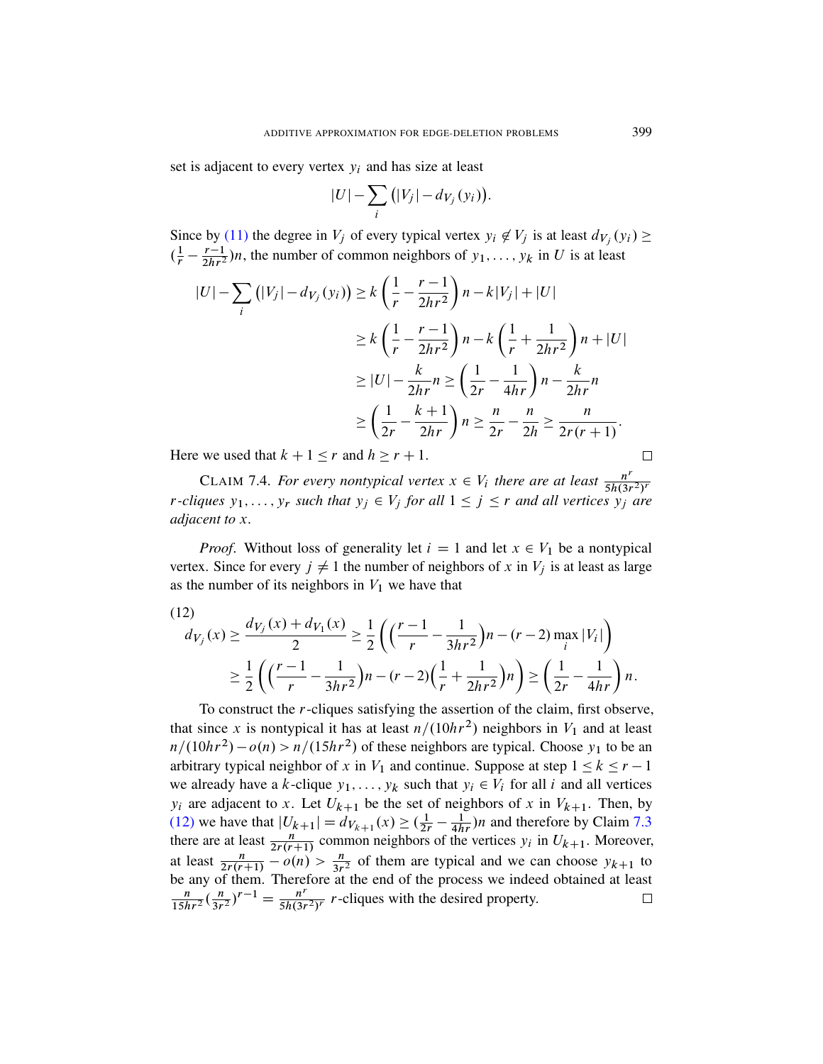set is adjacent to every vertex $y_i$ and has size at least

$$|U| - \sum_i \big(|V_j| - d_{V_j}(y_i)\big).$$

Since by (11) the degree in $V_j$ of every typical vertex $y_i \notin V_j$ is at least $d_{V_j}(y_i) \geq (\frac{1}{r} - \frac{r-1}{2hr^2})n$, the number of common neighbors of $y_1, \dots, y_k$ in $U$ is at least

$$\begin{aligned}
|U| - \sum_i \big(|V_j| - d_{V_j}(y_i)\big) &\geq k\left(\frac{1}{r} - \frac{r-1}{2hr^2}\right)n - k|V_j| + |U| \\
&\geq k\left(\frac{1}{r} - \frac{r-1}{2hr^2}\right)n - k\left(\frac{1}{r} + \frac{1}{2hr^2}\right)n + |U| \\
&\geq |U| - \frac{k}{2hr}n \geq \left(\frac{1}{2r} - \frac{1}{4hr}\right)n - \frac{k}{2hr}n \\
&\geq \left(\frac{1}{2r} - \frac{k+1}{2hr}\right)n \geq \frac{n}{2r} - \frac{n}{2h} \geq \frac{n}{2r(r+1)}.
\end{aligned}$$

Here we used that $k+1 \leq r$ and $h \geq r+1$. □

CLAIM 7.4. *For every nontypical vertex $x \in V_i$ there are at least $\frac{n^r}{5h(3r^2)^r}$ $r$-cliques $y_1, \dots, y_r$ such that $y_j \in V_j$ for all $1 \leq j \leq r$ and all vertices $y_j$ are adjacent to $x$.*

*Proof.* Without loss of generality let $i = 1$ and let $x \in V_1$ be a nontypical vertex. Since for every $j \neq 1$ the number of neighbors of $x$ in $V_j$ is at least as large as the number of its neighbors in $V_1$ we have that

(12)
$$\begin{aligned}
d_{V_j}(x) &\geq \frac{d_{V_j}(x) + d_{V_1}(x)}{2} \geq \frac{1}{2}\left(\Big(\frac{r-1}{r} - \frac{1}{3hr^2}\Big)n - (r-2)\max_i |V_i|\right) \\
&\geq \frac{1}{2}\left(\Big(\frac{r-1}{r} - \frac{1}{3hr^2}\Big)n - (r-2)\Big(\frac{1}{r} + \frac{1}{2hr^2}\Big)n\right) \geq \left(\frac{1}{2r} - \frac{1}{4hr}\right)n.
\end{aligned}$$

To construct the $r$-cliques satisfying the assertion of the claim, first observe, that since $x$ is nontypical it has at least $n/(10hr^2)$ neighbors in $V_1$ and at least $n/(10hr^2) - o(n) > n/(15hr^2)$ of these neighbors are typical. Choose $y_1$ to be an arbitrary typical neighbor of $x$ in $V_1$ and continue. Suppose at step $1 \leq k \leq r-1$ we already have a $k$-clique $y_1, \dots, y_k$ such that $y_i \in V_i$ for all $i$ and all vertices $y_i$ are adjacent to $x$. Let $U_{k+1}$ be the set of neighbors of $x$ in $V_{k+1}$. Then, by (12) we have that $|U_{k+1}| = d_{V_{k+1}}(x) \geq (\frac{1}{2r} - \frac{1}{4hr})n$ and therefore by Claim 7.3 there are at least $\frac{n}{2r(r+1)}$ common neighbors of the vertices $y_i$ in $U_{k+1}$. Moreover, at least $\frac{n}{2r(r+1)} - o(n) > \frac{n}{3r^2}$ of them are typical and we can choose $y_{k+1}$ to be any of them. Therefore at the end of the process we indeed obtained at least $\frac{n}{15hr^2}(\frac{n}{3r^2})^{r-1} = \frac{n^r}{5h(3r^2)^r}$ $r$-cliques with the desired property. □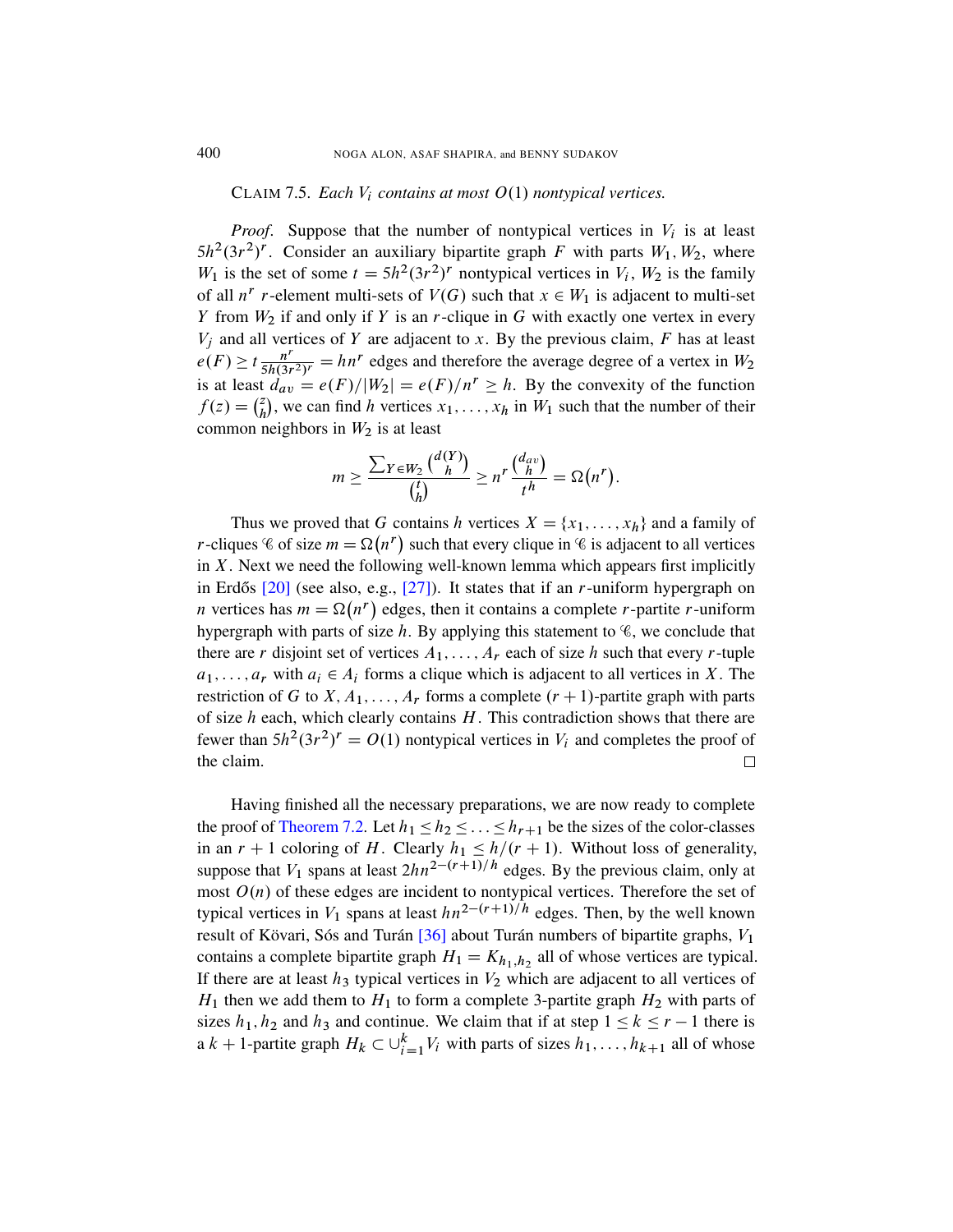CLAIM 7.5. *Each $V_i$ contains at most $O(1)$ nontypical vertices.*

*Proof.* Suppose that the number of nontypical vertices in $V_i$ is at least $5h^2(3r^2)^r$. Consider an auxiliary bipartite graph $F$ with parts $W_1, W_2$, where $W_1$ is the set of some $t = 5h^2(3r^2)^r$ nontypical vertices in $V_i$, $W_2$ is the family of all $n^r$ $r$-element multi-sets of $V(G)$ such that $x \in W_1$ is adjacent to multi-set $Y$ from $W_2$ if and only if $Y$ is an $r$-clique in $G$ with exactly one vertex in every $V_j$ and all vertices of $Y$ are adjacent to $x$. By the previous claim, $F$ has at least $e(F) \geq t\frac{n^r}{5h(3r^2)^r} = hn^r$ edges and therefore the average degree of a vertex in $W_2$ is at least $d_{av} = e(F)/|W_2| = e(F)/n^r \geq h$. By the convexity of the function $f(z) = \binom{z}{h}$, we can find $h$ vertices $x_1, \ldots, x_h$ in $W_1$ such that the number of their common neighbors in $W_2$ is at least

$$m \geq \frac{\sum_{Y \in W_2} \binom{d(Y)}{h}}{\binom{t}{h}} \geq n^r \frac{\binom{d_{av}}{h}}{t^h} = \Omega\big(n^r\big).$$

Thus we proved that $G$ contains $h$ vertices $X = \{x_1, \ldots, x_h\}$ and a family of $r$-cliques $\mathscr{C}$ of size $m = \Omega\big(n^r\big)$ such that every clique in $\mathscr{C}$ is adjacent to all vertices in $X$. Next we need the following well-known lemma which appears first implicitly in Erdős [20] (see also, e.g., [27]). It states that if an $r$-uniform hypergraph on $n$ vertices has $m = \Omega\big(n^r\big)$ edges, then it contains a complete $r$-partite $r$-uniform hypergraph with parts of size $h$. By applying this statement to $\mathscr{C}$, we conclude that there are $r$ disjoint set of vertices $A_1, \ldots, A_r$ each of size $h$ such that every $r$-tuple $a_1, \ldots, a_r$ with $a_i \in A_i$ forms a clique which is adjacent to all vertices in $X$. The restriction of $G$ to $X, A_1, \ldots, A_r$ forms a complete $(r+1)$-partite graph with parts of size $h$ each, which clearly contains $H$. This contradiction shows that there are fewer than $5h^2(3r^2)^r = O(1)$ nontypical vertices in $V_i$ and completes the proof of the claim. □

Having finished all the necessary preparations, we are now ready to complete the proof of Theorem 7.2. Let $h_1 \leq h_2 \leq \ldots \leq h_{r+1}$ be the sizes of the color-classes in an $r+1$ coloring of $H$. Clearly $h_1 \leq h/(r+1)$. Without loss of generality, suppose that $V_1$ spans at least $2hn^{2-(r+1)/h}$ edges. By the previous claim, only at most $O(n)$ of these edges are incident to nontypical vertices. Therefore the set of typical vertices in $V_1$ spans at least $hn^{2-(r+1)/h}$ edges. Then, by the well known result of Kövari, Sós and Turán [36] about Turán numbers of bipartite graphs, $V_1$ contains a complete bipartite graph $H_1 = K_{h_1,h_2}$ all of whose vertices are typical. If there are at least $h_3$ typical vertices in $V_2$ which are adjacent to all vertices of $H_1$ then we add them to $H_1$ to form a complete 3-partite graph $H_2$ with parts of sizes $h_1, h_2$ and $h_3$ and continue. We claim that if at step $1 \leq k \leq r-1$ there is a $k+1$-partite graph $H_k \subset \cup_{i=1}^{k} V_i$ with parts of sizes $h_1, \ldots, h_{k+1}$ all of whose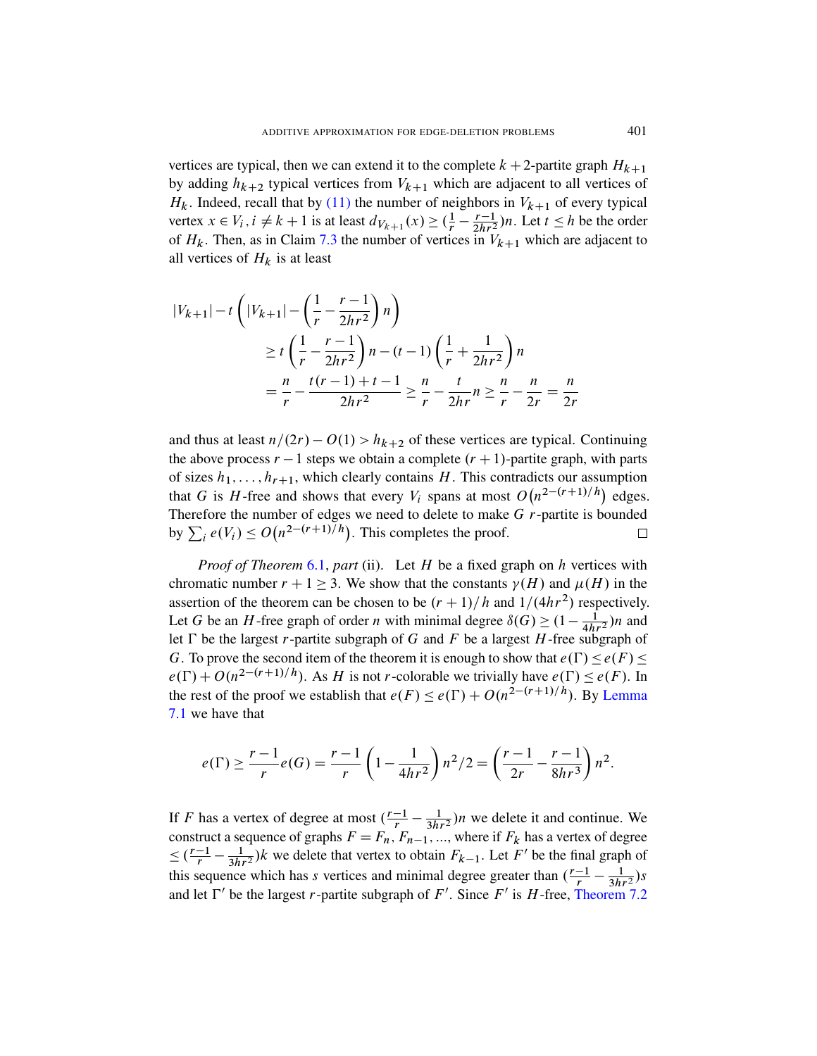vertices are typical, then we can extend it to the complete $k+2$-partite graph $H_{k+1}$ by adding $h_{k+2}$ typical vertices from $V_{k+1}$ which are adjacent to all vertices of $H_k$. Indeed, recall that by (11) the number of neighbors in $V_{k+1}$ of every typical vertex $x \in V_i, i \neq k+1$ is at least $d_{V_{k+1}}(x) \geq (\frac{1}{r} - \frac{r-1}{2hr^2})n$. Let $t \leq h$ be the order of $H_k$. Then, as in Claim 7.3 the number of vertices in $V_{k+1}$ which are adjacent to all vertices of $H_k$ is at least

$$
\begin{aligned}
|V_{k+1}| - t\left(|V_{k+1}| - \left(\frac{1}{r} - \frac{r-1}{2hr^2}\right)n\right) \\
&\geq t\left(\frac{1}{r} - \frac{r-1}{2hr^2}\right)n - (t-1)\left(\frac{1}{r} + \frac{1}{2hr^2}\right)n \\
&= \frac{n}{r} - \frac{t(r-1)+t-1}{2hr^2} \geq \frac{n}{r} - \frac{t}{2hr}n \geq \frac{n}{r} - \frac{n}{2r} = \frac{n}{2r}
\end{aligned}
$$

and thus at least $n/(2r) - O(1) > h_{k+2}$ of these vertices are typical. Continuing the above process $r-1$ steps we obtain a complete $(r+1)$-partite graph, with parts of sizes $h_1, \ldots, h_{r+1}$, which clearly contains $H$. This contradicts our assumption that $G$ is $H$-free and shows that every $V_i$ spans at most $O\big(n^{2-(r+1)/h}\big)$ edges. Therefore the number of edges we need to delete to make $G$ $r$-partite is bounded by $\sum_i e(V_i) \leq O\big(n^{2-(r+1)/h}\big)$. This completes the proof. $\square$

*Proof of Theorem 6.1, part* (ii). Let $H$ be a fixed graph on $h$ vertices with chromatic number $r+1 \geq 3$. We show that the constants $\gamma(H)$ and $\mu(H)$ in the assertion of the theorem can be chosen to be $(r+1)/h$ and $1/(4hr^2)$ respectively. Let $G$ be an $H$-free graph of order $n$ with minimal degree $\delta(G) \geq (1 - \frac{1}{4hr^2})n$ and let $\Gamma$ be the largest $r$-partite subgraph of $G$ and $F$ be a largest $H$-free subgraph of $G$. To prove the second item of the theorem it is enough to show that $e(\Gamma) \leq e(F) \leq e(\Gamma) + O(n^{2-(r+1)/h})$. As $H$ is not $r$-colorable we trivially have $e(\Gamma) \leq e(F)$. In the rest of the proof we establish that $e(F) \leq e(\Gamma) + O(n^{2-(r+1)/h})$. By Lemma 7.1 we have that

$$
e(\Gamma) \geq \frac{r-1}{r}e(G) = \frac{r-1}{r}\left(1 - \frac{1}{4hr^2}\right)n^2/2 = \left(\frac{r-1}{2r} - \frac{r-1}{8hr^3}\right)n^2.
$$

If $F$ has a vertex of degree at most $(\frac{r-1}{r} - \frac{1}{3hr^2})n$ we delete it and continue. We construct a sequence of graphs $F = F_n, F_{n-1}, \ldots$, where if $F_k$ has a vertex of degree $\leq (\frac{r-1}{r} - \frac{1}{3hr^2})k$ we delete that vertex to obtain $F_{k-1}$. Let $F'$ be the final graph of this sequence which has $s$ vertices and minimal degree greater than $(\frac{r-1}{r} - \frac{1}{3hr^2})s$ and let $\Gamma'$ be the largest $r$-partite subgraph of $F'$. Since $F'$ is $H$-free, Theorem 7.2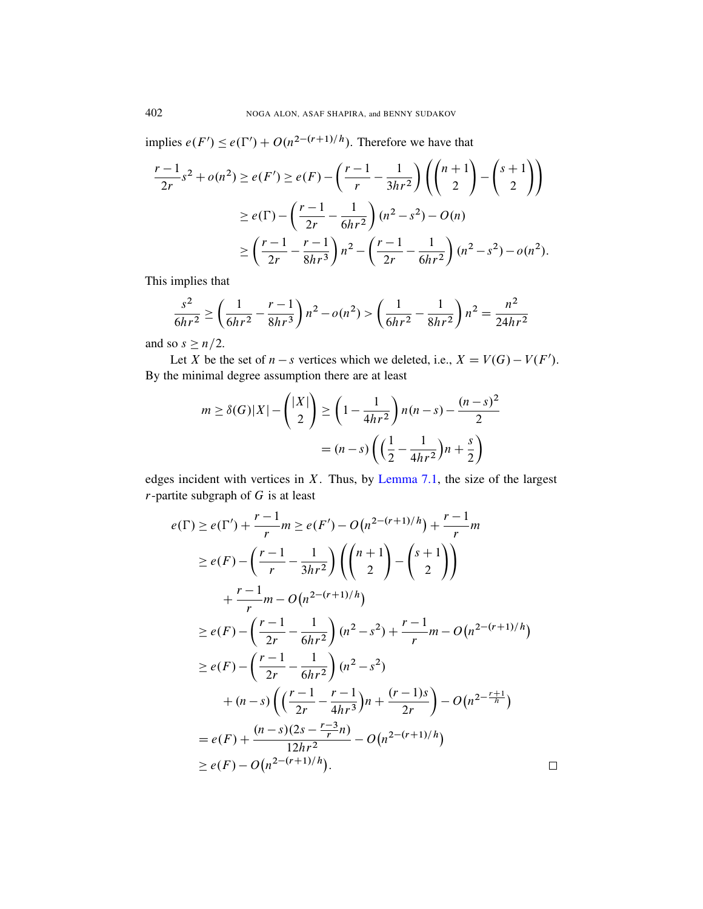implies $e(F') \leq e(\Gamma') + O(n^{2-(r+1)/h})$. Therefore we have that

$$
\begin{aligned}
\frac{r-1}{2r}s^2 + o(n^2) \geq e(F') &\geq e(F) - \left(\frac{r-1}{r} - \frac{1}{3hr^2}\right)\left(\binom{n+1}{2} - \binom{s+1}{2}\right) \\
&\geq e(\Gamma) - \left(\frac{r-1}{2r} - \frac{1}{6hr^2}\right)(n^2 - s^2) - O(n) \\
&\geq \left(\frac{r-1}{2r} - \frac{r-1}{8hr^3}\right)n^2 - \left(\frac{r-1}{2r} - \frac{1}{6hr^2}\right)(n^2 - s^2) - o(n^2).
\end{aligned}
$$

This implies that

$$
\frac{s^2}{6hr^2} \geq \left(\frac{1}{6hr^2} - \frac{r-1}{8hr^3}\right)n^2 - o(n^2) > \left(\frac{1}{6hr^2} - \frac{1}{8hr^2}\right)n^2 = \frac{n^2}{24hr^2}
$$

and so $s \geq n/2$.

Let $X$ be the set of $n-s$ vertices which we deleted, i.e., $X = V(G) - V(F')$. By the minimal degree assumption there are at least

$$
\begin{aligned}
m \geq \delta(G)|X| - \binom{|X|}{2} &\geq \left(1 - \frac{1}{4hr^2}\right)n(n-s) - \frac{(n-s)^2}{2} \\
&= (n-s)\left(\left(\frac{1}{2} - \frac{1}{4hr^2}\right)n + \frac{s}{2}\right)
\end{aligned}
$$

edges incident with vertices in $X$. Thus, by Lemma 7.1, the size of the largest $r$-partite subgraph of $G$ is at least

$$
\begin{aligned}
e(\Gamma) &\geq e(\Gamma') + \frac{r-1}{r}m \geq e(F') - O\big(n^{2-(r+1)/h}\big) + \frac{r-1}{r}m \\
&\geq e(F) - \left(\frac{r-1}{r} - \frac{1}{3hr^2}\right)\left(\binom{n+1}{2} - \binom{s+1}{2}\right) \\
&\qquad + \frac{r-1}{r}m - O\big(n^{2-(r+1)/h}\big) \\
&\geq e(F) - \left(\frac{r-1}{2r} - \frac{1}{6hr^2}\right)(n^2 - s^2) + \frac{r-1}{r}m - O\big(n^{2-(r+1)/h}\big) \\
&\geq e(F) - \left(\frac{r-1}{2r} - \frac{1}{6hr^2}\right)(n^2 - s^2) \\
&\qquad + (n-s)\left(\left(\frac{r-1}{2r} - \frac{r-1}{4hr^3}\right)n + \frac{(r-1)s}{2r}\right) - O\big(n^{2-\frac{r+1}{h}}\big) \\
&= e(F) + \frac{(n-s)(2s - \frac{r-3}{r}n)}{12hr^2} - O\big(n^{2-(r+1)/h}\big) \\
&\geq e(F) - O\big(n^{2-(r+1)/h}\big).
\end{aligned}
$$

□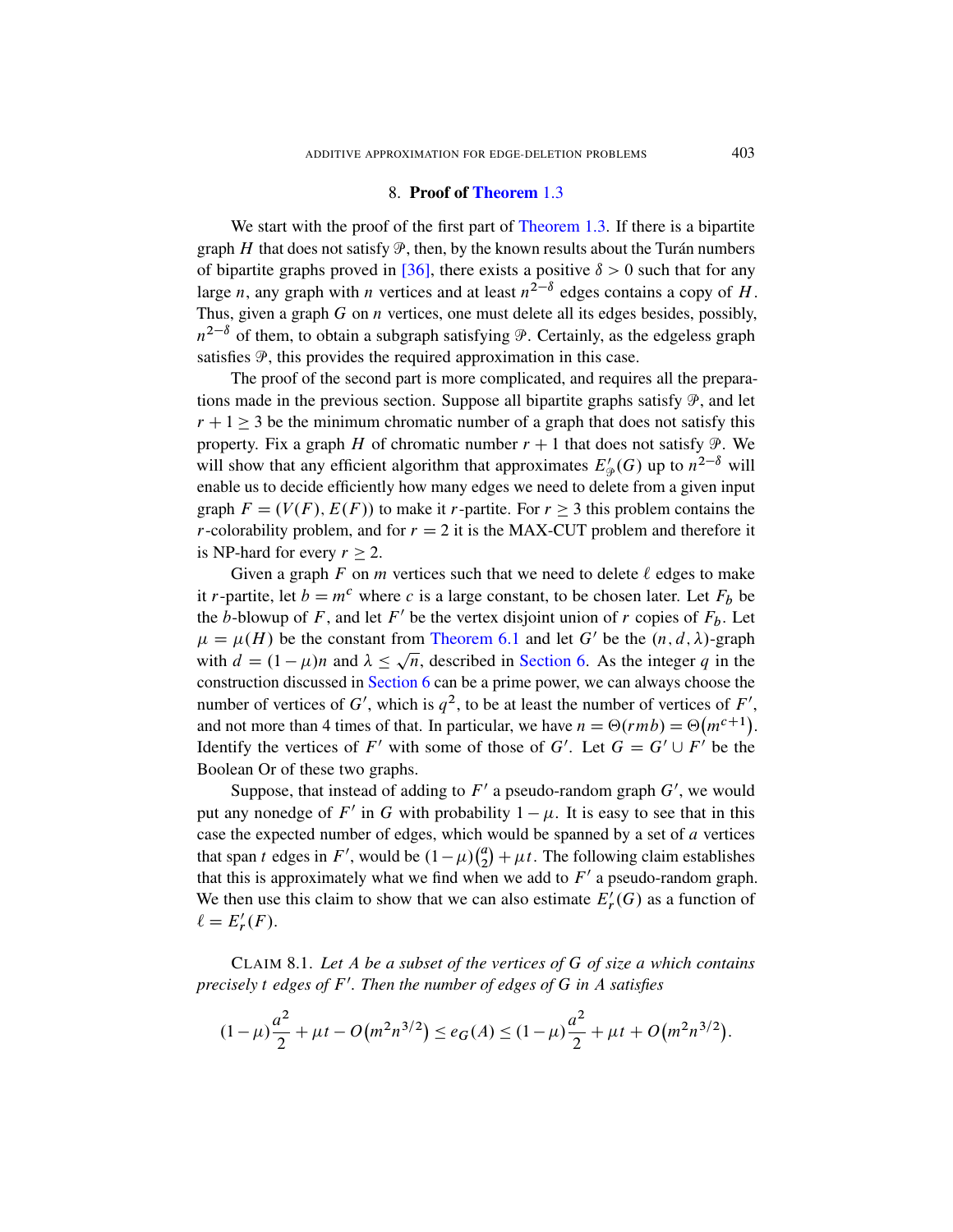## 8. Proof of Theorem 1.3

We start with the proof of the first part of Theorem 1.3. If there is a bipartite graph $H$ that does not satisfy $\mathcal{P}$, then, by the known results about the Turán numbers of bipartite graphs proved in [36], there exists a positive $\delta > 0$ such that for any large $n$, any graph with $n$ vertices and at least $n^{2-\delta}$ edges contains a copy of $H$. Thus, given a graph $G$ on $n$ vertices, one must delete all its edges besides, possibly, $n^{2-\delta}$ of them, to obtain a subgraph satisfying $\mathcal{P}$. Certainly, as the edgeless graph satisfies $\mathcal{P}$, this provides the required approximation in this case.

The proof of the second part is more complicated, and requires all the preparations made in the previous section. Suppose all bipartite graphs satisfy $\mathcal{P}$, and let $r+1 \geq 3$ be the minimum chromatic number of a graph that does not satisfy this property. Fix a graph $H$ of chromatic number $r+1$ that does not satisfy $\mathcal{P}$. We will show that any efficient algorithm that approximates $E'_{\mathcal{P}}(G)$ up to $n^{2-\delta}$ will enable us to decide efficiently how many edges we need to delete from a given input graph $F = (V(F), E(F))$ to make it $r$-partite. For $r \geq 3$ this problem contains the $r$-colorability problem, and for $r = 2$ it is the MAX-CUT problem and therefore it is NP-hard for every $r \geq 2$.

Given a graph $F$ on $m$ vertices such that we need to delete $\ell$ edges to make it $r$-partite, let $b = m^c$ where $c$ is a large constant, to be chosen later. Let $F_b$ be the $b$-blowup of $F$, and let $F'$ be the vertex disjoint union of $r$ copies of $F_b$. Let $\mu = \mu(H)$ be the constant from Theorem 6.1 and let $G'$ be the $(n, d, \lambda)$-graph with $d = (1-\mu)n$ and $\lambda \leq \sqrt{n}$, described in Section 6. As the integer $q$ in the construction discussed in Section 6 can be a prime power, we can always choose the number of vertices of $G'$, which is $q^2$, to be at least the number of vertices of $F'$, and not more than 4 times of that. In particular, we have $n = \Theta(rmb) = \Theta(m^{c+1})$. Identify the vertices of $F'$ with some of those of $G'$. Let $G = G' \cup F'$ be the Boolean Or of these two graphs.

Suppose, that instead of adding to $F'$ a pseudo-random graph $G'$, we would put any nonedge of $F'$ in $G$ with probability $1-\mu$. It is easy to see that in this case the expected number of edges, which would be spanned by a set of $a$ vertices that span $t$ edges in $F'$, would be $(1-\mu)\binom{a}{2} + \mu t$. The following claim establishes that this is approximately what we find when we add to $F'$ a pseudo-random graph. We then use this claim to show that we can also estimate $E'_r(G)$ as a function of $\ell = E'_r(F)$.

Claim 8.1. *Let $A$ be a subset of the vertices of $G$ of size $a$ which contains precisely $t$ edges of $F'$. Then the number of edges of $G$ in $A$ satisfies*

$$(1-\mu)\frac{a^2}{2} + \mu t - O\big(m^2 n^{3/2}\big) \leq e_G(A) \leq (1-\mu)\frac{a^2}{2} + \mu t + O\big(m^2 n^{3/2}\big).$$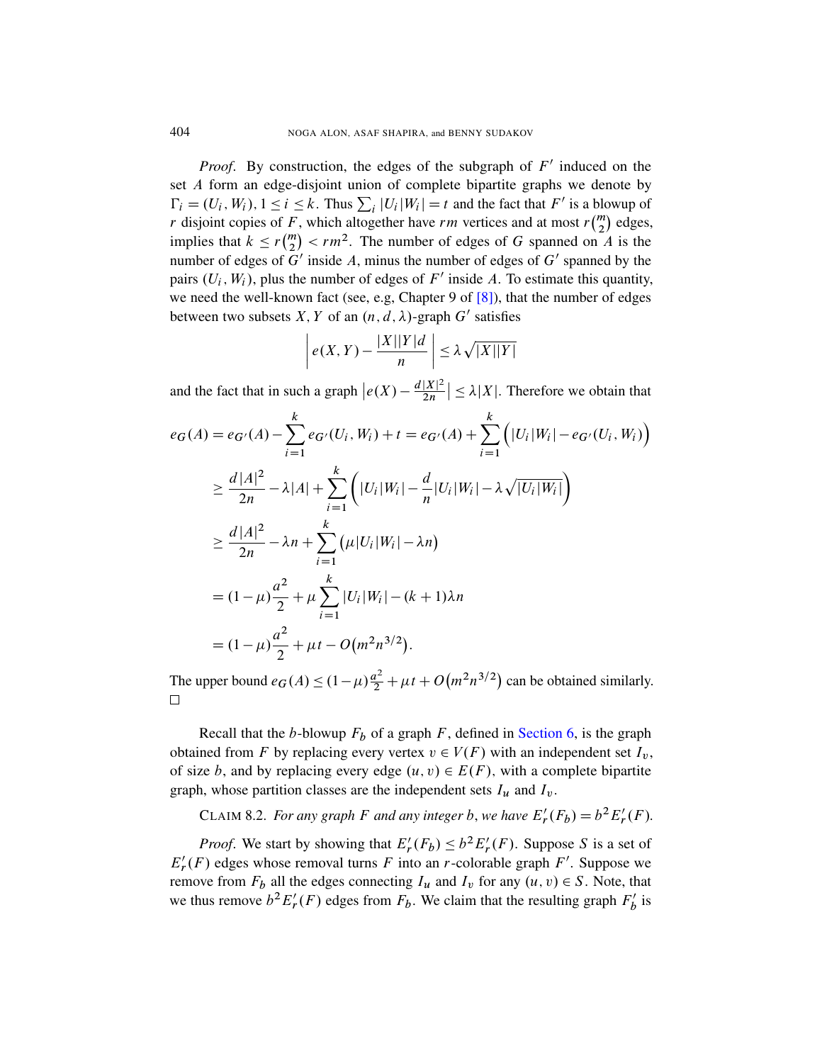*Proof.* By construction, the edges of the subgraph of $F'$ induced on the set $A$ form an edge-disjoint union of complete bipartite graphs we denote by $\Gamma_i = (U_i, W_i)$, $1 \le i \le k$. Thus $\sum_i |U_i||W_i| = t$ and the fact that $F'$ is a blowup of $r$ disjoint copies of $F$, which altogether have $rm$ vertices and at most $r\binom{m}{2}$ edges, implies that $k \le r\binom{m}{2} < rm^2$. The number of edges of $G$ spanned on $A$ is the number of edges of $G'$ inside $A$, minus the number of edges of $G'$ spanned by the pairs $(U_i, W_i)$, plus the number of edges of $F'$ inside $A$. To estimate this quantity, we need the well-known fact (see, e.g, Chapter 9 of [8]), that the number of edges between two subsets $X, Y$ of an $(n, d, \lambda)$-graph $G'$ satisfies

$$\left| e(X,Y) - \frac{|X||Y|d}{n} \right| \le \lambda \sqrt{|X||Y|}$$

and the fact that in such a graph $\left|e(X) - \frac{d|X|^2}{2n}\right| \le \lambda |X|$. Therefore we obtain that

$$\begin{aligned}
e_G(A) &= e_{G'}(A) - \sum_{i=1}^{k} e_{G'}(U_i, W_i) + t = e_{G'}(A) + \sum_{i=1}^{k} \Big( |U_i||W_i| - e_{G'}(U_i, W_i) \Big) \\
&\ge \frac{d|A|^2}{2n} - \lambda |A| + \sum_{i=1}^{k} \left( |U_i||W_i| - \frac{d}{n}|U_i||W_i| - \lambda\sqrt{|U_i||W_i|} \right) \\
&\ge \frac{d|A|^2}{2n} - \lambda n + \sum_{i=1}^{k} \big( \mu |U_i||W_i| - \lambda n \big) \\
&= (1-\mu)\frac{a^2}{2} + \mu \sum_{i=1}^{k} |U_i||W_i| - (k+1)\lambda n \\
&= (1-\mu)\frac{a^2}{2} + \mu t - O\big(m^2 n^{3/2}\big).
\end{aligned}$$

The upper bound $e_G(A) \le (1-\mu)\frac{a^2}{2} + \mu t + O\big(m^2 n^{3/2}\big)$ can be obtained similarly. $\square$

Recall that the $b$-blowup $F_b$ of a graph $F$, defined in Section 6, is the graph obtained from $F$ by replacing every vertex $v \in V(F)$ with an independent set $I_v$, of size $b$, and by replacing every edge $(u, v) \in E(F)$, with a complete bipartite graph, whose partition classes are the independent sets $I_u$ and $I_v$.

CLAIM 8.2. *For any graph $F$ and any integer $b$, we have $E'_r(F_b) = b^2 E'_r(F)$.*

*Proof.* We start by showing that $E'_r(F_b) \le b^2 E'_r(F)$. Suppose $S$ is a set of $E'_r(F)$ edges whose removal turns $F$ into an $r$-colorable graph $F'$. Suppose we remove from $F_b$ all the edges connecting $I_u$ and $I_v$ for any $(u, v) \in S$. Note, that we thus remove $b^2 E'_r(F)$ edges from $F_b$. We claim that the resulting graph $F'_b$ is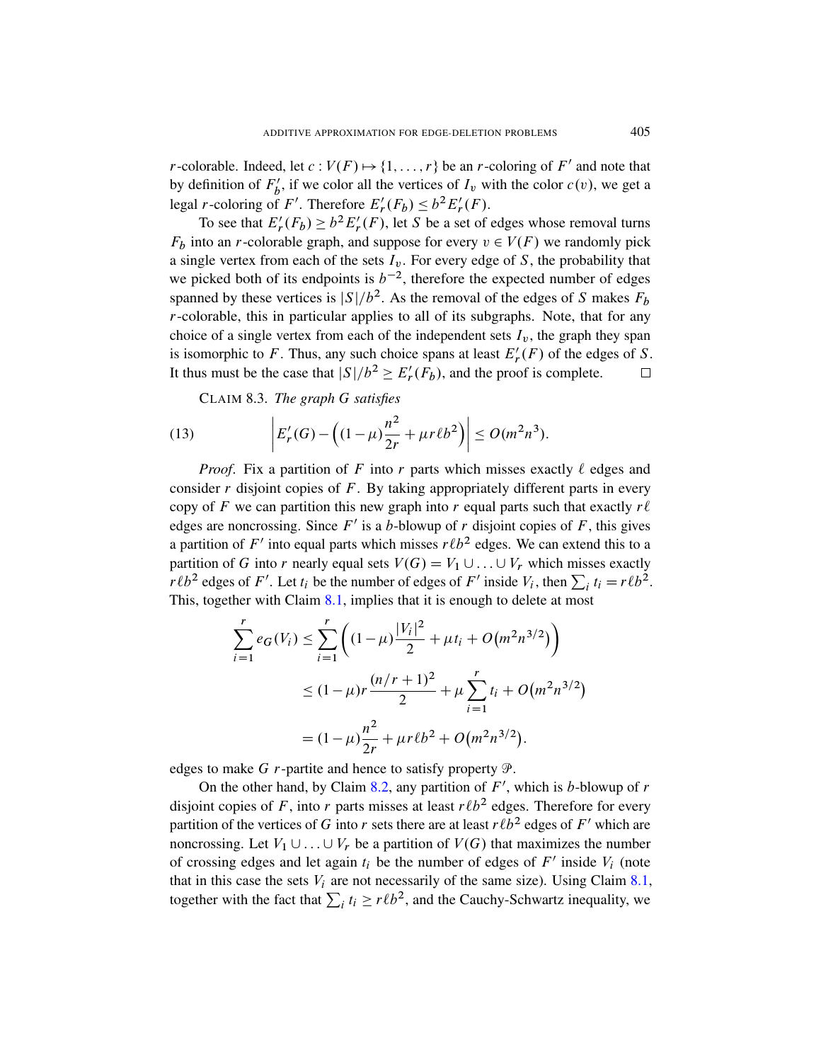$r$-colorable. Indeed, let $c : V(F) \mapsto \{1, \ldots, r\}$ be an $r$-coloring of $F'$ and note that by definition of $F'_b$, if we color all the vertices of $I_v$ with the color $c(v)$, we get a legal $r$-coloring of $F'$. Therefore $E'_r(F_b) \le b^2 E'_r(F)$.

To see that $E'_r(F_b) \ge b^2 E'_r(F)$, let $S$ be a set of edges whose removal turns $F_b$ into an $r$-colorable graph, and suppose for every $v \in V(F)$ we randomly pick a single vertex from each of the sets $I_v$. For every edge of $S$, the probability that we picked both of its endpoints is $b^{-2}$, therefore the expected number of edges spanned by these vertices is $|S|/b^2$. As the removal of the edges of $S$ makes $F_b$ $r$-colorable, this in particular applies to all of its subgraphs. Note, that for any choice of a single vertex from each of the independent sets $I_v$, the graph they span is isomorphic to $F$. Thus, any such choice spans at least $E'_r(F)$ of the edges of $S$. It thus must be the case that $|S|/b^2 \ge E'_r(F_b)$, and the proof is complete. $\square$

CLAIM 8.3. *The graph $G$ satisfies*

$$\left| E'_r(G) - \left( (1-\mu)\frac{n^2}{2r} + \mu r \ell b^2 \right) \right| \le O(m^2 n^3). \tag{13}$$

*Proof*. Fix a partition of $F$ into $r$ parts which misses exactly $\ell$ edges and consider $r$ disjoint copies of $F$. By taking appropriately different parts in every copy of $F$ we can partition this new graph into $r$ equal parts such that exactly $r\ell$ edges are noncrossing. Since $F'$ is a $b$-blowup of $r$ disjoint copies of $F$, this gives a partition of $F'$ into equal parts which misses $r\ell b^2$ edges. We can extend this to a partition of $G$ into $r$ nearly equal sets $V(G) = V_1 \cup \ldots \cup V_r$ which misses exactly $r\ell b^2$ edges of $F'$. Let $t_i$ be the number of edges of $F'$ inside $V_i$, then $\sum_i t_i = r\ell b^2$. This, together with Claim 8.1, implies that it is enough to delete at most

$$\begin{aligned}
\sum_{i=1}^{r} e_G(V_i) &\le \sum_{i=1}^{r} \left( (1-\mu)\frac{|V_i|^2}{2} + \mu t_i + O\big(m^2 n^{3/2}\big) \right) \\
&\le (1-\mu) r \frac{(n/r+1)^2}{2} + \mu \sum_{i=1}^{r} t_i + O\big(m^2 n^{3/2}\big) \\
&= (1-\mu)\frac{n^2}{2r} + \mu r \ell b^2 + O\big(m^2 n^{3/2}\big).
\end{aligned}$$

edges to make $G$ $r$-partite and hence to satisfy property $\mathcal{P}$.

On the other hand, by Claim 8.2, any partition of $F'$, which is $b$-blowup of $r$ disjoint copies of $F$, into $r$ parts misses at least $r\ell b^2$ edges. Therefore for every partition of the vertices of $G$ into $r$ sets there are at least $r\ell b^2$ edges of $F'$ which are noncrossing. Let $V_1 \cup \ldots \cup V_r$ be a partition of $V(G)$ that maximizes the number of crossing edges and let again $t_i$ be the number of edges of $F'$ inside $V_i$ (note that in this case the sets $V_i$ are not necessarily of the same size). Using Claim 8.1, together with the fact that $\sum_i t_i \ge r\ell b^2$, and the Cauchy-Schwartz inequality, we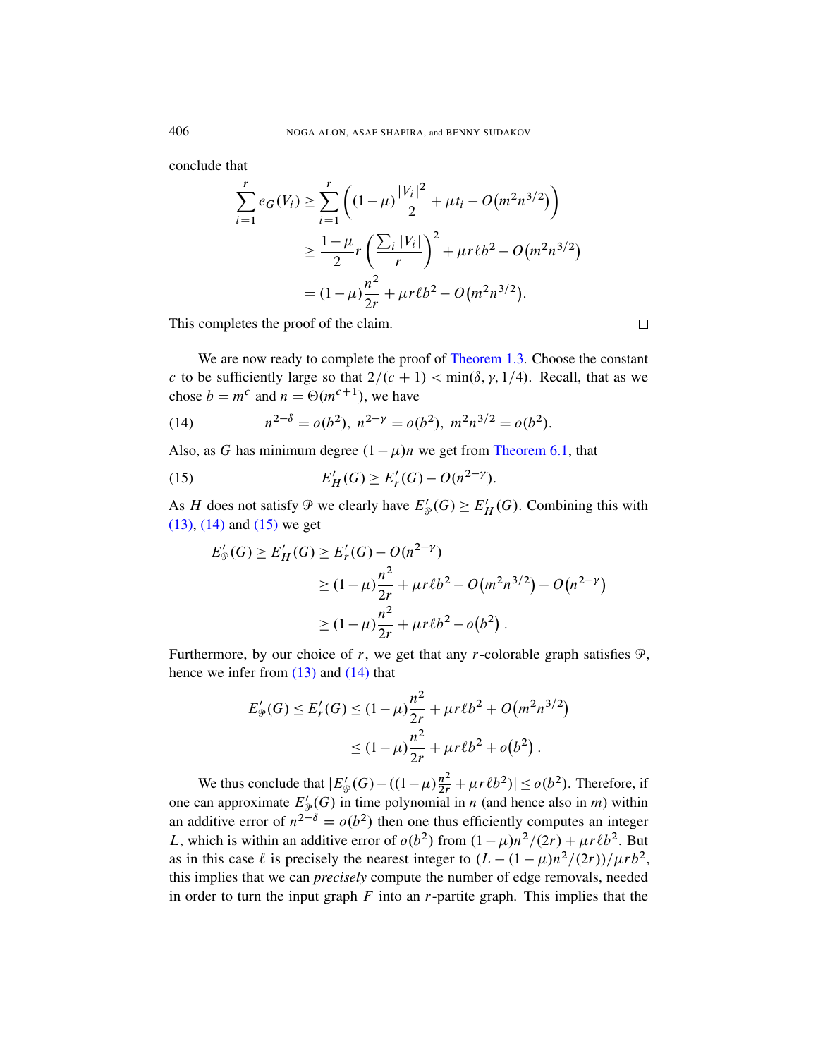conclude that

$$
\begin{aligned}
\sum_{i=1}^{r} e_G(V_i) &\geq \sum_{i=1}^{r} \left( (1-\mu)\frac{|V_i|^2}{2} + \mu t_i - O\big(m^2 n^{3/2}\big) \right) \\
&\geq \frac{1-\mu}{2} r \left( \frac{\sum_i |V_i|}{r} \right)^2 + \mu r \ell b^2 - O\big(m^2 n^{3/2}\big) \\
&= (1-\mu)\frac{n^2}{2r} + \mu r \ell b^2 - O\big(m^2 n^{3/2}\big).
\end{aligned}
$$

This completes the proof of the claim. $\square$

We are now ready to complete the proof of Theorem 1.3. Choose the constant $c$ to be sufficiently large so that $2/(c+1) < \min(\delta, \gamma, 1/4)$. Recall, that as we chose $b = m^c$ and $n = \Theta(m^{c+1})$, we have

$$
n^{2-\delta} = o(b^2), \; n^{2-\gamma} = o(b^2), \; m^2 n^{3/2} = o(b^2). \tag{14}
$$

Also, as $G$ has minimum degree $(1-\mu)n$ we get from Theorem 6.1, that

$$
E'_H(G) \geq E'_r(G) - O(n^{2-\gamma}). \tag{15}
$$

As $H$ does not satisfy $\mathcal{P}$ we clearly have $E'_{\mathcal{P}}(G) \geq E'_H(G)$. Combining this with (13), (14) and (15) we get

$$
\begin{aligned}
E'_{\mathcal{P}}(G) \geq E'_H(G) &\geq E'_r(G) - O(n^{2-\gamma}) \\
&\geq (1-\mu)\frac{n^2}{2r} + \mu r \ell b^2 - O\big(m^2 n^{3/2}\big) - O\big(n^{2-\gamma}\big) \\
&\geq (1-\mu)\frac{n^2}{2r} + \mu r \ell b^2 - o\big(b^2\big)\,.
\end{aligned}
$$

Furthermore, by our choice of $r$, we get that any $r$-colorable graph satisfies $\mathcal{P}$, hence we infer from (13) and (14) that

$$
\begin{aligned}
E'_{\mathcal{P}}(G) \leq E'_r(G) &\leq (1-\mu)\frac{n^2}{2r} + \mu r \ell b^2 + O\big(m^2 n^{3/2}\big) \\
&\leq (1-\mu)\frac{n^2}{2r} + \mu r \ell b^2 + o\big(b^2\big)\,.
\end{aligned}
$$

We thus conclude that $|E'_{\mathcal{P}}(G) - ((1-\mu)\frac{n^2}{2r} + \mu r \ell b^2)| \leq o(b^2)$. Therefore, if one can approximate $E'_{\mathcal{P}}(G)$ in time polynomial in $n$ (and hence also in $m$) within an additive error of $n^{2-\delta} = o(b^2)$ then one thus efficiently computes an integer $L$, which is within an additive error of $o(b^2)$ from $(1-\mu)n^2/(2r) + \mu r \ell b^2$. But as in this case $\ell$ is precisely the nearest integer to $(L - (1-\mu)n^2/(2r))/\mu r b^2$, this implies that we can *precisely* compute the number of edge removals, needed in order to turn the input graph $F$ into an $r$-partite graph. This implies that the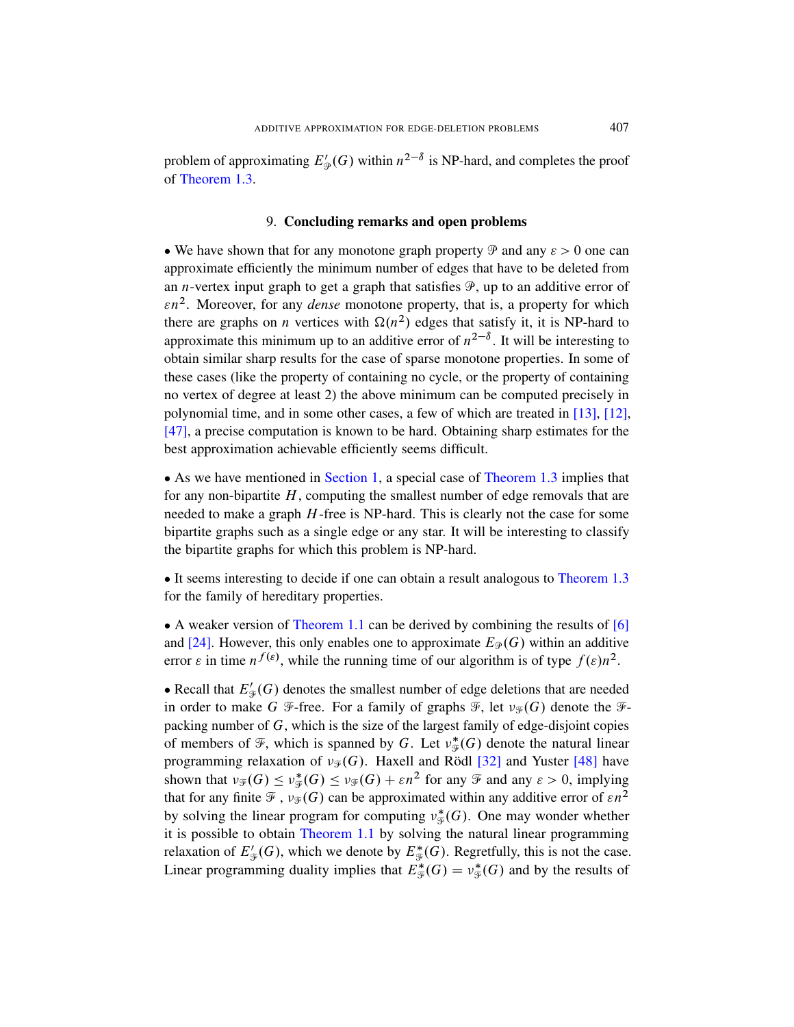problem of approximating $E'_{\mathcal{P}}(G)$ within $n^{2-\delta}$ is NP-hard, and completes the proof of Theorem 1.3.

## 9. Concluding remarks and open problems

- We have shown that for any monotone graph property $\mathcal{P}$ and any $\varepsilon > 0$ one can approximate efficiently the minimum number of edges that have to be deleted from an $n$-vertex input graph to get a graph that satisfies $\mathcal{P}$, up to an additive error of $\varepsilon n^2$. Moreover, for any *dense* monotone property, that is, a property for which there are graphs on $n$ vertices with $\Omega(n^2)$ edges that satisfy it, it is NP-hard to approximate this minimum up to an additive error of $n^{2-\delta}$. It will be interesting to obtain similar sharp results for the case of sparse monotone properties. In some of these cases (like the property of containing no cycle, or the property of containing no vertex of degree at least 2) the above minimum can be computed precisely in polynomial time, and in some other cases, a few of which are treated in [13], [12], [47], a precise computation is known to be hard. Obtaining sharp estimates for the best approximation achievable efficiently seems difficult.

- As we have mentioned in Section 1, a special case of Theorem 1.3 implies that for any non-bipartite $H$, computing the smallest number of edge removals that are needed to make a graph $H$-free is NP-hard. This is clearly not the case for some bipartite graphs such as a single edge or any star. It will be interesting to classify the bipartite graphs for which this problem is NP-hard.

- It seems interesting to decide if one can obtain a result analogous to Theorem 1.3 for the family of hereditary properties.

- A weaker version of Theorem 1.1 can be derived by combining the results of [6] and [24]. However, this only enables one to approximate $E_{\mathcal{P}}(G)$ within an additive error $\varepsilon$ in time $n^{f(\varepsilon)}$, while the running time of our algorithm is of type $f(\varepsilon)n^2$.

- Recall that $E'_{\mathcal{F}}(G)$ denotes the smallest number of edge deletions that are needed in order to make $G$ $\mathcal{F}$-free. For a family of graphs $\mathcal{F}$, let $\nu_{\mathcal{F}}(G)$ denote the $\mathcal{F}$-packing number of $G$, which is the size of the largest family of edge-disjoint copies of members of $\mathcal{F}$, which is spanned by $G$. Let $\nu^*_{\mathcal{F}}(G)$ denote the natural linear programming relaxation of $\nu_{\mathcal{F}}(G)$. Haxell and Rödl [32] and Yuster [48] have shown that $\nu_{\mathcal{F}}(G) \le \nu^*_{\mathcal{F}}(G) \le \nu_{\mathcal{F}}(G) + \varepsilon n^2$ for any $\mathcal{F}$ and any $\varepsilon > 0$, implying that for any finite $\mathcal{F}$, $\nu_{\mathcal{F}}(G)$ can be approximated within any additive error of $\varepsilon n^2$ by solving the linear program for computing $\nu^*_{\mathcal{F}}(G)$. One may wonder whether it is possible to obtain Theorem 1.1 by solving the natural linear programming relaxation of $E'_{\mathcal{F}}(G)$, which we denote by $E^*_{\mathcal{F}}(G)$. Regretfully, this is not the case. Linear programming duality implies that $E^*_{\mathcal{F}}(G) = \nu^*_{\mathcal{F}}(G)$ and by the results of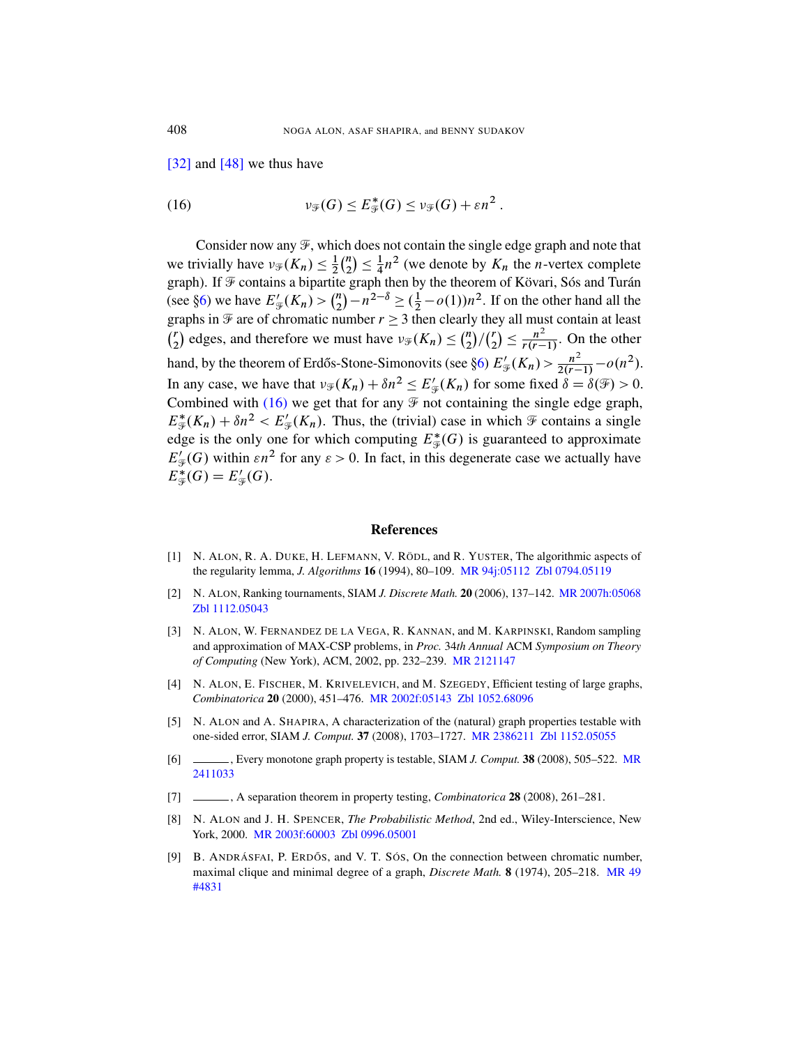[32] and [48] we thus have

$$\nu_{\mathcal{F}}(G) \le E^*_{\mathcal{F}}(G) \le \nu_{\mathcal{F}}(G) + \varepsilon n^2 . \tag{16}$$

Consider now any $\mathcal{F}$, which does not contain the single edge graph and note that we trivially have $\nu_{\mathcal{F}}(K_n) \le \frac{1}{2}\binom{n}{2} \le \frac{1}{4}n^2$ (we denote by $K_n$ the $n$-vertex complete graph). If $\mathcal{F}$ contains a bipartite graph then by the theorem of Kövari, Sós and Turán (see §6) we have $E'_{\mathcal{F}}(K_n) > \binom{n}{2} - n^{2-\delta} \ge (\frac{1}{2} - o(1))n^2$. If on the other hand all the graphs in $\mathcal{F}$ are of chromatic number $r \ge 3$ then clearly they all must contain at least $\binom{r}{2}$ edges, and therefore we must have $\nu_{\mathcal{F}}(K_n) \le \binom{n}{2}/\binom{r}{2} \le \frac{n^2}{r(r-1)}$. On the other hand, by the theorem of Erdős-Stone-Simonovits (see §6) $E'_{\mathcal{F}}(K_n) > \frac{n^2}{2(r-1)} - o(n^2)$. In any case, we have that $\nu_{\mathcal{F}}(K_n) + \delta n^2 \le E'_{\mathcal{F}}(K_n)$ for some fixed $\delta = \delta(\mathcal{F}) > 0$. Combined with (16) we get that for any $\mathcal{F}$ not containing the single edge graph, $E^*_{\mathcal{F}}(K_n) + \delta n^2 < E'_{\mathcal{F}}(K_n)$. Thus, the (trivial) case in which $\mathcal{F}$ contains a single edge is the only one for which computing $E^*_{\mathcal{F}}(G)$ is guaranteed to approximate $E'_{\mathcal{F}}(G)$ within $\varepsilon n^2$ for any $\varepsilon > 0$. In fact, in this degenerate case we actually have $E^*_{\mathcal{F}}(G) = E'_{\mathcal{F}}(G)$.

## References

[1] N. Alon, R. A. Duke, H. Lefmann, V. Rödl, and R. Yuster, The algorithmic aspects of the regularity lemma, *J. Algorithms* **16** (1994), 80–109. MR 94j:05112 Zbl 0794.05119

[2] N. Alon, Ranking tournaments, SIAM *J. Discrete Math.* **20** (2006), 137–142. MR 2007h:05068 Zbl 1112.05043

[3] N. Alon, W. Fernandez de la Vega, R. Kannan, and M. Karpinski, Random sampling and approximation of MAX-CSP problems, in *Proc.* 34*th Annual* ACM *Symposium on Theory of Computing* (New York), ACM, 2002, pp. 232–239. MR 2121147

[4] N. Alon, E. Fischer, M. Krivelevich, and M. Szegedy, Efficient testing of large graphs, *Combinatorica* **20** (2000), 451–476. MR 2002f:05143 Zbl 1052.68096

[5] N. Alon and A. Shapira, A characterization of the (natural) graph properties testable with one-sided error, SIAM *J. Comput.* **37** (2008), 1703–1727. MR 2386211 Zbl 1152.05055

[6] ———, Every monotone graph property is testable, SIAM *J. Comput.* **38** (2008), 505–522. MR 2411033

[7] ———, A separation theorem in property testing, *Combinatorica* **28** (2008), 261–281.

[8] N. Alon and J. H. Spencer, *The Probabilistic Method*, 2nd ed., Wiley-Interscience, New York, 2000. MR 2003f:60003 Zbl 0996.05001

[9] B. Andrásfai, P. Erdős, and V. T. Sós, On the connection between chromatic number, maximal clique and minimal degree of a graph, *Discrete Math.* **8** (1974), 205–218. MR 49 #4831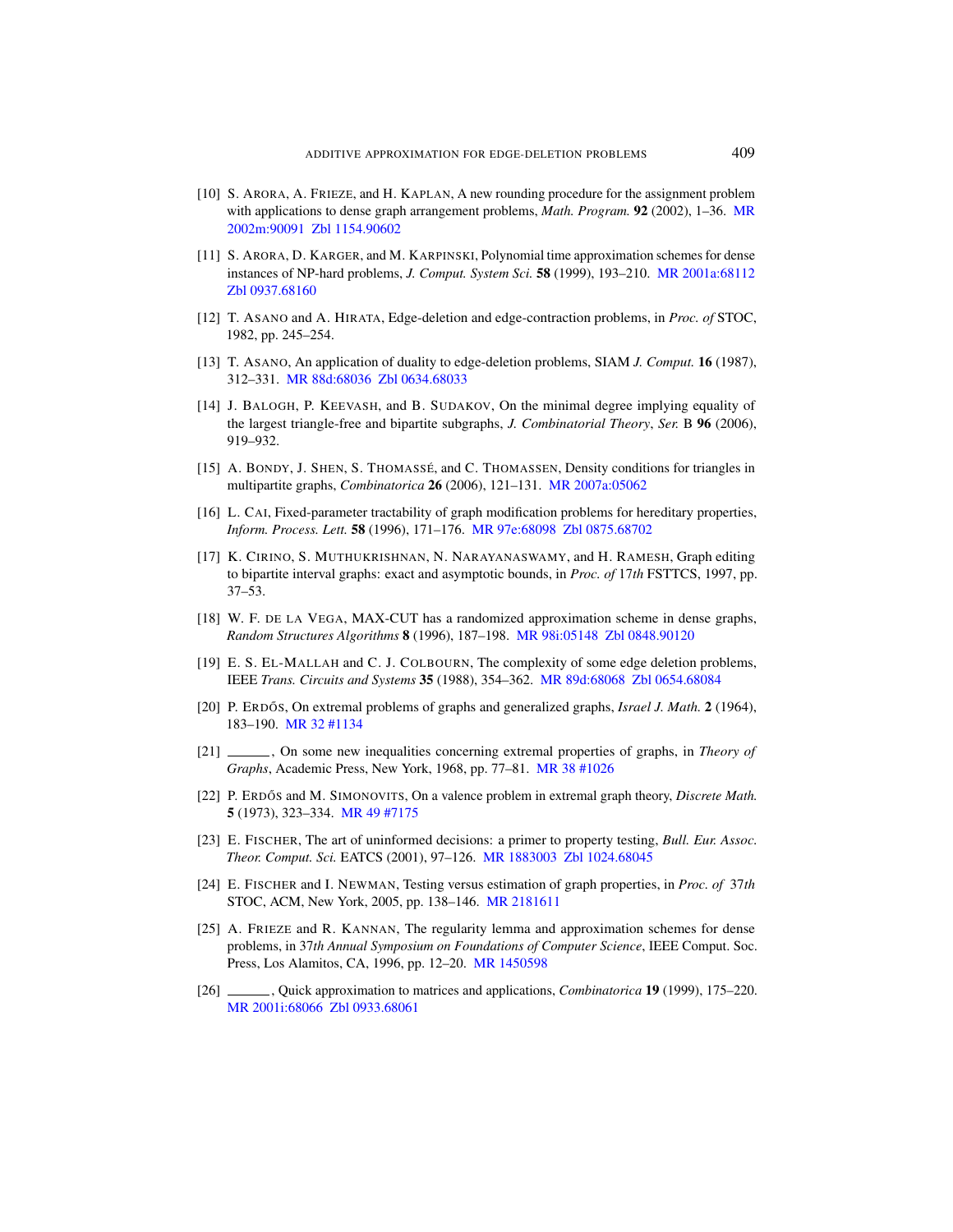[10] S. Arora, A. Frieze, and H. Kaplan, A new rounding procedure for the assignment problem with applications to dense graph arrangement problems, *Math. Program.* **92** (2002), 1–36. MR 2002m:90091 Zbl 1154.90602

[11] S. Arora, D. Karger, and M. Karpinski, Polynomial time approximation schemes for dense instances of NP-hard problems, *J. Comput. System Sci.* **58** (1999), 193–210. MR 2001a:68112 Zbl 0937.68160

[12] T. Asano and A. Hirata, Edge-deletion and edge-contraction problems, in *Proc. of* STOC, 1982, pp. 245–254.

[13] T. Asano, An application of duality to edge-deletion problems, SIAM *J. Comput.* **16** (1987), 312–331. MR 88d:68036 Zbl 0634.68033

[14] J. Balogh, P. Keevash, and B. Sudakov, On the minimal degree implying equality of the largest triangle-free and bipartite subgraphs, *J. Combinatorial Theory*, *Ser.* B **96** (2006), 919–932.

[15] A. Bondy, J. Shen, S. Thomassé, and C. Thomassen, Density conditions for triangles in multipartite graphs, *Combinatorica* **26** (2006), 121–131. MR 2007a:05062

[16] L. Cai, Fixed-parameter tractability of graph modification problems for hereditary properties, *Inform. Process. Lett.* **58** (1996), 171–176. MR 97e:68098 Zbl 0875.68702

[17] K. Cirino, S. Muthukrishnan, N. Narayanaswamy, and H. Ramesh, Graph editing to bipartite interval graphs: exact and asymptotic bounds, in *Proc. of* 17*th* FSTTCS, 1997, pp. 37–53.

[18] W. F. de la Vega, MAX-CUT has a randomized approximation scheme in dense graphs, *Random Structures Algorithms* **8** (1996), 187–198. MR 98i:05148 Zbl 0848.90120

[19] E. S. El-Mallah and C. J. Colbourn, The complexity of some edge deletion problems, IEEE *Trans. Circuits and Systems* **35** (1988), 354–362. MR 89d:68068 Zbl 0654.68084

[20] P. Erdős, On extremal problems of graphs and generalized graphs, *Israel J. Math.* **2** (1964), 183–190. MR 32 #1134

[21] ______, On some new inequalities concerning extremal properties of graphs, in *Theory of Graphs*, Academic Press, New York, 1968, pp. 77–81. MR 38 #1026

[22] P. Erdős and M. Simonovits, On a valence problem in extremal graph theory, *Discrete Math.* **5** (1973), 323–334. MR 49 #7175

[23] E. Fischer, The art of uninformed decisions: a primer to property testing, *Bull. Eur. Assoc. Theor. Comput. Sci.* EATCS (2001), 97–126. MR 1883003 Zbl 1024.68045

[24] E. Fischer and I. Newman, Testing versus estimation of graph properties, in *Proc. of* 37*th* STOC, ACM, New York, 2005, pp. 138–146. MR 2181611

[25] A. Frieze and R. Kannan, The regularity lemma and approximation schemes for dense problems, in 37*th Annual Symposium on Foundations of Computer Science*, IEEE Comput. Soc. Press, Los Alamitos, CA, 1996, pp. 12–20. MR 1450598

[26] ______, Quick approximation to matrices and applications, *Combinatorica* **19** (1999), 175–220. MR 2001i:68066 Zbl 0933.68061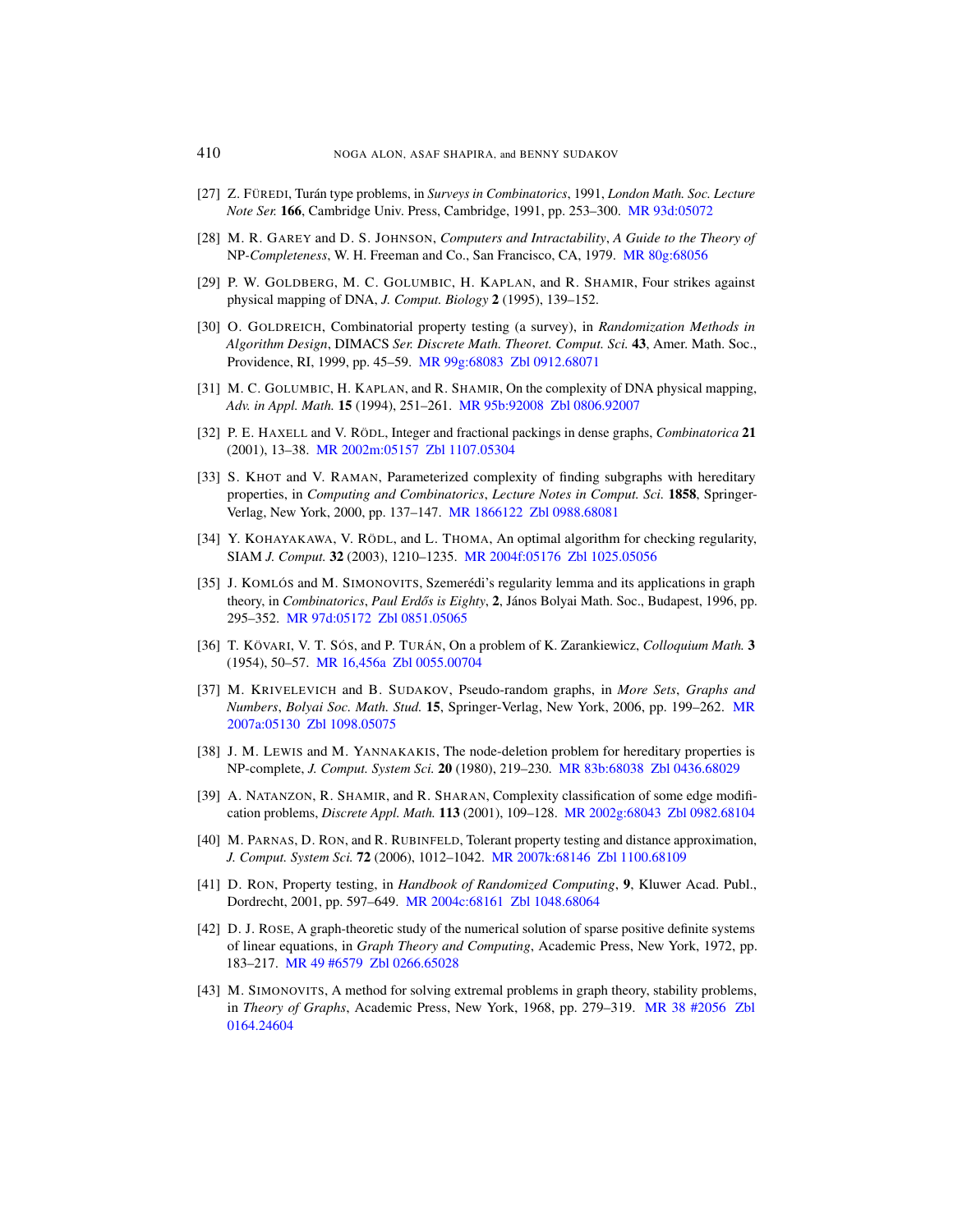[27] Z. Füredi, Turán type problems, in *Surveys in Combinatorics*, 1991, *London Math. Soc. Lecture Note Ser.* **166**, Cambridge Univ. Press, Cambridge, 1991, pp. 253–300. MR 93d:05072

[28] M. R. Garey and D. S. Johnson, *Computers and Intractability*, *A Guide to the Theory of NP-Completeness*, W. H. Freeman and Co., San Francisco, CA, 1979. MR 80g:68056

[29] P. W. Goldberg, M. C. Golumbic, H. Kaplan, and R. Shamir, Four strikes against physical mapping of DNA, *J. Comput. Biology* **2** (1995), 139–152.

[30] O. Goldreich, Combinatorial property testing (a survey), in *Randomization Methods in Algorithm Design*, DIMACS *Ser. Discrete Math. Theoret. Comput. Sci.* **43**, Amer. Math. Soc., Providence, RI, 1999, pp. 45–59. MR 99g:68083 Zbl 0912.68071

[31] M. C. Golumbic, H. Kaplan, and R. Shamir, On the complexity of DNA physical mapping, *Adv. in Appl. Math.* **15** (1994), 251–261. MR 95b:92008 Zbl 0806.92007

[32] P. E. Haxell and V. Rödl, Integer and fractional packings in dense graphs, *Combinatorica* **21** (2001), 13–38. MR 2002m:05157 Zbl 1107.05304

[33] S. Khot and V. Raman, Parameterized complexity of finding subgraphs with hereditary properties, in *Computing and Combinatorics*, *Lecture Notes in Comput. Sci.* **1858**, Springer-Verlag, New York, 2000, pp. 137–147. MR 1866122 Zbl 0988.68081

[34] Y. Kohayakawa, V. Rödl, and L. Thoma, An optimal algorithm for checking regularity, SIAM *J. Comput.* **32** (2003), 1210–1235. MR 2004f:05176 Zbl 1025.05056

[35] J. Komlós and M. Simonovits, Szemerédi's regularity lemma and its applications in graph theory, in *Combinatorics*, *Paul Erdős is Eighty*, **2**, János Bolyai Math. Soc., Budapest, 1996, pp. 295–352. MR 97d:05172 Zbl 0851.05065

[36] T. Kövari, V. T. Sós, and P. Turán, On a problem of K. Zarankiewicz, *Colloquium Math.* **3** (1954), 50–57. MR 16,456a Zbl 0055.00704

[37] M. Krivelevich and B. Sudakov, Pseudo-random graphs, in *More Sets*, *Graphs and Numbers*, *Bolyai Soc. Math. Stud.* **15**, Springer-Verlag, New York, 2006, pp. 199–262. MR 2007a:05130 Zbl 1098.05075

[38] J. M. Lewis and M. Yannakakis, The node-deletion problem for hereditary properties is NP-complete, *J. Comput. System Sci.* **20** (1980), 219–230. MR 83b:68038 Zbl 0436.68029

[39] A. Natanzon, R. Shamir, and R. Sharan, Complexity classification of some edge modification problems, *Discrete Appl. Math.* **113** (2001), 109–128. MR 2002g:68043 Zbl 0982.68104

[40] M. Parnas, D. Ron, and R. Rubinfeld, Tolerant property testing and distance approximation, *J. Comput. System Sci.* **72** (2006), 1012–1042. MR 2007k:68146 Zbl 1100.68109

[41] D. Ron, Property testing, in *Handbook of Randomized Computing*, **9**, Kluwer Acad. Publ., Dordrecht, 2001, pp. 597–649. MR 2004c:68161 Zbl 1048.68064

[42] D. J. Rose, A graph-theoretic study of the numerical solution of sparse positive definite systems of linear equations, in *Graph Theory and Computing*, Academic Press, New York, 1972, pp. 183–217. MR 49 #6579 Zbl 0266.65028

[43] M. Simonovits, A method for solving extremal problems in graph theory, stability problems, in *Theory of Graphs*, Academic Press, New York, 1968, pp. 279–319. MR 38 #2056 Zbl 0164.24604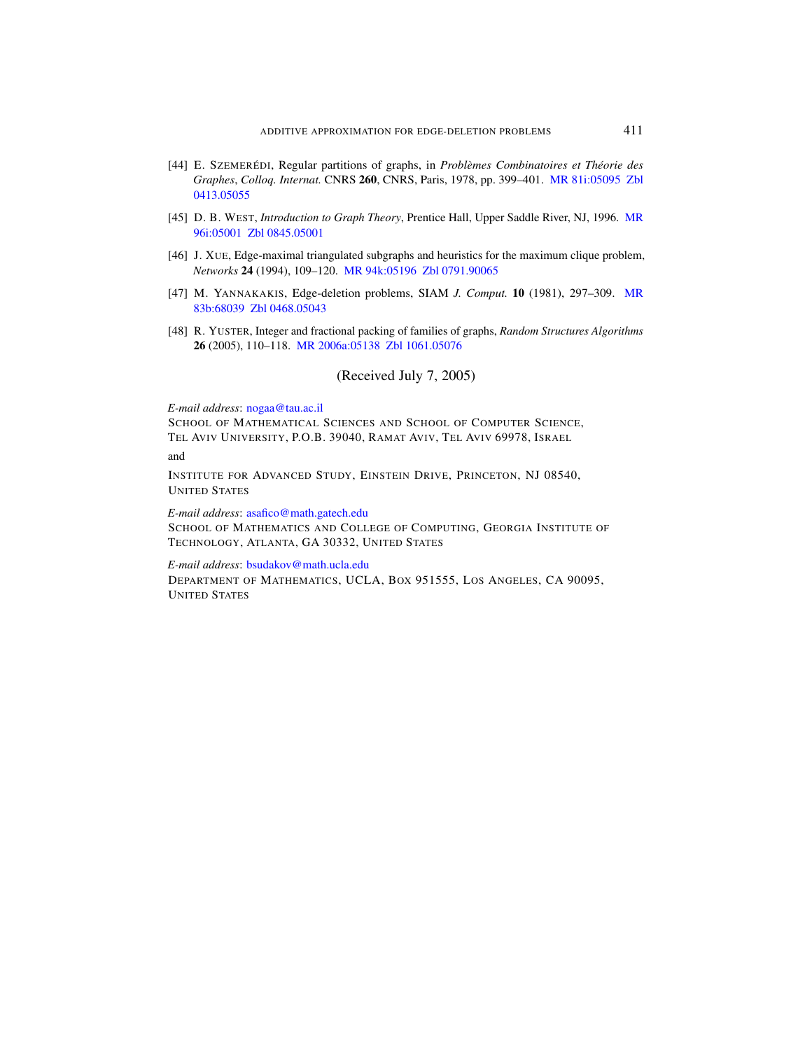[44] E. Szemerédi, Regular partitions of graphs, in *Problèmes Combinatoires et Théorie des Graphes*, *Colloq. Internat.* CNRS **260**, CNRS, Paris, 1978, pp. 399–401. MR 81i:05095 Zbl 0413.05055

[45] D. B. West, *Introduction to Graph Theory*, Prentice Hall, Upper Saddle River, NJ, 1996. MR 96i:05001 Zbl 0845.05001

[46] J. Xue, Edge-maximal triangulated subgraphs and heuristics for the maximum clique problem, *Networks* **24** (1994), 109–120. MR 94k:05196 Zbl 0791.90065

[47] M. Yannakakis, Edge-deletion problems, SIAM *J. Comput.* **10** (1981), 297–309. MR 83b:68039 Zbl 0468.05043

[48] R. Yuster, Integer and fractional packing of families of graphs, *Random Structures Algorithms* **26** (2005), 110–118. MR 2006a:05138 Zbl 1061.05076

(Received July 7, 2005)

*E-mail address*: nogaa@tau.ac.il
School of Mathematical Sciences and School of Computer Science, Tel Aviv University, P.O.B. 39040, Ramat Aviv, Tel Aviv 69978, Israel

and

Institute for Advanced Study, Einstein Drive, Princeton, NJ 08540, United States

*E-mail address*: asafico@math.gatech.edu
School of Mathematics and College of Computing, Georgia Institute of Technology, Atlanta, GA 30332, United States

*E-mail address*: bsudakov@math.ucla.edu
Department of Mathematics, UCLA, Box 951555, Los Angeles, CA 90095, United States